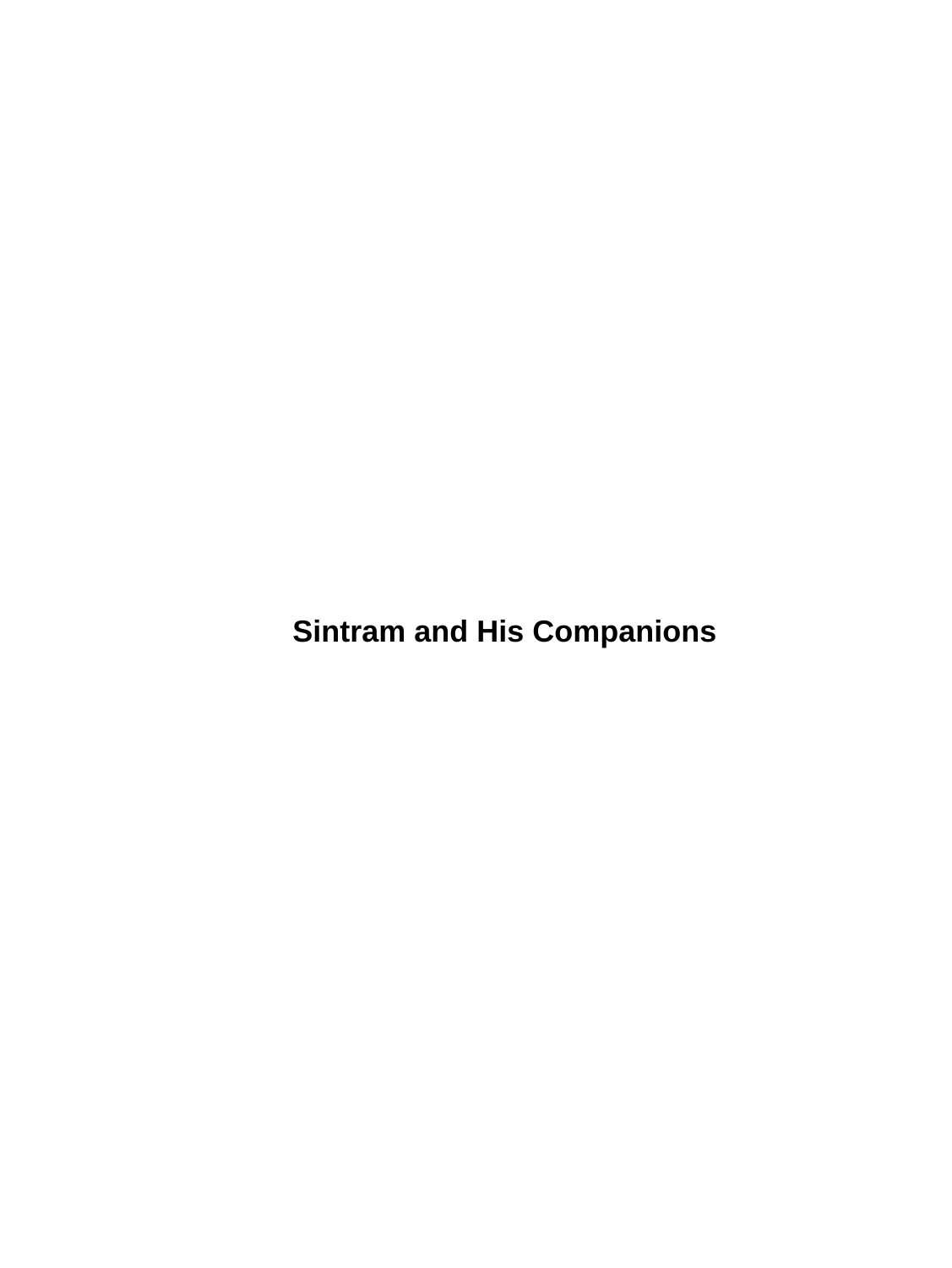# Sintram and His Companions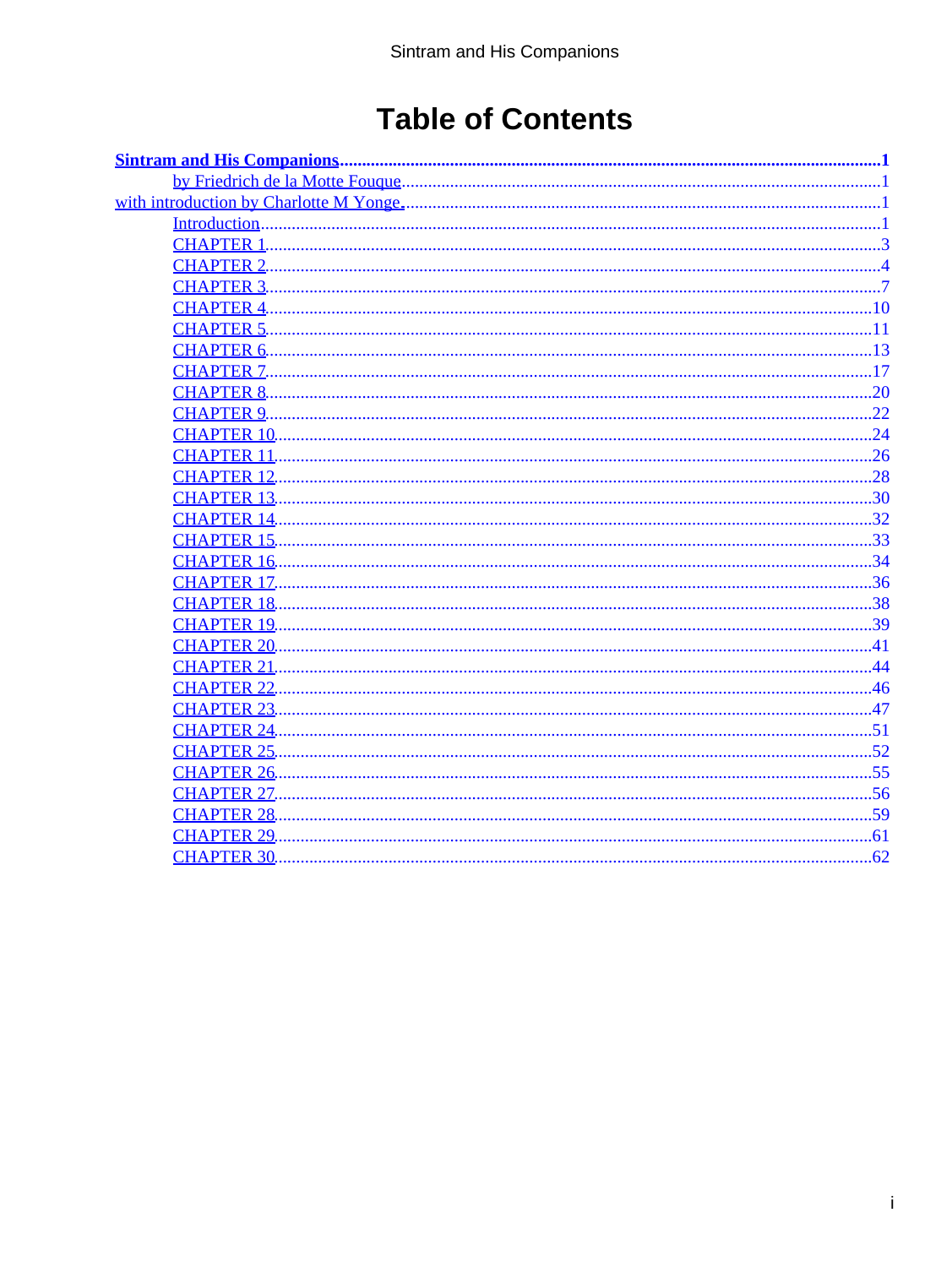# Table of Contents

**Sintram and His Companions**.....1

- by Friedrich de la Motte Fouque.....1

with introduction by Charlotte M Yonge.....1

- Introduction.....1
- CHAPTER 1.....3
- CHAPTER 2.....4
- CHAPTER 3.....7
- CHAPTER 4.....10
- CHAPTER 5.....11
- CHAPTER 6.....13
- CHAPTER 7.....17
- CHAPTER 8.....20
- CHAPTER 9.....22
- CHAPTER 10.....24
- CHAPTER 11.....26
- CHAPTER 12.....28
- CHAPTER 13.....30
- CHAPTER 14.....32
- CHAPTER 15.....33
- CHAPTER 16.....34
- CHAPTER 17.....36
- CHAPTER 18.....38
- CHAPTER 19.....39
- CHAPTER 20.....41
- CHAPTER 21.....44
- CHAPTER 22.....46
- CHAPTER 23.....47
- CHAPTER 24.....51
- CHAPTER 25.....52
- CHAPTER 26.....55
- CHAPTER 27.....56
- CHAPTER 28.....59
- CHAPTER 29.....61
- CHAPTER 30.....62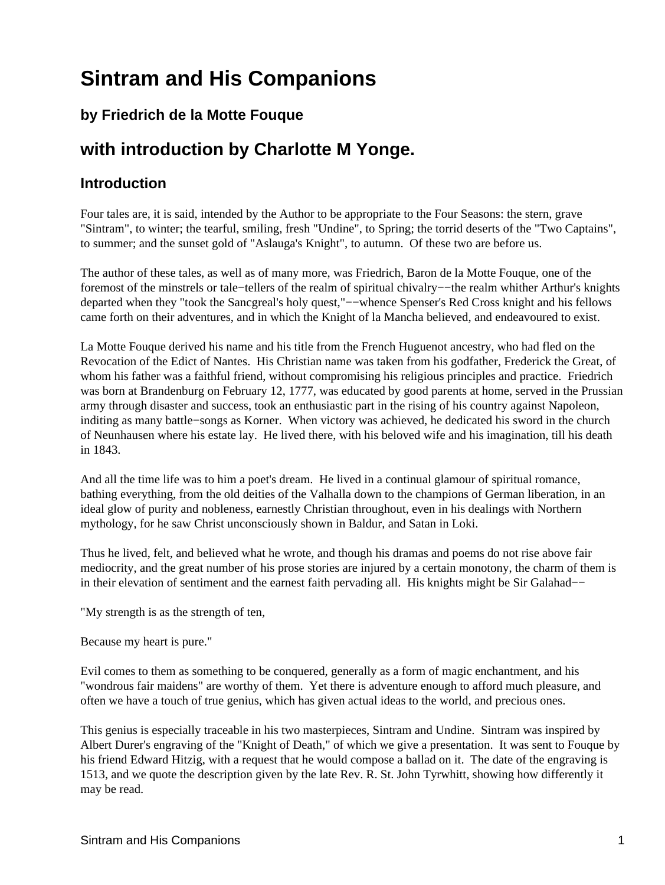# Sintram and His Companions

### by Friedrich de la Motte Fouque

## with introduction by Charlotte M Yonge.

### Introduction

Four tales are, it is said, intended by the Author to be appropriate to the Four Seasons: the stern, grave "Sintram", to winter; the tearful, smiling, fresh "Undine", to Spring; the torrid deserts of the "Two Captains", to summer; and the sunset gold of "Aslauga's Knight", to autumn. Of these two are before us.

The author of these tales, as well as of many more, was Friedrich, Baron de la Motte Fouque, one of the foremost of the minstrels or tale−tellers of the realm of spiritual chivalry−−the realm whither Arthur's knights departed when they "took the Sancgreal's holy quest,"−−whence Spenser's Red Cross knight and his fellows came forth on their adventures, and in which the Knight of la Mancha believed, and endeavoured to exist.

La Motte Fouque derived his name and his title from the French Huguenot ancestry, who had fled on the Revocation of the Edict of Nantes. His Christian name was taken from his godfather, Frederick the Great, of whom his father was a faithful friend, without compromising his religious principles and practice. Friedrich was born at Brandenburg on February 12, 1777, was educated by good parents at home, served in the Prussian army through disaster and success, took an enthusiastic part in the rising of his country against Napoleon, inditing as many battle−songs as Korner. When victory was achieved, he dedicated his sword in the church of Neunhausen where his estate lay. He lived there, with his beloved wife and his imagination, till his death in 1843.

And all the time life was to him a poet's dream. He lived in a continual glamour of spiritual romance, bathing everything, from the old deities of the Valhalla down to the champions of German liberation, in an ideal glow of purity and nobleness, earnestly Christian throughout, even in his dealings with Northern mythology, for he saw Christ unconsciously shown in Baldur, and Satan in Loki.

Thus he lived, felt, and believed what he wrote, and though his dramas and poems do not rise above fair mediocrity, and the great number of his prose stories are injured by a certain monotony, the charm of them is in their elevation of sentiment and the earnest faith pervading all. His knights might be Sir Galahad−−

"My strength is as the strength of ten,

Because my heart is pure."

Evil comes to them as something to be conquered, generally as a form of magic enchantment, and his "wondrous fair maidens" are worthy of them. Yet there is adventure enough to afford much pleasure, and often we have a touch of true genius, which has given actual ideas to the world, and precious ones.

This genius is especially traceable in his two masterpieces, Sintram and Undine. Sintram was inspired by Albert Durer's engraving of the "Knight of Death," of which we give a presentation. It was sent to Fouque by his friend Edward Hitzig, with a request that he would compose a ballad on it. The date of the engraving is 1513, and we quote the description given by the late Rev. R. St. John Tyrwhitt, showing how differently it may be read.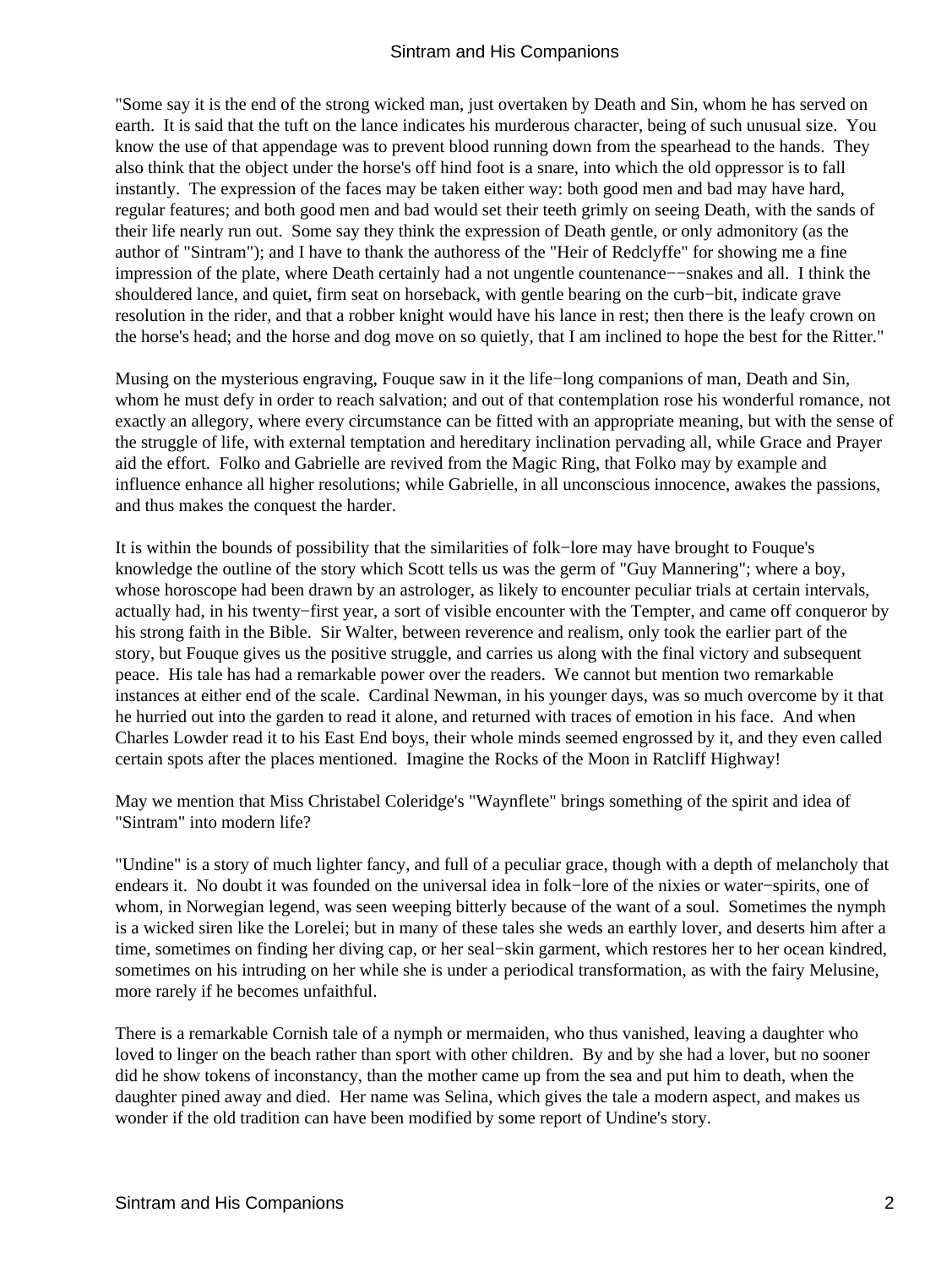"Some say it is the end of the strong wicked man, just overtaken by Death and Sin, whom he has served on earth. It is said that the tuft on the lance indicates his murderous character, being of such unusual size. You know the use of that appendage was to prevent blood running down from the spearhead to the hands. They also think that the object under the horse's off hind foot is a snare, into which the old oppressor is to fall instantly. The expression of the faces may be taken either way: both good men and bad may have hard, regular features; and both good men and bad would set their teeth grimly on seeing Death, with the sands of their life nearly run out. Some say they think the expression of Death gentle, or only admonitory (as the author of "Sintram"); and I have to thank the authoress of the "Heir of Redclyffe" for showing me a fine impression of the plate, where Death certainly had a not ungentle countenance−−snakes and all. I think the shouldered lance, and quiet, firm seat on horseback, with gentle bearing on the curb−bit, indicate grave resolution in the rider, and that a robber knight would have his lance in rest; then there is the leafy crown on the horse's head; and the horse and dog move on so quietly, that I am inclined to hope the best for the Ritter."

Musing on the mysterious engraving, Fouque saw in it the life−long companions of man, Death and Sin, whom he must defy in order to reach salvation; and out of that contemplation rose his wonderful romance, not exactly an allegory, where every circumstance can be fitted with an appropriate meaning, but with the sense of the struggle of life, with external temptation and hereditary inclination pervading all, while Grace and Prayer aid the effort. Folko and Gabrielle are revived from the Magic Ring, that Folko may by example and influence enhance all higher resolutions; while Gabrielle, in all unconscious innocence, awakes the passions, and thus makes the conquest the harder.

It is within the bounds of possibility that the similarities of folk−lore may have brought to Fouque's knowledge the outline of the story which Scott tells us was the germ of "Guy Mannering"; where a boy, whose horoscope had been drawn by an astrologer, as likely to encounter peculiar trials at certain intervals, actually had, in his twenty−first year, a sort of visible encounter with the Tempter, and came off conqueror by his strong faith in the Bible. Sir Walter, between reverence and realism, only took the earlier part of the story, but Fouque gives us the positive struggle, and carries us along with the final victory and subsequent peace. His tale has had a remarkable power over the readers. We cannot but mention two remarkable instances at either end of the scale. Cardinal Newman, in his younger days, was so much overcome by it that he hurried out into the garden to read it alone, and returned with traces of emotion in his face. And when Charles Lowder read it to his East End boys, their whole minds seemed engrossed by it, and they even called certain spots after the places mentioned. Imagine the Rocks of the Moon in Ratcliff Highway!

May we mention that Miss Christabel Coleridge's "Waynflete" brings something of the spirit and idea of "Sintram" into modern life?

"Undine" is a story of much lighter fancy, and full of a peculiar grace, though with a depth of melancholy that endears it. No doubt it was founded on the universal idea in folk−lore of the nixies or water−spirits, one of whom, in Norwegian legend, was seen weeping bitterly because of the want of a soul. Sometimes the nymph is a wicked siren like the Lorelei; but in many of these tales she weds an earthly lover, and deserts him after a time, sometimes on finding her diving cap, or her seal−skin garment, which restores her to her ocean kindred, sometimes on his intruding on her while she is under a periodical transformation, as with the fairy Melusine, more rarely if he becomes unfaithful.

There is a remarkable Cornish tale of a nymph or mermaiden, who thus vanished, leaving a daughter who loved to linger on the beach rather than sport with other children. By and by she had a lover, but no sooner did he show tokens of inconstancy, than the mother came up from the sea and put him to death, when the daughter pined away and died. Her name was Selina, which gives the tale a modern aspect, and makes us wonder if the old tradition can have been modified by some report of Undine's story.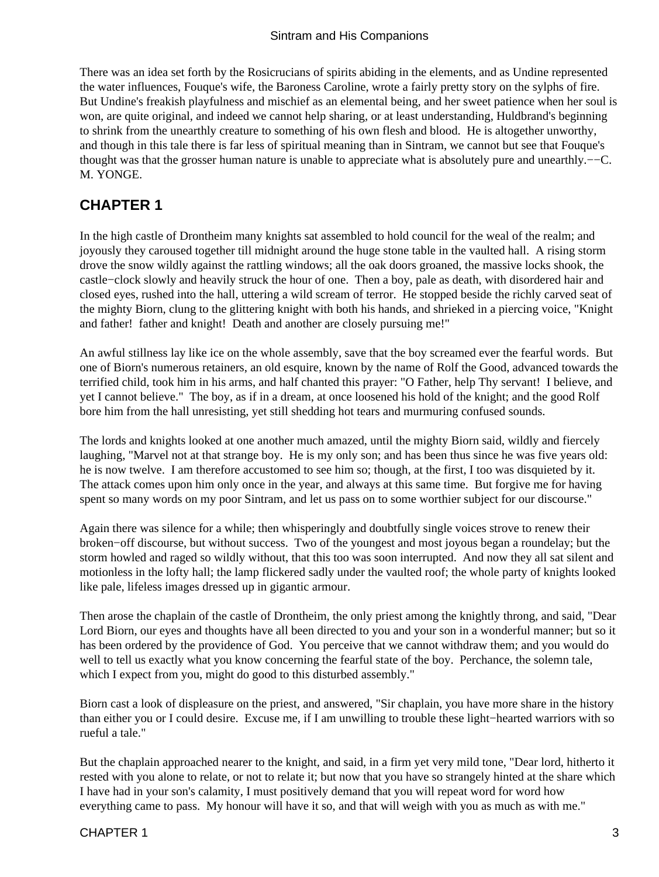There was an idea set forth by the Rosicrucians of spirits abiding in the elements, and as Undine represented the water influences, Fouque's wife, the Baroness Caroline, wrote a fairly pretty story on the sylphs of fire. But Undine's freakish playfulness and mischief as an elemental being, and her sweet patience when her soul is won, are quite original, and indeed we cannot help sharing, or at least understanding, Huldbrand's beginning to shrink from the unearthly creature to something of his own flesh and blood. He is altogether unworthy, and though in this tale there is far less of spiritual meaning than in Sintram, we cannot but see that Fouque's thought was that the grosser human nature is unable to appreciate what is absolutely pure and unearthly.−−C. M. YONGE.

## CHAPTER 1

In the high castle of Drontheim many knights sat assembled to hold council for the weal of the realm; and joyously they caroused together till midnight around the huge stone table in the vaulted hall. A rising storm drove the snow wildly against the rattling windows; all the oak doors groaned, the massive locks shook, the castle−clock slowly and heavily struck the hour of one. Then a boy, pale as death, with disordered hair and closed eyes, rushed into the hall, uttering a wild scream of terror. He stopped beside the richly carved seat of the mighty Biorn, clung to the glittering knight with both his hands, and shrieked in a piercing voice, "Knight and father! father and knight! Death and another are closely pursuing me!"

An awful stillness lay like ice on the whole assembly, save that the boy screamed ever the fearful words. But one of Biorn's numerous retainers, an old esquire, known by the name of Rolf the Good, advanced towards the terrified child, took him in his arms, and half chanted this prayer: "O Father, help Thy servant! I believe, and yet I cannot believe." The boy, as if in a dream, at once loosened his hold of the knight; and the good Rolf bore him from the hall unresisting, yet still shedding hot tears and murmuring confused sounds.

The lords and knights looked at one another much amazed, until the mighty Biorn said, wildly and fiercely laughing, "Marvel not at that strange boy. He is my only son; and has been thus since he was five years old: he is now twelve. I am therefore accustomed to see him so; though, at the first, I too was disquieted by it. The attack comes upon him only once in the year, and always at this same time. But forgive me for having spent so many words on my poor Sintram, and let us pass on to some worthier subject for our discourse."

Again there was silence for a while; then whisperingly and doubtfully single voices strove to renew their broken−off discourse, but without success. Two of the youngest and most joyous began a roundelay; but the storm howled and raged so wildly without, that this too was soon interrupted. And now they all sat silent and motionless in the lofty hall; the lamp flickered sadly under the vaulted roof; the whole party of knights looked like pale, lifeless images dressed up in gigantic armour.

Then arose the chaplain of the castle of Drontheim, the only priest among the knightly throng, and said, "Dear Lord Biorn, our eyes and thoughts have all been directed to you and your son in a wonderful manner; but so it has been ordered by the providence of God. You perceive that we cannot withdraw them; and you would do well to tell us exactly what you know concerning the fearful state of the boy. Perchance, the solemn tale, which I expect from you, might do good to this disturbed assembly."

Biorn cast a look of displeasure on the priest, and answered, "Sir chaplain, you have more share in the history than either you or I could desire. Excuse me, if I am unwilling to trouble these light−hearted warriors with so rueful a tale."

But the chaplain approached nearer to the knight, and said, in a firm yet very mild tone, "Dear lord, hitherto it rested with you alone to relate, or not to relate it; but now that you have so strangely hinted at the share which I have had in your son's calamity, I must positively demand that you will repeat word for word how everything came to pass. My honour will have it so, and that will weigh with you as much as with me."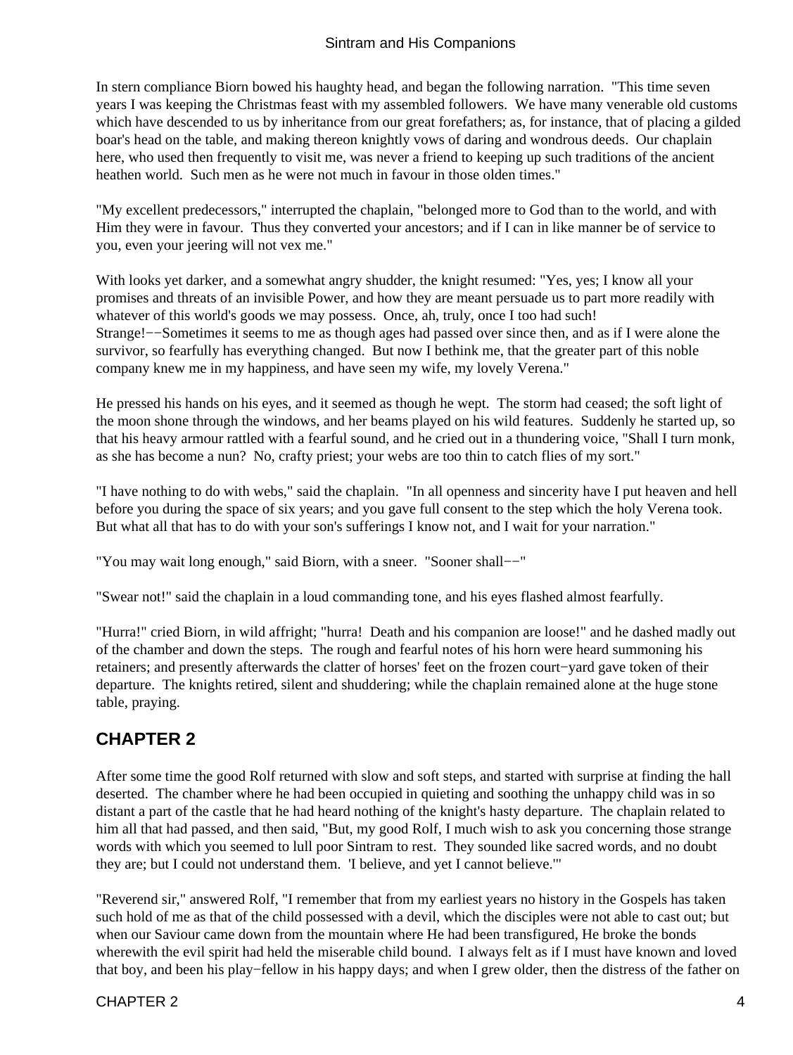In stern compliance Biorn bowed his haughty head, and began the following narration. "This time seven years I was keeping the Christmas feast with my assembled followers. We have many venerable old customs which have descended to us by inheritance from our great forefathers; as, for instance, that of placing a gilded boar's head on the table, and making thereon knightly vows of daring and wondrous deeds. Our chaplain here, who used then frequently to visit me, was never a friend to keeping up such traditions of the ancient heathen world. Such men as he were not much in favour in those olden times."

"My excellent predecessors," interrupted the chaplain, "belonged more to God than to the world, and with Him they were in favour. Thus they converted your ancestors; and if I can in like manner be of service to you, even your jeering will not vex me."

With looks yet darker, and a somewhat angry shudder, the knight resumed: "Yes, yes; I know all your promises and threats of an invisible Power, and how they are meant persuade us to part more readily with whatever of this world's goods we may possess. Once, ah, truly, once I too had such! Strange!−−Sometimes it seems to me as though ages had passed over since then, and as if I were alone the survivor, so fearfully has everything changed. But now I bethink me, that the greater part of this noble company knew me in my happiness, and have seen my wife, my lovely Verena."

He pressed his hands on his eyes, and it seemed as though he wept. The storm had ceased; the soft light of the moon shone through the windows, and her beams played on his wild features. Suddenly he started up, so that his heavy armour rattled with a fearful sound, and he cried out in a thundering voice, "Shall I turn monk, as she has become a nun? No, crafty priest; your webs are too thin to catch flies of my sort."

"I have nothing to do with webs," said the chaplain. "In all openness and sincerity have I put heaven and hell before you during the space of six years; and you gave full consent to the step which the holy Verena took. But what all that has to do with your son's sufferings I know not, and I wait for your narration."

"You may wait long enough," said Biorn, with a sneer. "Sooner shall−−"

"Swear not!" said the chaplain in a loud commanding tone, and his eyes flashed almost fearfully.

"Hurra!" cried Biorn, in wild affright; "hurra! Death and his companion are loose!" and he dashed madly out of the chamber and down the steps. The rough and fearful notes of his horn were heard summoning his retainers; and presently afterwards the clatter of horses' feet on the frozen court−yard gave token of their departure. The knights retired, silent and shuddering; while the chaplain remained alone at the huge stone table, praying.

## CHAPTER 2

After some time the good Rolf returned with slow and soft steps, and started with surprise at finding the hall deserted. The chamber where he had been occupied in quieting and soothing the unhappy child was in so distant a part of the castle that he had heard nothing of the knight's hasty departure. The chaplain related to him all that had passed, and then said, "But, my good Rolf, I much wish to ask you concerning those strange words with which you seemed to lull poor Sintram to rest. They sounded like sacred words, and no doubt they are; but I could not understand them. 'I believe, and yet I cannot believe.'"

"Reverend sir," answered Rolf, "I remember that from my earliest years no history in the Gospels has taken such hold of me as that of the child possessed with a devil, which the disciples were not able to cast out; but when our Saviour came down from the mountain where He had been transfigured, He broke the bonds wherewith the evil spirit had held the miserable child bound. I always felt as if I must have known and loved that boy, and been his play−fellow in his happy days; and when I grew older, then the distress of the father on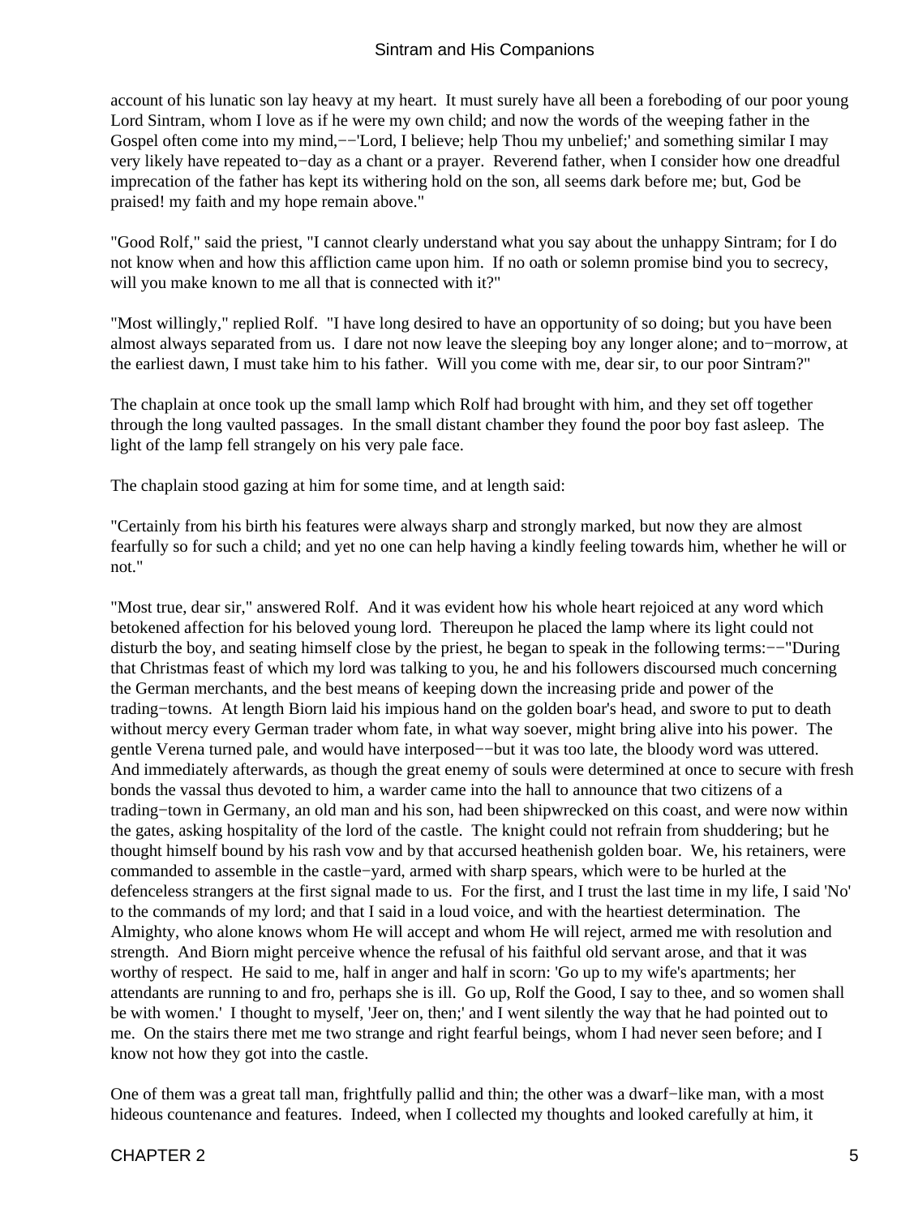account of his lunatic son lay heavy at my heart. It must surely have all been a foreboding of our poor young Lord Sintram, whom I love as if he were my own child; and now the words of the weeping father in the Gospel often come into my mind,−−'Lord, I believe; help Thou my unbelief;' and something similar I may very likely have repeated to−day as a chant or a prayer. Reverend father, when I consider how one dreadful imprecation of the father has kept its withering hold on the son, all seems dark before me; but, God be praised! my faith and my hope remain above."

"Good Rolf," said the priest, "I cannot clearly understand what you say about the unhappy Sintram; for I do not know when and how this affliction came upon him. If no oath or solemn promise bind you to secrecy, will you make known to me all that is connected with it?"

"Most willingly," replied Rolf. "I have long desired to have an opportunity of so doing; but you have been almost always separated from us. I dare not now leave the sleeping boy any longer alone; and to−morrow, at the earliest dawn, I must take him to his father. Will you come with me, dear sir, to our poor Sintram?"

The chaplain at once took up the small lamp which Rolf had brought with him, and they set off together through the long vaulted passages. In the small distant chamber they found the poor boy fast asleep. The light of the lamp fell strangely on his very pale face.

The chaplain stood gazing at him for some time, and at length said:

"Certainly from his birth his features were always sharp and strongly marked, but now they are almost fearfully so for such a child; and yet no one can help having a kindly feeling towards him, whether he will or not."

"Most true, dear sir," answered Rolf. And it was evident how his whole heart rejoiced at any word which betokened affection for his beloved young lord. Thereupon he placed the lamp where its light could not disturb the boy, and seating himself close by the priest, he began to speak in the following terms:−−"During that Christmas feast of which my lord was talking to you, he and his followers discoursed much concerning the German merchants, and the best means of keeping down the increasing pride and power of the trading−towns. At length Biorn laid his impious hand on the golden boar's head, and swore to put to death without mercy every German trader whom fate, in what way soever, might bring alive into his power. The gentle Verena turned pale, and would have interposed−−but it was too late, the bloody word was uttered. And immediately afterwards, as though the great enemy of souls were determined at once to secure with fresh bonds the vassal thus devoted to him, a warder came into the hall to announce that two citizens of a trading−town in Germany, an old man and his son, had been shipwrecked on this coast, and were now within the gates, asking hospitality of the lord of the castle. The knight could not refrain from shuddering; but he thought himself bound by his rash vow and by that accursed heathenish golden boar. We, his retainers, were commanded to assemble in the castle−yard, armed with sharp spears, which were to be hurled at the defenceless strangers at the first signal made to us. For the first, and I trust the last time in my life, I said 'No' to the commands of my lord; and that I said in a loud voice, and with the heartiest determination. The Almighty, who alone knows whom He will accept and whom He will reject, armed me with resolution and strength. And Biorn might perceive whence the refusal of his faithful old servant arose, and that it was worthy of respect. He said to me, half in anger and half in scorn: 'Go up to my wife's apartments; her attendants are running to and fro, perhaps she is ill. Go up, Rolf the Good, I say to thee, and so women shall be with women.' I thought to myself, 'Jeer on, then;' and I went silently the way that he had pointed out to me. On the stairs there met me two strange and right fearful beings, whom I had never seen before; and I know not how they got into the castle.

One of them was a great tall man, frightfully pallid and thin; the other was a dwarf−like man, with a most hideous countenance and features. Indeed, when I collected my thoughts and looked carefully at him, it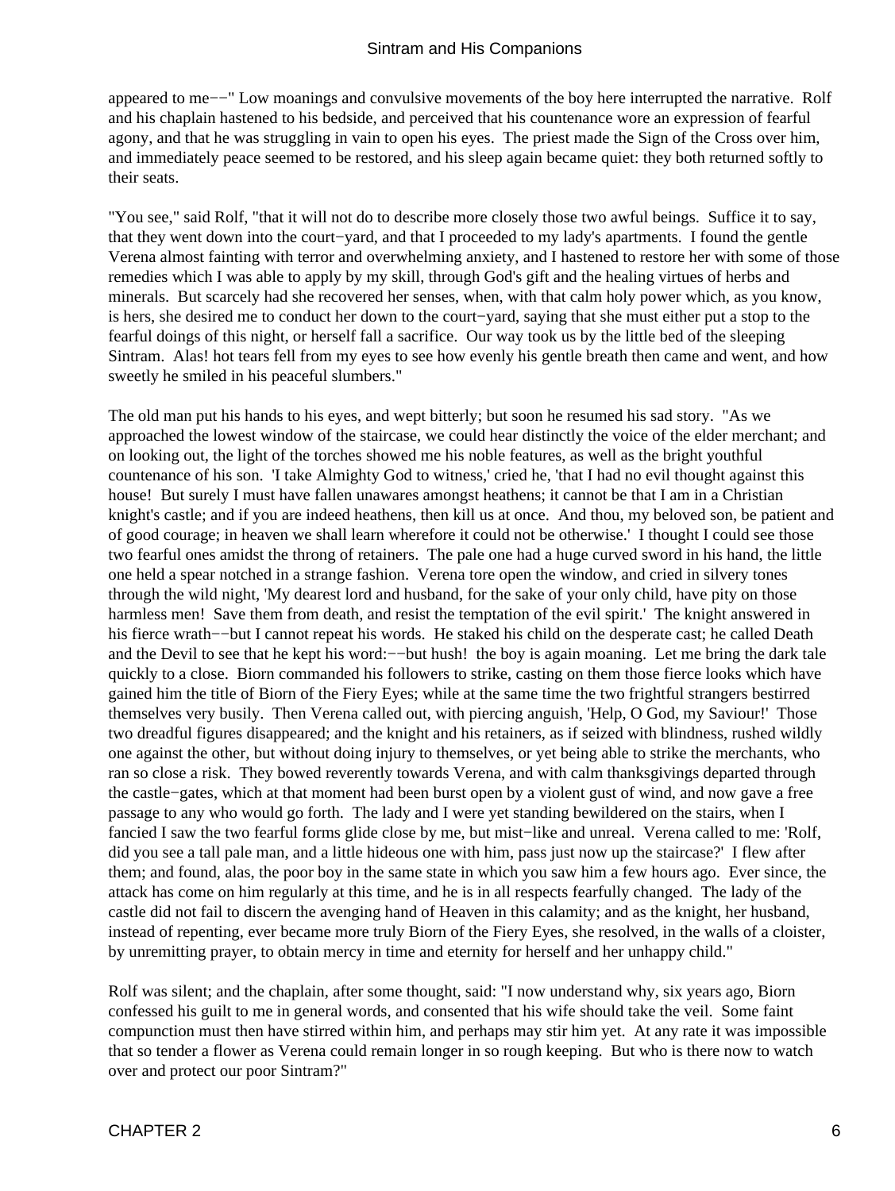appeared to me−−" Low moanings and convulsive movements of the boy here interrupted the narrative. Rolf and his chaplain hastened to his bedside, and perceived that his countenance wore an expression of fearful agony, and that he was struggling in vain to open his eyes. The priest made the Sign of the Cross over him, and immediately peace seemed to be restored, and his sleep again became quiet: they both returned softly to their seats.

"You see," said Rolf, "that it will not do to describe more closely those two awful beings. Suffice it to say, that they went down into the court−yard, and that I proceeded to my lady's apartments. I found the gentle Verena almost fainting with terror and overwhelming anxiety, and I hastened to restore her with some of those remedies which I was able to apply by my skill, through God's gift and the healing virtues of herbs and minerals. But scarcely had she recovered her senses, when, with that calm holy power which, as you know, is hers, she desired me to conduct her down to the court−yard, saying that she must either put a stop to the fearful doings of this night, or herself fall a sacrifice. Our way took us by the little bed of the sleeping Sintram. Alas! hot tears fell from my eyes to see how evenly his gentle breath then came and went, and how sweetly he smiled in his peaceful slumbers."

The old man put his hands to his eyes, and wept bitterly; but soon he resumed his sad story. "As we approached the lowest window of the staircase, we could hear distinctly the voice of the elder merchant; and on looking out, the light of the torches showed me his noble features, as well as the bright youthful countenance of his son. 'I take Almighty God to witness,' cried he, 'that I had no evil thought against this house! But surely I must have fallen unawares amongst heathens; it cannot be that I am in a Christian knight's castle; and if you are indeed heathens, then kill us at once. And thou, my beloved son, be patient and of good courage; in heaven we shall learn wherefore it could not be otherwise.' I thought I could see those two fearful ones amidst the throng of retainers. The pale one had a huge curved sword in his hand, the little one held a spear notched in a strange fashion. Verena tore open the window, and cried in silvery tones through the wild night, 'My dearest lord and husband, for the sake of your only child, have pity on those harmless men! Save them from death, and resist the temptation of the evil spirit.' The knight answered in his fierce wrath−−but I cannot repeat his words. He staked his child on the desperate cast; he called Death and the Devil to see that he kept his word:−−but hush! the boy is again moaning. Let me bring the dark tale quickly to a close. Biorn commanded his followers to strike, casting on them those fierce looks which have gained him the title of Biorn of the Fiery Eyes; while at the same time the two frightful strangers bestirred themselves very busily. Then Verena called out, with piercing anguish, 'Help, O God, my Saviour!' Those two dreadful figures disappeared; and the knight and his retainers, as if seized with blindness, rushed wildly one against the other, but without doing injury to themselves, or yet being able to strike the merchants, who ran so close a risk. They bowed reverently towards Verena, and with calm thanksgivings departed through the castle−gates, which at that moment had been burst open by a violent gust of wind, and now gave a free passage to any who would go forth. The lady and I were yet standing bewildered on the stairs, when I fancied I saw the two fearful forms glide close by me, but mist−like and unreal. Verena called to me: 'Rolf, did you see a tall pale man, and a little hideous one with him, pass just now up the staircase?' I flew after them; and found, alas, the poor boy in the same state in which you saw him a few hours ago. Ever since, the attack has come on him regularly at this time, and he is in all respects fearfully changed. The lady of the castle did not fail to discern the avenging hand of Heaven in this calamity; and as the knight, her husband, instead of repenting, ever became more truly Biorn of the Fiery Eyes, she resolved, in the walls of a cloister, by unremitting prayer, to obtain mercy in time and eternity for herself and her unhappy child."

Rolf was silent; and the chaplain, after some thought, said: "I now understand why, six years ago, Biorn confessed his guilt to me in general words, and consented that his wife should take the veil. Some faint compunction must then have stirred within him, and perhaps may stir him yet. At any rate it was impossible that so tender a flower as Verena could remain longer in so rough keeping. But who is there now to watch over and protect our poor Sintram?"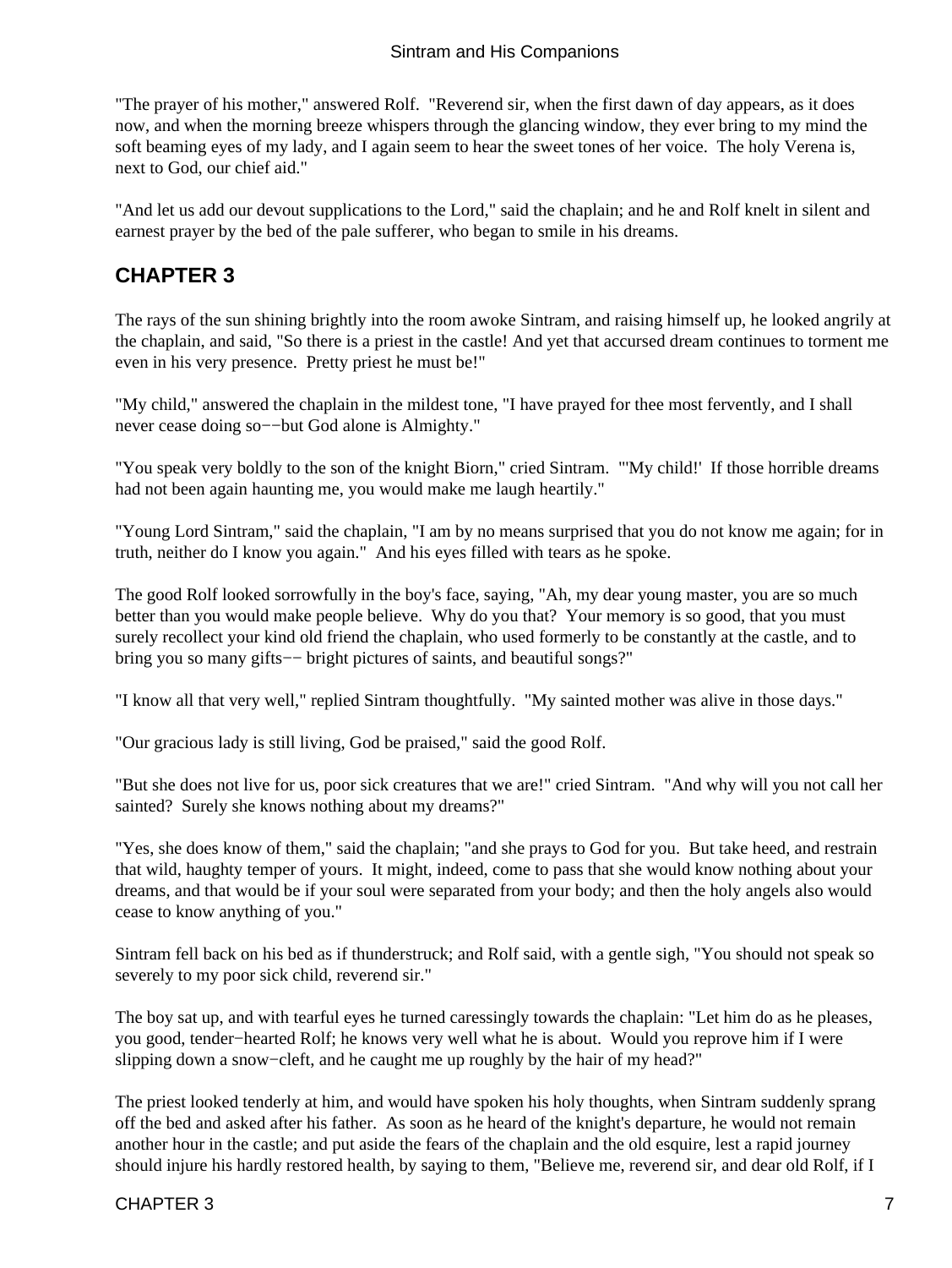"The prayer of his mother," answered Rolf. "Reverend sir, when the first dawn of day appears, as it does now, and when the morning breeze whispers through the glancing window, they ever bring to my mind the soft beaming eyes of my lady, and I again seem to hear the sweet tones of her voice. The holy Verena is, next to God, our chief aid."

"And let us add our devout supplications to the Lord," said the chaplain; and he and Rolf knelt in silent and earnest prayer by the bed of the pale sufferer, who began to smile in his dreams.

## CHAPTER 3

The rays of the sun shining brightly into the room awoke Sintram, and raising himself up, he looked angrily at the chaplain, and said, "So there is a priest in the castle! And yet that accursed dream continues to torment me even in his very presence. Pretty priest he must be!"

"My child," answered the chaplain in the mildest tone, "I have prayed for thee most fervently, and I shall never cease doing so−−but God alone is Almighty."

"You speak very boldly to the son of the knight Biorn," cried Sintram. "'My child!' If those horrible dreams had not been again haunting me, you would make me laugh heartily."

"Young Lord Sintram," said the chaplain, "I am by no means surprised that you do not know me again; for in truth, neither do I know you again." And his eyes filled with tears as he spoke.

The good Rolf looked sorrowfully in the boy's face, saying, "Ah, my dear young master, you are so much better than you would make people believe. Why do you that? Your memory is so good, that you must surely recollect your kind old friend the chaplain, who used formerly to be constantly at the castle, and to bring you so many gifts−− bright pictures of saints, and beautiful songs?"

"I know all that very well," replied Sintram thoughtfully. "My sainted mother was alive in those days."

"Our gracious lady is still living, God be praised," said the good Rolf.

"But she does not live for us, poor sick creatures that we are!" cried Sintram. "And why will you not call her sainted? Surely she knows nothing about my dreams?"

"Yes, she does know of them," said the chaplain; "and she prays to God for you. But take heed, and restrain that wild, haughty temper of yours. It might, indeed, come to pass that she would know nothing about your dreams, and that would be if your soul were separated from your body; and then the holy angels also would cease to know anything of you."

Sintram fell back on his bed as if thunderstruck; and Rolf said, with a gentle sigh, "You should not speak so severely to my poor sick child, reverend sir."

The boy sat up, and with tearful eyes he turned caressingly towards the chaplain: "Let him do as he pleases, you good, tender−hearted Rolf; he knows very well what he is about. Would you reprove him if I were slipping down a snow−cleft, and he caught me up roughly by the hair of my head?"

The priest looked tenderly at him, and would have spoken his holy thoughts, when Sintram suddenly sprang off the bed and asked after his father. As soon as he heard of the knight's departure, he would not remain another hour in the castle; and put aside the fears of the chaplain and the old esquire, lest a rapid journey should injure his hardly restored health, by saying to them, "Believe me, reverend sir, and dear old Rolf, if I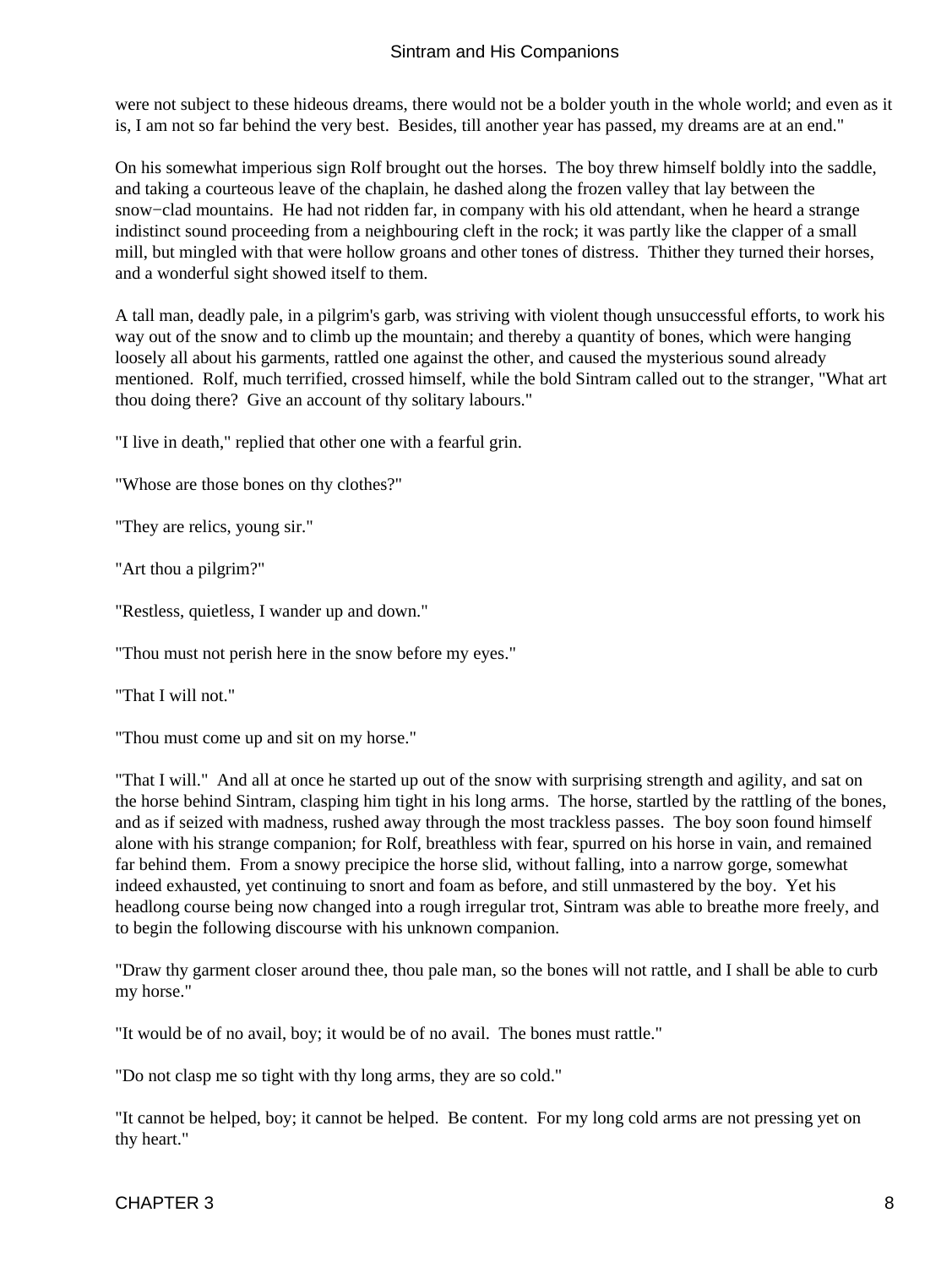were not subject to these hideous dreams, there would not be a bolder youth in the whole world; and even as it is, I am not so far behind the very best. Besides, till another year has passed, my dreams are at an end."

On his somewhat imperious sign Rolf brought out the horses. The boy threw himself boldly into the saddle, and taking a courteous leave of the chaplain, he dashed along the frozen valley that lay between the snow−clad mountains. He had not ridden far, in company with his old attendant, when he heard a strange indistinct sound proceeding from a neighbouring cleft in the rock; it was partly like the clapper of a small mill, but mingled with that were hollow groans and other tones of distress. Thither they turned their horses, and a wonderful sight showed itself to them.

A tall man, deadly pale, in a pilgrim's garb, was striving with violent though unsuccessful efforts, to work his way out of the snow and to climb up the mountain; and thereby a quantity of bones, which were hanging loosely all about his garments, rattled one against the other, and caused the mysterious sound already mentioned. Rolf, much terrified, crossed himself, while the bold Sintram called out to the stranger, "What art thou doing there? Give an account of thy solitary labours."

"I live in death," replied that other one with a fearful grin.

"Whose are those bones on thy clothes?"

"They are relics, young sir."

"Art thou a pilgrim?"

"Restless, quietless, I wander up and down."

"Thou must not perish here in the snow before my eyes."

"That I will not."

"Thou must come up and sit on my horse."

"That I will." And all at once he started up out of the snow with surprising strength and agility, and sat on the horse behind Sintram, clasping him tight in his long arms. The horse, startled by the rattling of the bones, and as if seized with madness, rushed away through the most trackless passes. The boy soon found himself alone with his strange companion; for Rolf, breathless with fear, spurred on his horse in vain, and remained far behind them. From a snowy precipice the horse slid, without falling, into a narrow gorge, somewhat indeed exhausted, yet continuing to snort and foam as before, and still unmastered by the boy. Yet his headlong course being now changed into a rough irregular trot, Sintram was able to breathe more freely, and to begin the following discourse with his unknown companion.

"Draw thy garment closer around thee, thou pale man, so the bones will not rattle, and I shall be able to curb my horse."

"It would be of no avail, boy; it would be of no avail. The bones must rattle."

"Do not clasp me so tight with thy long arms, they are so cold."

"It cannot be helped, boy; it cannot be helped. Be content. For my long cold arms are not pressing yet on thy heart."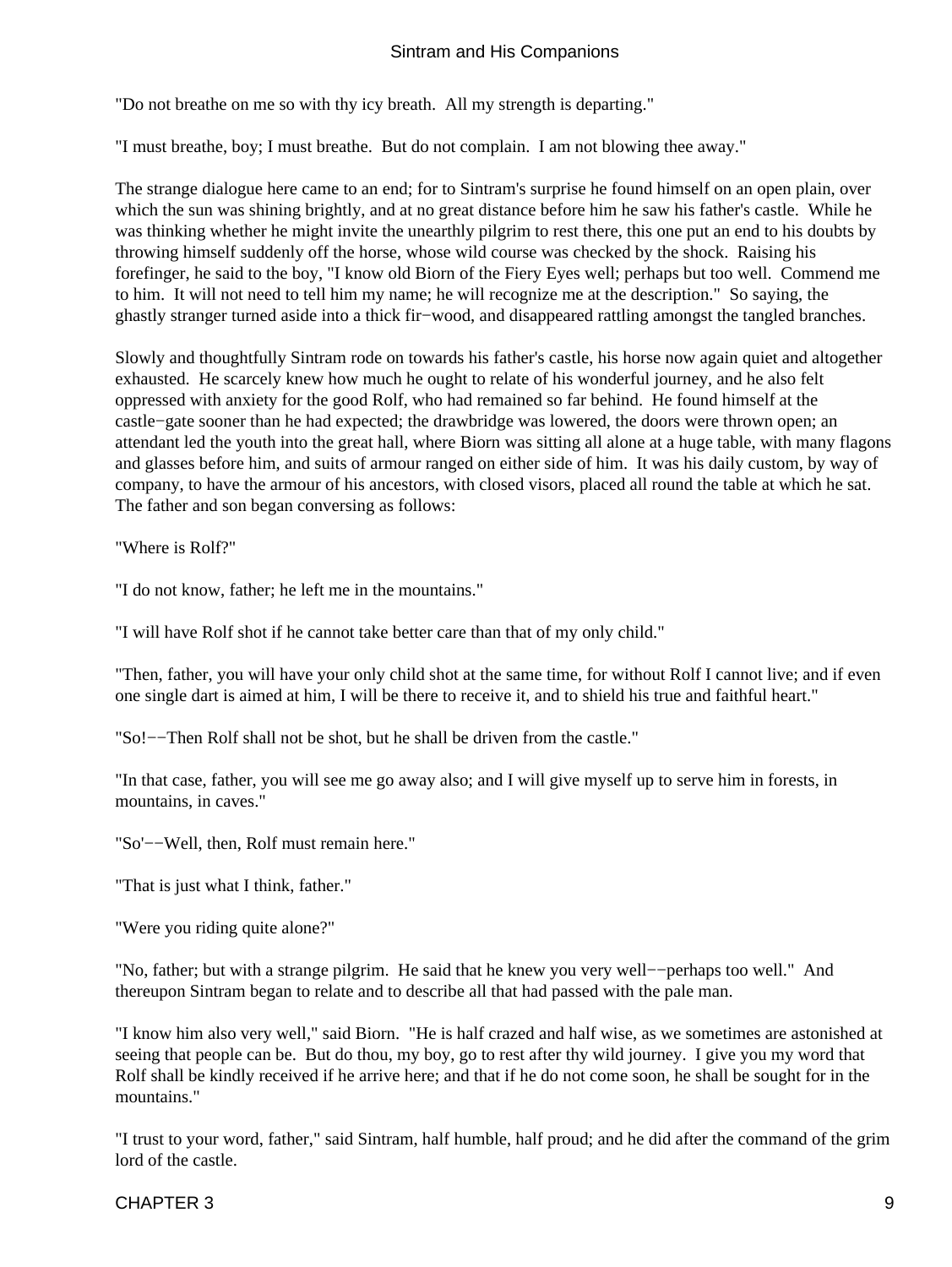"Do not breathe on me so with thy icy breath. All my strength is departing."

"I must breathe, boy; I must breathe. But do not complain. I am not blowing thee away."

The strange dialogue here came to an end; for to Sintram's surprise he found himself on an open plain, over which the sun was shining brightly, and at no great distance before him he saw his father's castle. While he was thinking whether he might invite the unearthly pilgrim to rest there, this one put an end to his doubts by throwing himself suddenly off the horse, whose wild course was checked by the shock. Raising his forefinger, he said to the boy, "I know old Biorn of the Fiery Eyes well; perhaps but too well. Commend me to him. It will not need to tell him my name; he will recognize me at the description." So saying, the ghastly stranger turned aside into a thick fir−wood, and disappeared rattling amongst the tangled branches.

Slowly and thoughtfully Sintram rode on towards his father's castle, his horse now again quiet and altogether exhausted. He scarcely knew how much he ought to relate of his wonderful journey, and he also felt oppressed with anxiety for the good Rolf, who had remained so far behind. He found himself at the castle−gate sooner than he had expected; the drawbridge was lowered, the doors were thrown open; an attendant led the youth into the great hall, where Biorn was sitting all alone at a huge table, with many flagons and glasses before him, and suits of armour ranged on either side of him. It was his daily custom, by way of company, to have the armour of his ancestors, with closed visors, placed all round the table at which he sat. The father and son began conversing as follows:

"Where is Rolf?"

"I do not know, father; he left me in the mountains."

"I will have Rolf shot if he cannot take better care than that of my only child."

"Then, father, you will have your only child shot at the same time, for without Rolf I cannot live; and if even one single dart is aimed at him, I will be there to receive it, and to shield his true and faithful heart."

"So!−−Then Rolf shall not be shot, but he shall be driven from the castle."

"In that case, father, you will see me go away also; and I will give myself up to serve him in forests, in mountains, in caves."

"So'−−Well, then, Rolf must remain here."

"That is just what I think, father."

"Were you riding quite alone?"

"No, father; but with a strange pilgrim. He said that he knew you very well−−perhaps too well." And thereupon Sintram began to relate and to describe all that had passed with the pale man.

"I know him also very well," said Biorn. "He is half crazed and half wise, as we sometimes are astonished at seeing that people can be. But do thou, my boy, go to rest after thy wild journey. I give you my word that Rolf shall be kindly received if he arrive here; and that if he do not come soon, he shall be sought for in the mountains."

"I trust to your word, father," said Sintram, half humble, half proud; and he did after the command of the grim lord of the castle.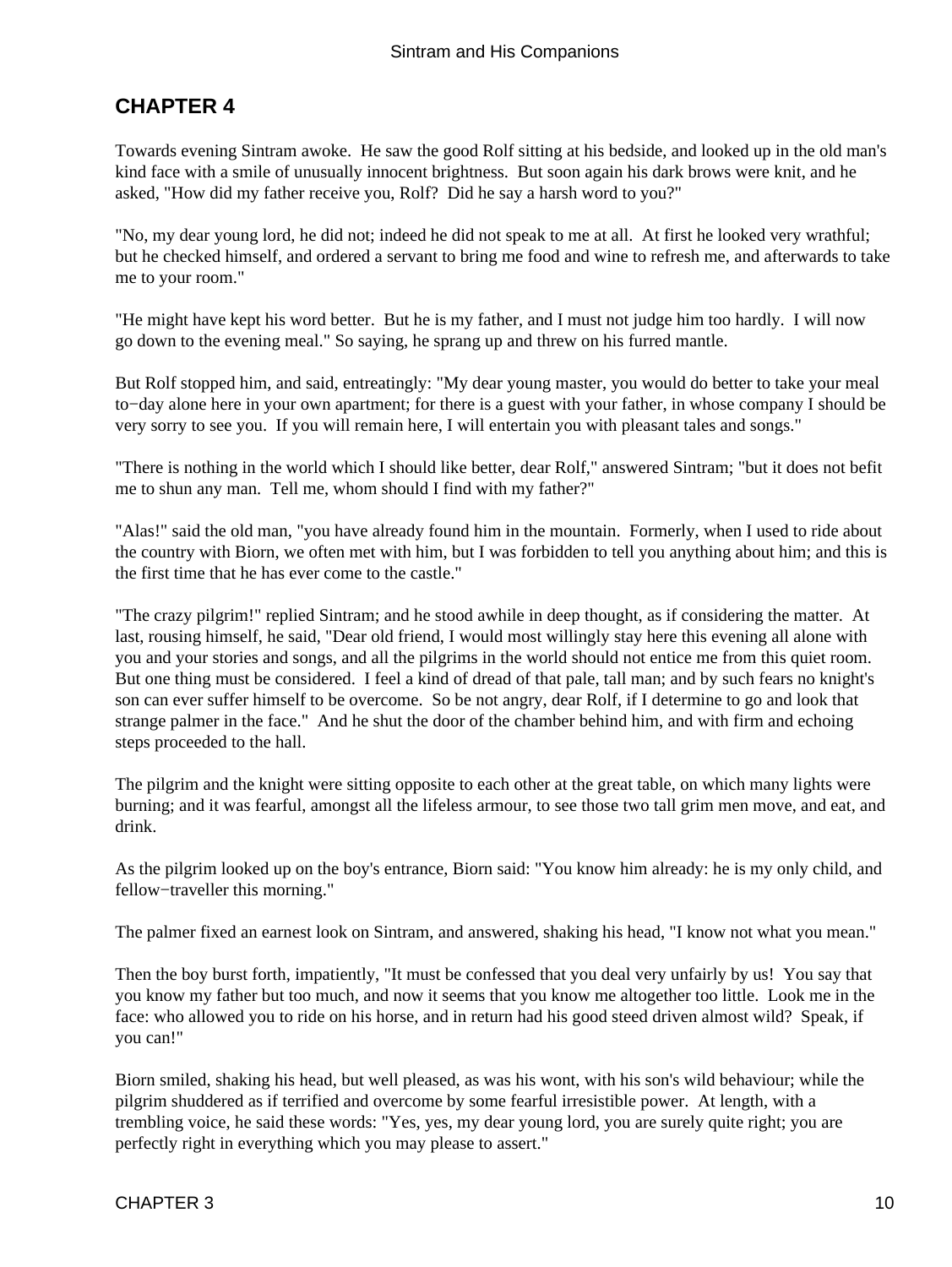## CHAPTER 4

Towards evening Sintram awoke. He saw the good Rolf sitting at his bedside, and looked up in the old man's kind face with a smile of unusually innocent brightness. But soon again his dark brows were knit, and he asked, "How did my father receive you, Rolf? Did he say a harsh word to you?"

"No, my dear young lord, he did not; indeed he did not speak to me at all. At first he looked very wrathful; but he checked himself, and ordered a servant to bring me food and wine to refresh me, and afterwards to take me to your room."

"He might have kept his word better. But he is my father, and I must not judge him too hardly. I will now go down to the evening meal." So saying, he sprang up and threw on his furred mantle.

But Rolf stopped him, and said, entreatingly: "My dear young master, you would do better to take your meal to−day alone here in your own apartment; for there is a guest with your father, in whose company I should be very sorry to see you. If you will remain here, I will entertain you with pleasant tales and songs."

"There is nothing in the world which I should like better, dear Rolf," answered Sintram; "but it does not befit me to shun any man. Tell me, whom should I find with my father?"

"Alas!" said the old man, "you have already found him in the mountain. Formerly, when I used to ride about the country with Biorn, we often met with him, but I was forbidden to tell you anything about him; and this is the first time that he has ever come to the castle."

"The crazy pilgrim!" replied Sintram; and he stood awhile in deep thought, as if considering the matter. At last, rousing himself, he said, "Dear old friend, I would most willingly stay here this evening all alone with you and your stories and songs, and all the pilgrims in the world should not entice me from this quiet room. But one thing must be considered. I feel a kind of dread of that pale, tall man; and by such fears no knight's son can ever suffer himself to be overcome. So be not angry, dear Rolf, if I determine to go and look that strange palmer in the face." And he shut the door of the chamber behind him, and with firm and echoing steps proceeded to the hall.

The pilgrim and the knight were sitting opposite to each other at the great table, on which many lights were burning; and it was fearful, amongst all the lifeless armour, to see those two tall grim men move, and eat, and drink.

As the pilgrim looked up on the boy's entrance, Biorn said: "You know him already: he is my only child, and fellow−traveller this morning."

The palmer fixed an earnest look on Sintram, and answered, shaking his head, "I know not what you mean."

Then the boy burst forth, impatiently, "It must be confessed that you deal very unfairly by us! You say that you know my father but too much, and now it seems that you know me altogether too little. Look me in the face: who allowed you to ride on his horse, and in return had his good steed driven almost wild? Speak, if you can!"

Biorn smiled, shaking his head, but well pleased, as was his wont, with his son's wild behaviour; while the pilgrim shuddered as if terrified and overcome by some fearful irresistible power. At length, with a trembling voice, he said these words: "Yes, yes, my dear young lord, you are surely quite right; you are perfectly right in everything which you may please to assert."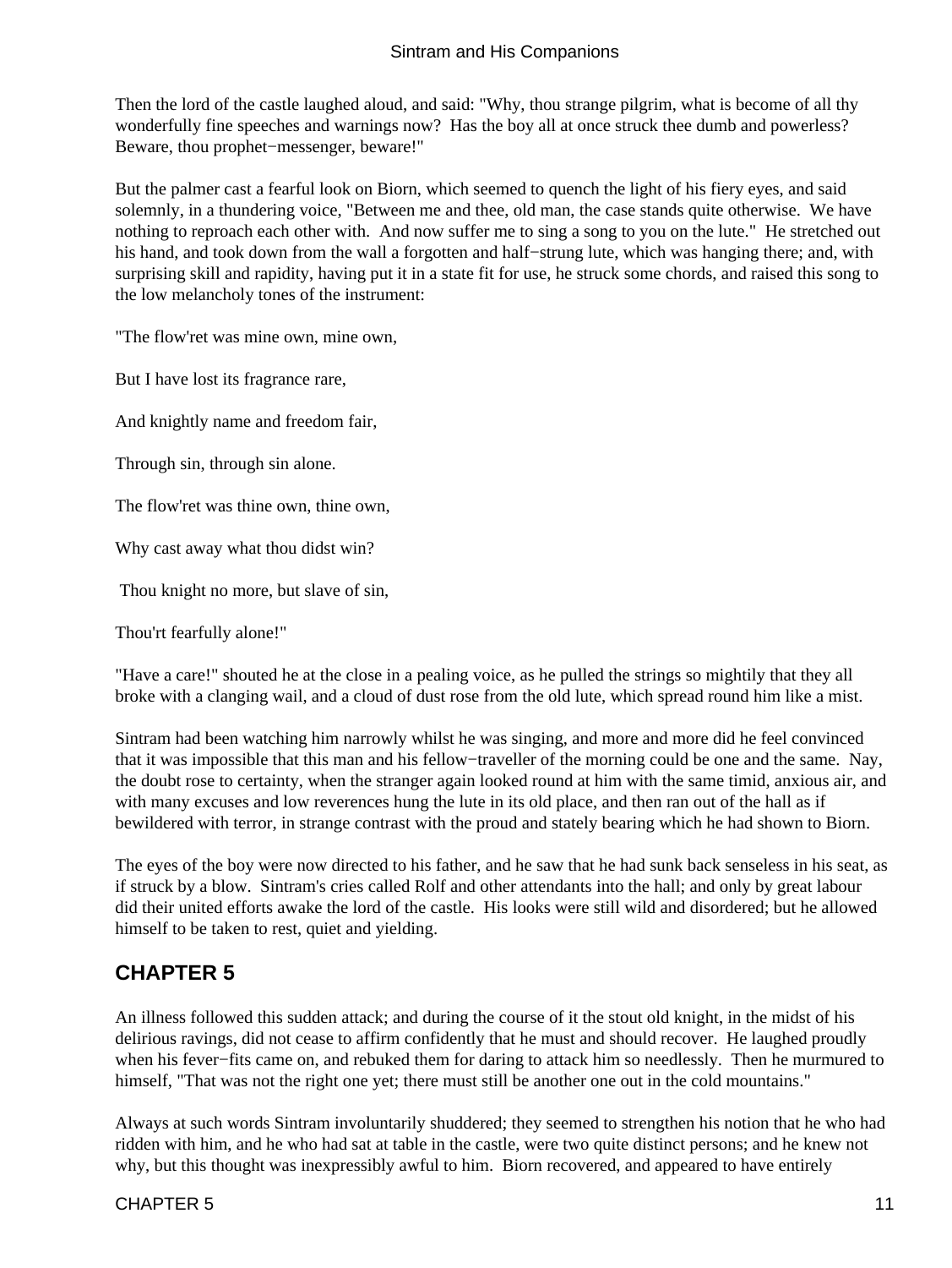Then the lord of the castle laughed aloud, and said: "Why, thou strange pilgrim, what is become of all thy wonderfully fine speeches and warnings now? Has the boy all at once struck thee dumb and powerless? Beware, thou prophet−messenger, beware!"

But the palmer cast a fearful look on Biorn, which seemed to quench the light of his fiery eyes, and said solemnly, in a thundering voice, "Between me and thee, old man, the case stands quite otherwise. We have nothing to reproach each other with. And now suffer me to sing a song to you on the lute." He stretched out his hand, and took down from the wall a forgotten and half−strung lute, which was hanging there; and, with surprising skill and rapidity, having put it in a state fit for use, he struck some chords, and raised this song to the low melancholy tones of the instrument:

"The flow'ret was mine own, mine own,

But I have lost its fragrance rare,

And knightly name and freedom fair,

Through sin, through sin alone.

The flow'ret was thine own, thine own,

Why cast away what thou didst win?

Thou knight no more, but slave of sin,

Thou'rt fearfully alone!"

"Have a care!" shouted he at the close in a pealing voice, as he pulled the strings so mightily that they all broke with a clanging wail, and a cloud of dust rose from the old lute, which spread round him like a mist.

Sintram had been watching him narrowly whilst he was singing, and more and more did he feel convinced that it was impossible that this man and his fellow−traveller of the morning could be one and the same. Nay, the doubt rose to certainty, when the stranger again looked round at him with the same timid, anxious air, and with many excuses and low reverences hung the lute in its old place, and then ran out of the hall as if bewildered with terror, in strange contrast with the proud and stately bearing which he had shown to Biorn.

The eyes of the boy were now directed to his father, and he saw that he had sunk back senseless in his seat, as if struck by a blow. Sintram's cries called Rolf and other attendants into the hall; and only by great labour did their united efforts awake the lord of the castle. His looks were still wild and disordered; but he allowed himself to be taken to rest, quiet and yielding.

## CHAPTER 5

An illness followed this sudden attack; and during the course of it the stout old knight, in the midst of his delirious ravings, did not cease to affirm confidently that he must and should recover. He laughed proudly when his fever−fits came on, and rebuked them for daring to attack him so needlessly. Then he murmured to himself, "That was not the right one yet; there must still be another one out in the cold mountains."

Always at such words Sintram involuntarily shuddered; they seemed to strengthen his notion that he who had ridden with him, and he who had sat at table in the castle, were two quite distinct persons; and he knew not why, but this thought was inexpressibly awful to him. Biorn recovered, and appeared to have entirely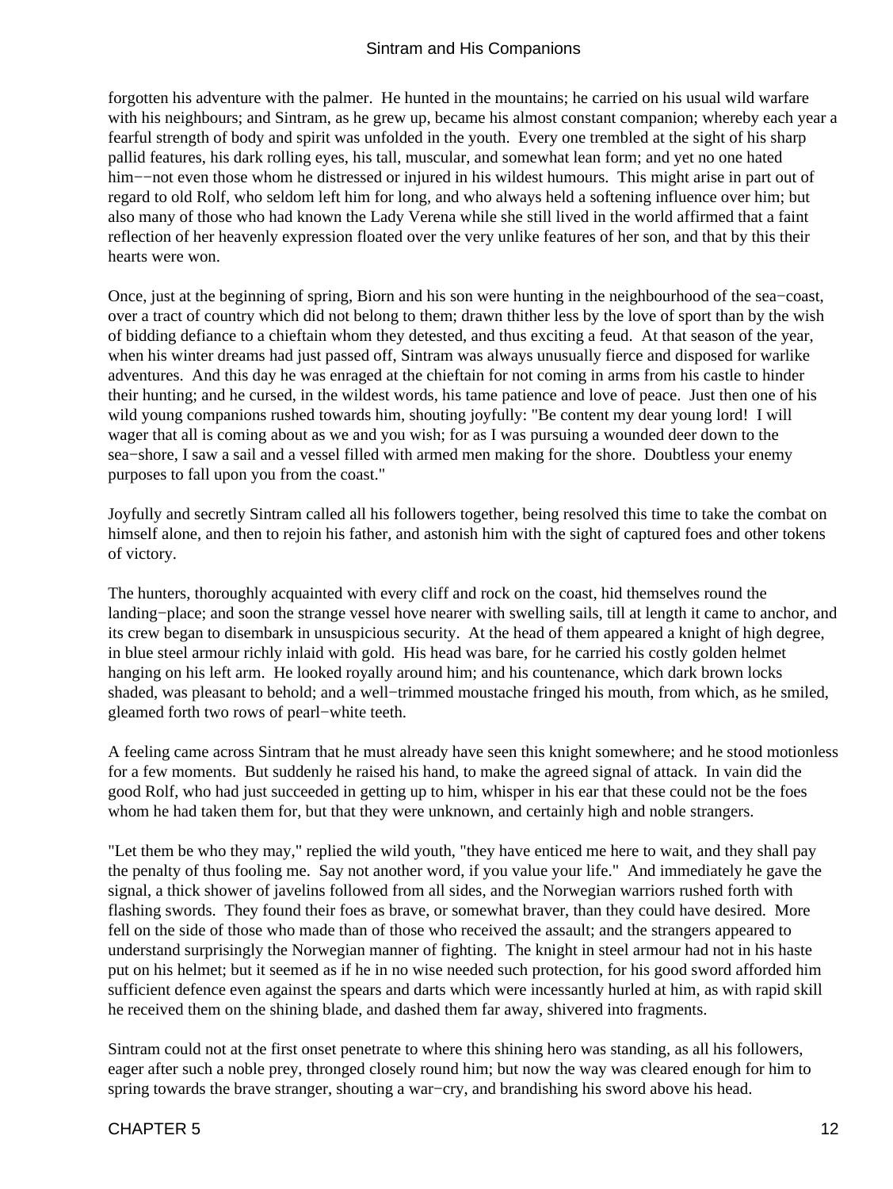forgotten his adventure with the palmer. He hunted in the mountains; he carried on his usual wild warfare with his neighbours; and Sintram, as he grew up, became his almost constant companion; whereby each year a fearful strength of body and spirit was unfolded in the youth. Every one trembled at the sight of his sharp pallid features, his dark rolling eyes, his tall, muscular, and somewhat lean form; and yet no one hated him−−not even those whom he distressed or injured in his wildest humours. This might arise in part out of regard to old Rolf, who seldom left him for long, and who always held a softening influence over him; but also many of those who had known the Lady Verena while she still lived in the world affirmed that a faint reflection of her heavenly expression floated over the very unlike features of her son, and that by this their hearts were won.

Once, just at the beginning of spring, Biorn and his son were hunting in the neighbourhood of the sea−coast, over a tract of country which did not belong to them; drawn thither less by the love of sport than by the wish of bidding defiance to a chieftain whom they detested, and thus exciting a feud. At that season of the year, when his winter dreams had just passed off, Sintram was always unusually fierce and disposed for warlike adventures. And this day he was enraged at the chieftain for not coming in arms from his castle to hinder their hunting; and he cursed, in the wildest words, his tame patience and love of peace. Just then one of his wild young companions rushed towards him, shouting joyfully: "Be content my dear young lord! I will wager that all is coming about as we and you wish; for as I was pursuing a wounded deer down to the sea−shore, I saw a sail and a vessel filled with armed men making for the shore. Doubtless your enemy purposes to fall upon you from the coast."

Joyfully and secretly Sintram called all his followers together, being resolved this time to take the combat on himself alone, and then to rejoin his father, and astonish him with the sight of captured foes and other tokens of victory.

The hunters, thoroughly acquainted with every cliff and rock on the coast, hid themselves round the landing−place; and soon the strange vessel hove nearer with swelling sails, till at length it came to anchor, and its crew began to disembark in unsuspicious security. At the head of them appeared a knight of high degree, in blue steel armour richly inlaid with gold. His head was bare, for he carried his costly golden helmet hanging on his left arm. He looked royally around him; and his countenance, which dark brown locks shaded, was pleasant to behold; and a well−trimmed moustache fringed his mouth, from which, as he smiled, gleamed forth two rows of pearl−white teeth.

A feeling came across Sintram that he must already have seen this knight somewhere; and he stood motionless for a few moments. But suddenly he raised his hand, to make the agreed signal of attack. In vain did the good Rolf, who had just succeeded in getting up to him, whisper in his ear that these could not be the foes whom he had taken them for, but that they were unknown, and certainly high and noble strangers.

"Let them be who they may," replied the wild youth, "they have enticed me here to wait, and they shall pay the penalty of thus fooling me. Say not another word, if you value your life." And immediately he gave the signal, a thick shower of javelins followed from all sides, and the Norwegian warriors rushed forth with flashing swords. They found their foes as brave, or somewhat braver, than they could have desired. More fell on the side of those who made than of those who received the assault; and the strangers appeared to understand surprisingly the Norwegian manner of fighting. The knight in steel armour had not in his haste put on his helmet; but it seemed as if he in no wise needed such protection, for his good sword afforded him sufficient defence even against the spears and darts which were incessantly hurled at him, as with rapid skill he received them on the shining blade, and dashed them far away, shivered into fragments.

Sintram could not at the first onset penetrate to where this shining hero was standing, as all his followers, eager after such a noble prey, thronged closely round him; but now the way was cleared enough for him to spring towards the brave stranger, shouting a war−cry, and brandishing his sword above his head.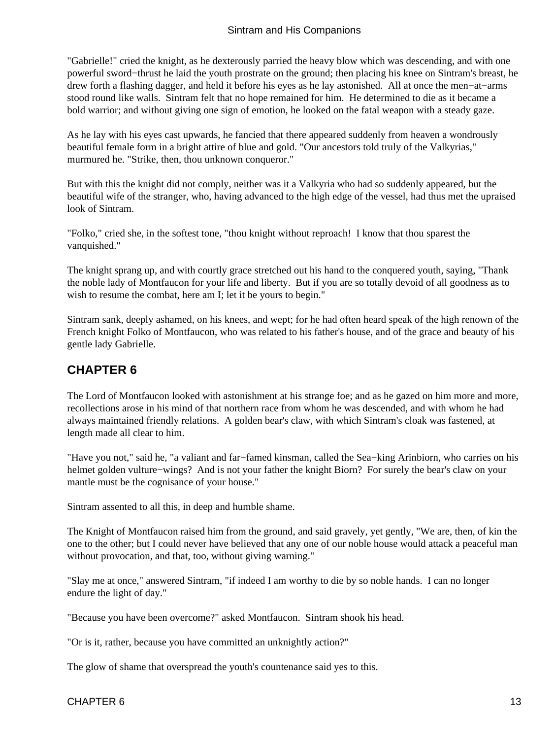"Gabrielle!" cried the knight, as he dexterously parried the heavy blow which was descending, and with one powerful sword−thrust he laid the youth prostrate on the ground; then placing his knee on Sintram's breast, he drew forth a flashing dagger, and held it before his eyes as he lay astonished. All at once the men−at−arms stood round like walls. Sintram felt that no hope remained for him. He determined to die as it became a bold warrior; and without giving one sign of emotion, he looked on the fatal weapon with a steady gaze.

As he lay with his eyes cast upwards, he fancied that there appeared suddenly from heaven a wondrously beautiful female form in a bright attire of blue and gold. "Our ancestors told truly of the Valkyrias," murmured he. "Strike, then, thou unknown conqueror."

But with this the knight did not comply, neither was it a Valkyria who had so suddenly appeared, but the beautiful wife of the stranger, who, having advanced to the high edge of the vessel, had thus met the upraised look of Sintram.

"Folko," cried she, in the softest tone, "thou knight without reproach! I know that thou sparest the vanquished."

The knight sprang up, and with courtly grace stretched out his hand to the conquered youth, saying, "Thank the noble lady of Montfaucon for your life and liberty. But if you are so totally devoid of all goodness as to wish to resume the combat, here am I; let it be yours to begin."

Sintram sank, deeply ashamed, on his knees, and wept; for he had often heard speak of the high renown of the French knight Folko of Montfaucon, who was related to his father's house, and of the grace and beauty of his gentle lady Gabrielle.

## CHAPTER 6

The Lord of Montfaucon looked with astonishment at his strange foe; and as he gazed on him more and more, recollections arose in his mind of that northern race from whom he was descended, and with whom he had always maintained friendly relations. A golden bear's claw, with which Sintram's cloak was fastened, at length made all clear to him.

"Have you not," said he, "a valiant and far−famed kinsman, called the Sea−king Arinbiorn, who carries on his helmet golden vulture−wings? And is not your father the knight Biorn? For surely the bear's claw on your mantle must be the cognisance of your house."

Sintram assented to all this, in deep and humble shame.

The Knight of Montfaucon raised him from the ground, and said gravely, yet gently, "We are, then, of kin the one to the other; but I could never have believed that any one of our noble house would attack a peaceful man without provocation, and that, too, without giving warning."

"Slay me at once," answered Sintram, "if indeed I am worthy to die by so noble hands. I can no longer endure the light of day."

"Because you have been overcome?" asked Montfaucon. Sintram shook his head.

"Or is it, rather, because you have committed an unknightly action?"

The glow of shame that overspread the youth's countenance said yes to this.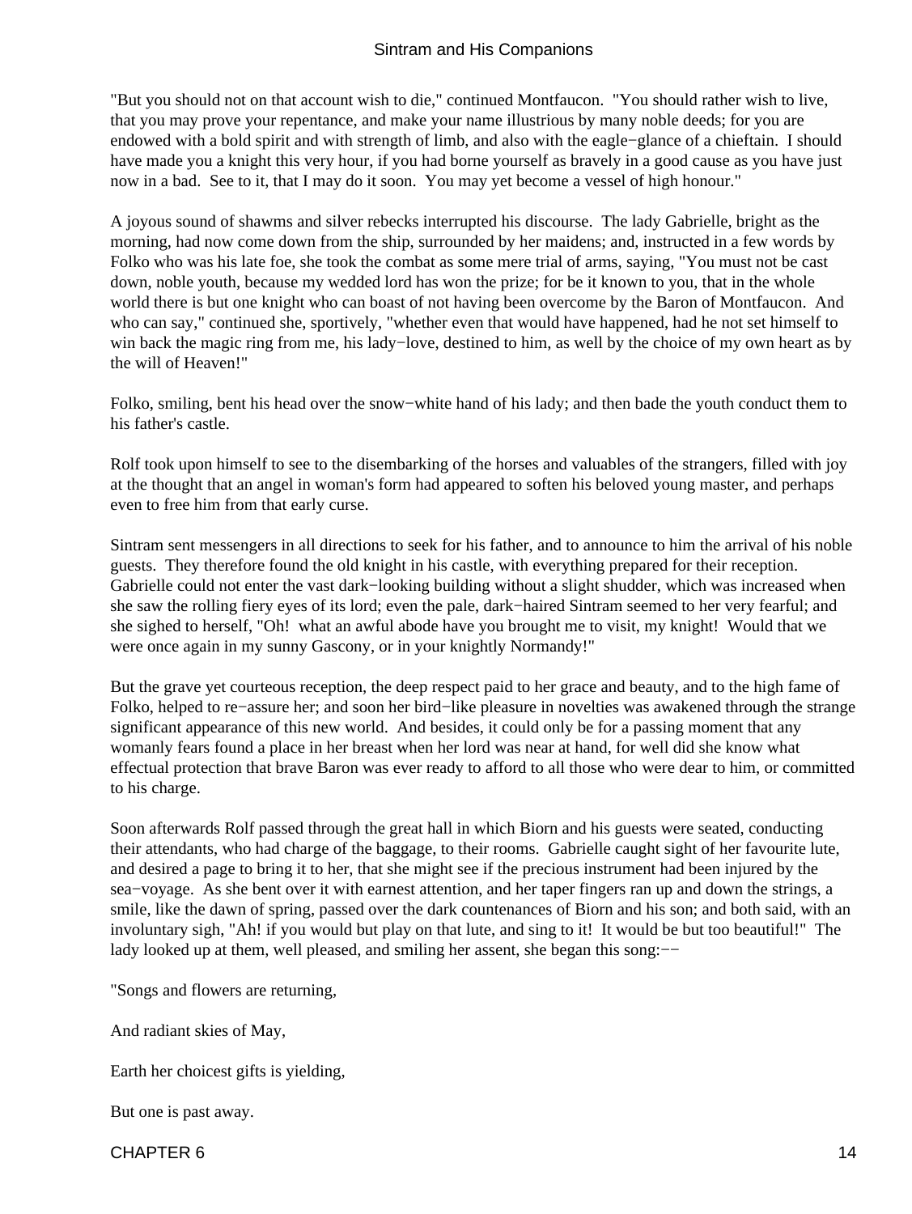"But you should not on that account wish to die," continued Montfaucon. "You should rather wish to live, that you may prove your repentance, and make your name illustrious by many noble deeds; for you are endowed with a bold spirit and with strength of limb, and also with the eagle−glance of a chieftain. I should have made you a knight this very hour, if you had borne yourself as bravely in a good cause as you have just now in a bad. See to it, that I may do it soon. You may yet become a vessel of high honour."

A joyous sound of shawms and silver rebecks interrupted his discourse. The lady Gabrielle, bright as the morning, had now come down from the ship, surrounded by her maidens; and, instructed in a few words by Folko who was his late foe, she took the combat as some mere trial of arms, saying, "You must not be cast down, noble youth, because my wedded lord has won the prize; for be it known to you, that in the whole world there is but one knight who can boast of not having been overcome by the Baron of Montfaucon. And who can say," continued she, sportively, "whether even that would have happened, had he not set himself to win back the magic ring from me, his lady−love, destined to him, as well by the choice of my own heart as by the will of Heaven!"

Folko, smiling, bent his head over the snow−white hand of his lady; and then bade the youth conduct them to his father's castle.

Rolf took upon himself to see to the disembarking of the horses and valuables of the strangers, filled with joy at the thought that an angel in woman's form had appeared to soften his beloved young master, and perhaps even to free him from that early curse.

Sintram sent messengers in all directions to seek for his father, and to announce to him the arrival of his noble guests. They therefore found the old knight in his castle, with everything prepared for their reception. Gabrielle could not enter the vast dark−looking building without a slight shudder, which was increased when she saw the rolling fiery eyes of its lord; even the pale, dark−haired Sintram seemed to her very fearful; and she sighed to herself, "Oh! what an awful abode have you brought me to visit, my knight! Would that we were once again in my sunny Gascony, or in your knightly Normandy!"

But the grave yet courteous reception, the deep respect paid to her grace and beauty, and to the high fame of Folko, helped to re−assure her; and soon her bird−like pleasure in novelties was awakened through the strange significant appearance of this new world. And besides, it could only be for a passing moment that any womanly fears found a place in her breast when her lord was near at hand, for well did she know what effectual protection that brave Baron was ever ready to afford to all those who were dear to him, or committed to his charge.

Soon afterwards Rolf passed through the great hall in which Biorn and his guests were seated, conducting their attendants, who had charge of the baggage, to their rooms. Gabrielle caught sight of her favourite lute, and desired a page to bring it to her, that she might see if the precious instrument had been injured by the sea−voyage. As she bent over it with earnest attention, and her taper fingers ran up and down the strings, a smile, like the dawn of spring, passed over the dark countenances of Biorn and his son; and both said, with an involuntary sigh, "Ah! if you would but play on that lute, and sing to it! It would be but too beautiful!" The lady looked up at them, well pleased, and smiling her assent, she began this song:−−

"Songs and flowers are returning,

And radiant skies of May,

Earth her choicest gifts is yielding,

But one is past away.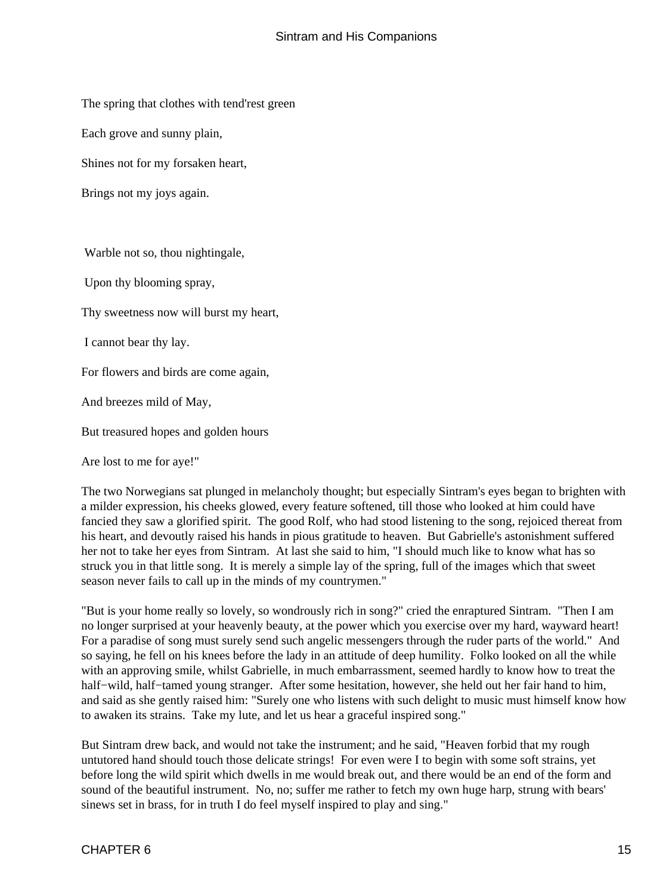The spring that clothes with tend'rest green

Each grove and sunny plain,

Shines not for my forsaken heart,

Brings not my joys again.

Warble not so, thou nightingale,

Upon thy blooming spray,

Thy sweetness now will burst my heart,

I cannot bear thy lay.

For flowers and birds are come again,

And breezes mild of May,

But treasured hopes and golden hours

Are lost to me for aye!"

The two Norwegians sat plunged in melancholy thought; but especially Sintram's eyes began to brighten with a milder expression, his cheeks glowed, every feature softened, till those who looked at him could have fancied they saw a glorified spirit. The good Rolf, who had stood listening to the song, rejoiced thereat from his heart, and devoutly raised his hands in pious gratitude to heaven. But Gabrielle's astonishment suffered her not to take her eyes from Sintram. At last she said to him, "I should much like to know what has so struck you in that little song. It is merely a simple lay of the spring, full of the images which that sweet season never fails to call up in the minds of my countrymen."

"But is your home really so lovely, so wondrously rich in song?" cried the enraptured Sintram. "Then I am no longer surprised at your heavenly beauty, at the power which you exercise over my hard, wayward heart! For a paradise of song must surely send such angelic messengers through the ruder parts of the world." And so saying, he fell on his knees before the lady in an attitude of deep humility. Folko looked on all the while with an approving smile, whilst Gabrielle, in much embarrassment, seemed hardly to know how to treat the half-wild, half-tamed young stranger. After some hesitation, however, she held out her fair hand to him, and said as she gently raised him: "Surely one who listens with such delight to music must himself know how to awaken its strains. Take my lute, and let us hear a graceful inspired song."

But Sintram drew back, and would not take the instrument; and he said, "Heaven forbid that my rough untutored hand should touch those delicate strings! For even were I to begin with some soft strains, yet before long the wild spirit which dwells in me would break out, and there would be an end of the form and sound of the beautiful instrument. No, no; suffer me rather to fetch my own huge harp, strung with bears' sinews set in brass, for in truth I do feel myself inspired to play and sing."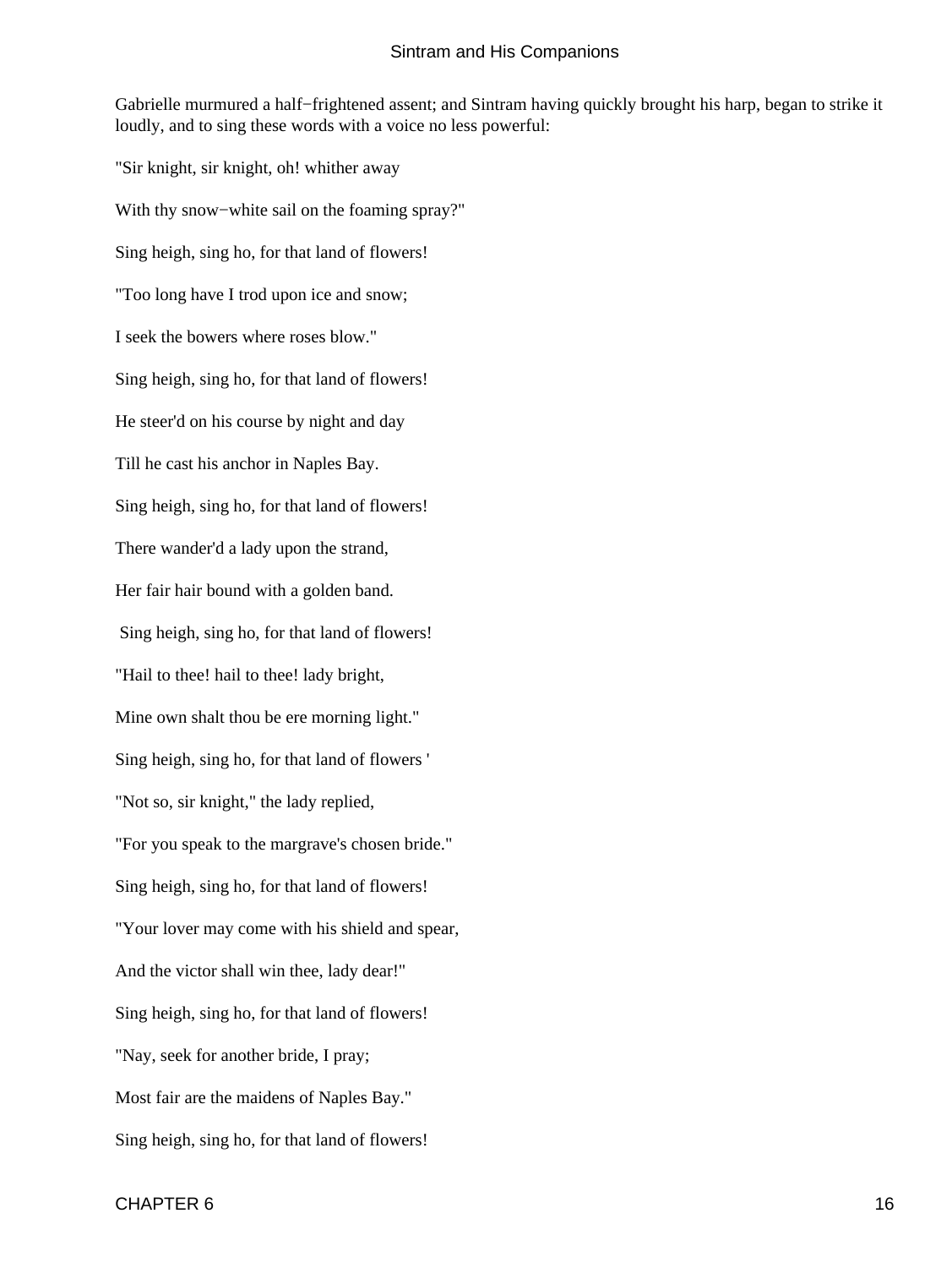Gabrielle murmured a half−frightened assent; and Sintram having quickly brought his harp, began to strike it loudly, and to sing these words with a voice no less powerful:

"Sir knight, sir knight, oh! whither away

With thy snow−white sail on the foaming spray?"

Sing heigh, sing ho, for that land of flowers!

"Too long have I trod upon ice and snow;

I seek the bowers where roses blow."

Sing heigh, sing ho, for that land of flowers!

He steer'd on his course by night and day

Till he cast his anchor in Naples Bay.

Sing heigh, sing ho, for that land of flowers!

There wander'd a lady upon the strand,

Her fair hair bound with a golden band.

Sing heigh, sing ho, for that land of flowers!

"Hail to thee! hail to thee! lady bright,

Mine own shalt thou be ere morning light."

Sing heigh, sing ho, for that land of flowers '

"Not so, sir knight," the lady replied,

"For you speak to the margrave's chosen bride."

Sing heigh, sing ho, for that land of flowers!

"Your lover may come with his shield and spear,

And the victor shall win thee, lady dear!"

Sing heigh, sing ho, for that land of flowers!

"Nay, seek for another bride, I pray;

Most fair are the maidens of Naples Bay."

Sing heigh, sing ho, for that land of flowers!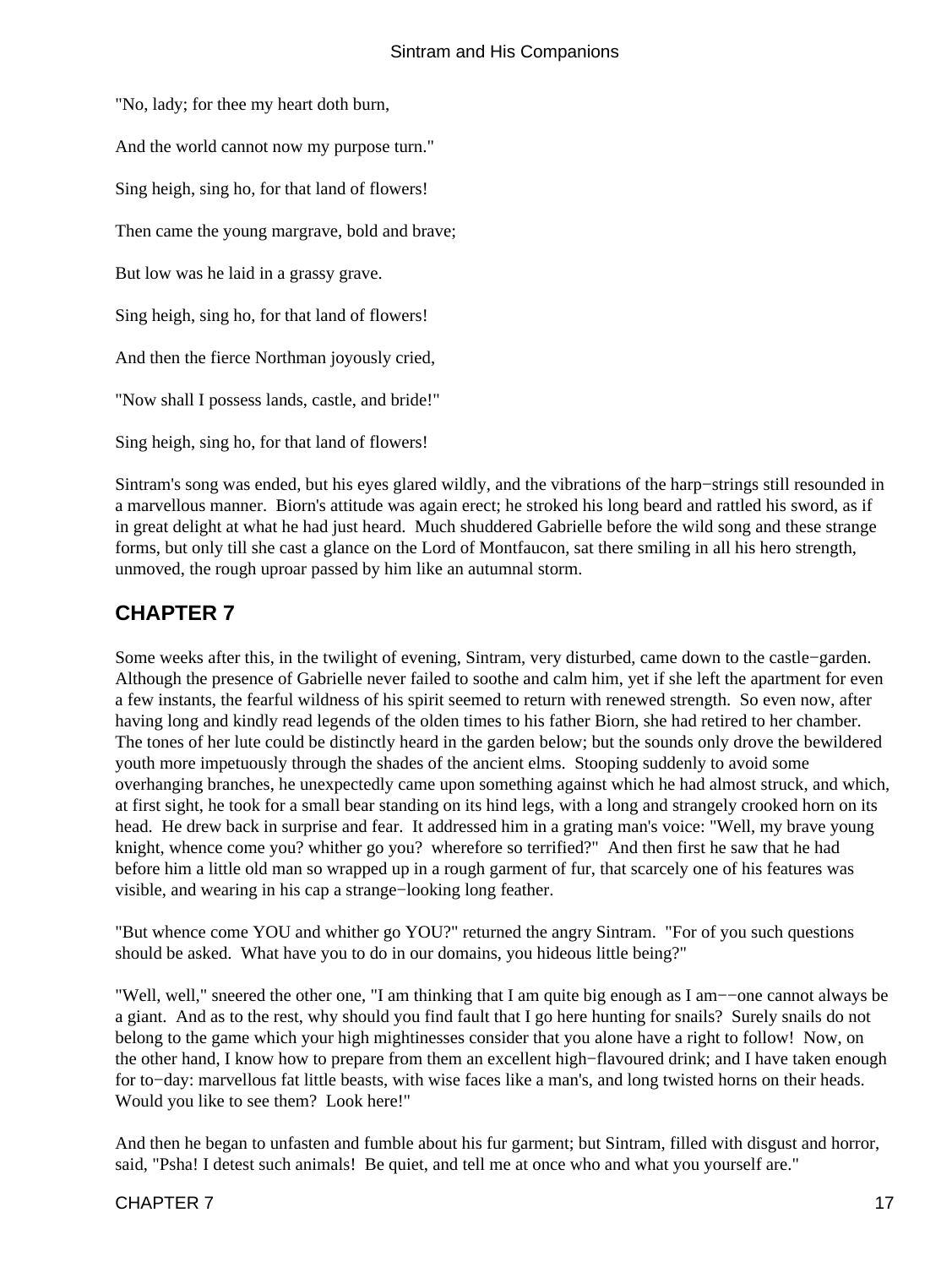"No, lady; for thee my heart doth burn,

And the world cannot now my purpose turn."

Sing heigh, sing ho, for that land of flowers!

Then came the young margrave, bold and brave;

But low was he laid in a grassy grave.

Sing heigh, sing ho, for that land of flowers!

And then the fierce Northman joyously cried,

"Now shall I possess lands, castle, and bride!"

Sing heigh, sing ho, for that land of flowers!

Sintram's song was ended, but his eyes glared wildly, and the vibrations of the harp−strings still resounded in a marvellous manner. Biorn's attitude was again erect; he stroked his long beard and rattled his sword, as if in great delight at what he had just heard. Much shuddered Gabrielle before the wild song and these strange forms, but only till she cast a glance on the Lord of Montfaucon, sat there smiling in all his hero strength, unmoved, the rough uproar passed by him like an autumnal storm.

## CHAPTER 7

Some weeks after this, in the twilight of evening, Sintram, very disturbed, came down to the castle−garden. Although the presence of Gabrielle never failed to soothe and calm him, yet if she left the apartment for even a few instants, the fearful wildness of his spirit seemed to return with renewed strength. So even now, after having long and kindly read legends of the olden times to his father Biorn, she had retired to her chamber. The tones of her lute could be distinctly heard in the garden below; but the sounds only drove the bewildered youth more impetuously through the shades of the ancient elms. Stooping suddenly to avoid some overhanging branches, he unexpectedly came upon something against which he had almost struck, and which, at first sight, he took for a small bear standing on its hind legs, with a long and strangely crooked horn on its head. He drew back in surprise and fear. It addressed him in a grating man's voice: "Well, my brave young knight, whence come you? whither go you? wherefore so terrified?" And then first he saw that he had before him a little old man so wrapped up in a rough garment of fur, that scarcely one of his features was visible, and wearing in his cap a strange−looking long feather.

"But whence come YOU and whither go YOU?" returned the angry Sintram. "For of you such questions should be asked. What have you to do in our domains, you hideous little being?"

"Well, well," sneered the other one, "I am thinking that I am quite big enough as I am−−one cannot always be a giant. And as to the rest, why should you find fault that I go here hunting for snails? Surely snails do not belong to the game which your high mightinesses consider that you alone have a right to follow! Now, on the other hand, I know how to prepare from them an excellent high−flavoured drink; and I have taken enough for to−day: marvellous fat little beasts, with wise faces like a man's, and long twisted horns on their heads. Would you like to see them? Look here!"

And then he began to unfasten and fumble about his fur garment; but Sintram, filled with disgust and horror, said, "Psha! I detest such animals! Be quiet, and tell me at once who and what you yourself are."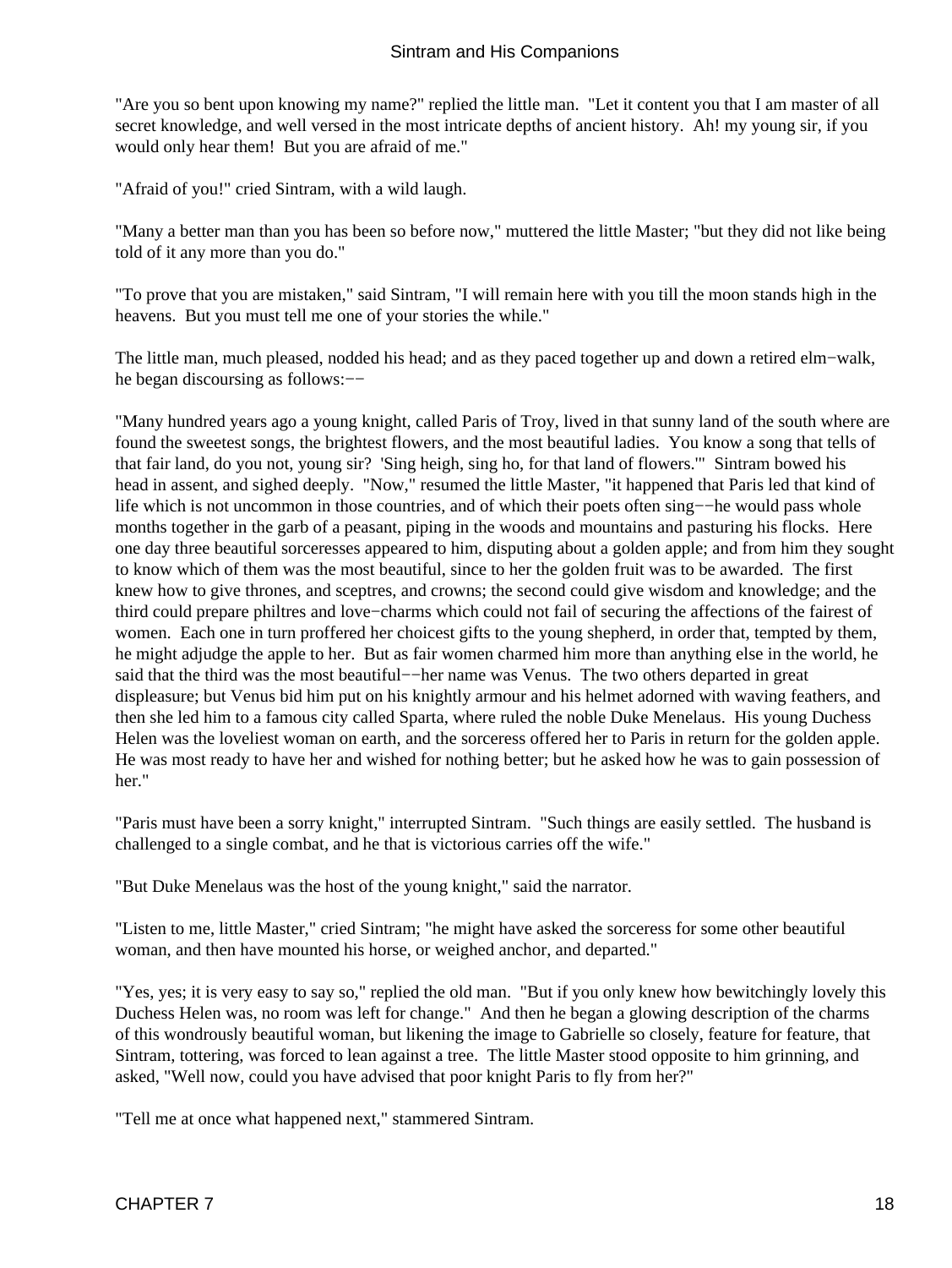"Are you so bent upon knowing my name?" replied the little man. "Let it content you that I am master of all secret knowledge, and well versed in the most intricate depths of ancient history. Ah! my young sir, if you would only hear them! But you are afraid of me."

"Afraid of you!" cried Sintram, with a wild laugh.

"Many a better man than you has been so before now," muttered the little Master; "but they did not like being told of it any more than you do."

"To prove that you are mistaken," said Sintram, "I will remain here with you till the moon stands high in the heavens. But you must tell me one of your stories the while."

The little man, much pleased, nodded his head; and as they paced together up and down a retired elm−walk, he began discoursing as follows:−−

"Many hundred years ago a young knight, called Paris of Troy, lived in that sunny land of the south where are found the sweetest songs, the brightest flowers, and the most beautiful ladies. You know a song that tells of that fair land, do you not, young sir? 'Sing heigh, sing ho, for that land of flowers.'" Sintram bowed his head in assent, and sighed deeply. "Now," resumed the little Master, "it happened that Paris led that kind of life which is not uncommon in those countries, and of which their poets often sing−−he would pass whole months together in the garb of a peasant, piping in the woods and mountains and pasturing his flocks. Here one day three beautiful sorceresses appeared to him, disputing about a golden apple; and from him they sought to know which of them was the most beautiful, since to her the golden fruit was to be awarded. The first knew how to give thrones, and sceptres, and crowns; the second could give wisdom and knowledge; and the third could prepare philtres and love−charms which could not fail of securing the affections of the fairest of women. Each one in turn proffered her choicest gifts to the young shepherd, in order that, tempted by them, he might adjudge the apple to her. But as fair women charmed him more than anything else in the world, he said that the third was the most beautiful−−her name was Venus. The two others departed in great displeasure; but Venus bid him put on his knightly armour and his helmet adorned with waving feathers, and then she led him to a famous city called Sparta, where ruled the noble Duke Menelaus. His young Duchess Helen was the loveliest woman on earth, and the sorceress offered her to Paris in return for the golden apple. He was most ready to have her and wished for nothing better; but he asked how he was to gain possession of her."

"Paris must have been a sorry knight," interrupted Sintram. "Such things are easily settled. The husband is challenged to a single combat, and he that is victorious carries off the wife."

"But Duke Menelaus was the host of the young knight," said the narrator.

"Listen to me, little Master," cried Sintram; "he might have asked the sorceress for some other beautiful woman, and then have mounted his horse, or weighed anchor, and departed."

"Yes, yes; it is very easy to say so," replied the old man. "But if you only knew how bewitchingly lovely this Duchess Helen was, no room was left for change." And then he began a glowing description of the charms of this wondrously beautiful woman, but likening the image to Gabrielle so closely, feature for feature, that Sintram, tottering, was forced to lean against a tree. The little Master stood opposite to him grinning, and asked, "Well now, could you have advised that poor knight Paris to fly from her?"

"Tell me at once what happened next," stammered Sintram.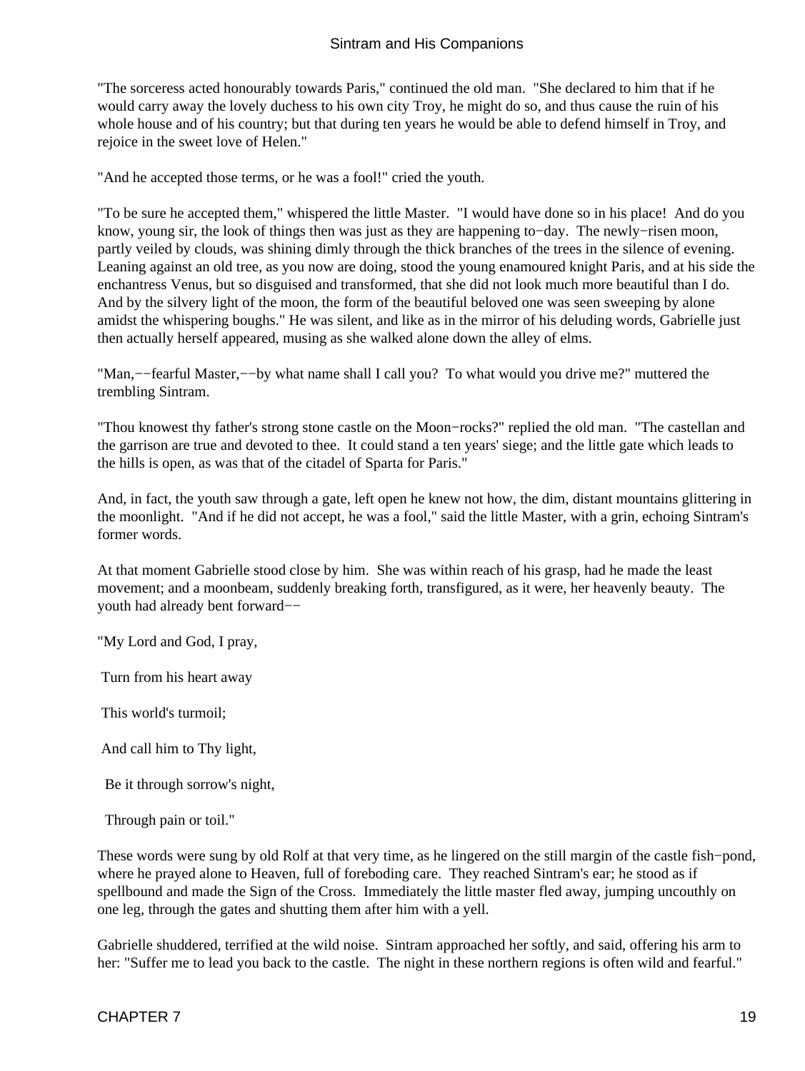"The sorceress acted honourably towards Paris," continued the old man. "She declared to him that if he would carry away the lovely duchess to his own city Troy, he might do so, and thus cause the ruin of his whole house and of his country; but that during ten years he would be able to defend himself in Troy, and rejoice in the sweet love of Helen."

"And he accepted those terms, or he was a fool!" cried the youth.

"To be sure he accepted them," whispered the little Master. "I would have done so in his place! And do you know, young sir, the look of things then was just as they are happening to−day. The newly−risen moon, partly veiled by clouds, was shining dimly through the thick branches of the trees in the silence of evening. Leaning against an old tree, as you now are doing, stood the young enamoured knight Paris, and at his side the enchantress Venus, but so disguised and transformed, that she did not look much more beautiful than I do. And by the silvery light of the moon, the form of the beautiful beloved one was seen sweeping by alone amidst the whispering boughs." He was silent, and like as in the mirror of his deluding words, Gabrielle just then actually herself appeared, musing as she walked alone down the alley of elms.

"Man,−−fearful Master,−−by what name shall I call you? To what would you drive me?" muttered the trembling Sintram.

"Thou knowest thy father's strong stone castle on the Moon−rocks?" replied the old man. "The castellan and the garrison are true and devoted to thee. It could stand a ten years' siege; and the little gate which leads to the hills is open, as was that of the citadel of Sparta for Paris."

And, in fact, the youth saw through a gate, left open he knew not how, the dim, distant mountains glittering in the moonlight. "And if he did not accept, he was a fool," said the little Master, with a grin, echoing Sintram's former words.

At that moment Gabrielle stood close by him. She was within reach of his grasp, had he made the least movement; and a moonbeam, suddenly breaking forth, transfigured, as it were, her heavenly beauty. The youth had already bent forward−−

"My Lord and God, I pray,

Turn from his heart away

This world's turmoil;

And call him to Thy light,

Be it through sorrow's night,

Through pain or toil."

These words were sung by old Rolf at that very time, as he lingered on the still margin of the castle fish−pond, where he prayed alone to Heaven, full of foreboding care. They reached Sintram's ear; he stood as if spellbound and made the Sign of the Cross. Immediately the little master fled away, jumping uncouthly on one leg, through the gates and shutting them after him with a yell.

Gabrielle shuddered, terrified at the wild noise. Sintram approached her softly, and said, offering his arm to her: "Suffer me to lead you back to the castle. The night in these northern regions is often wild and fearful."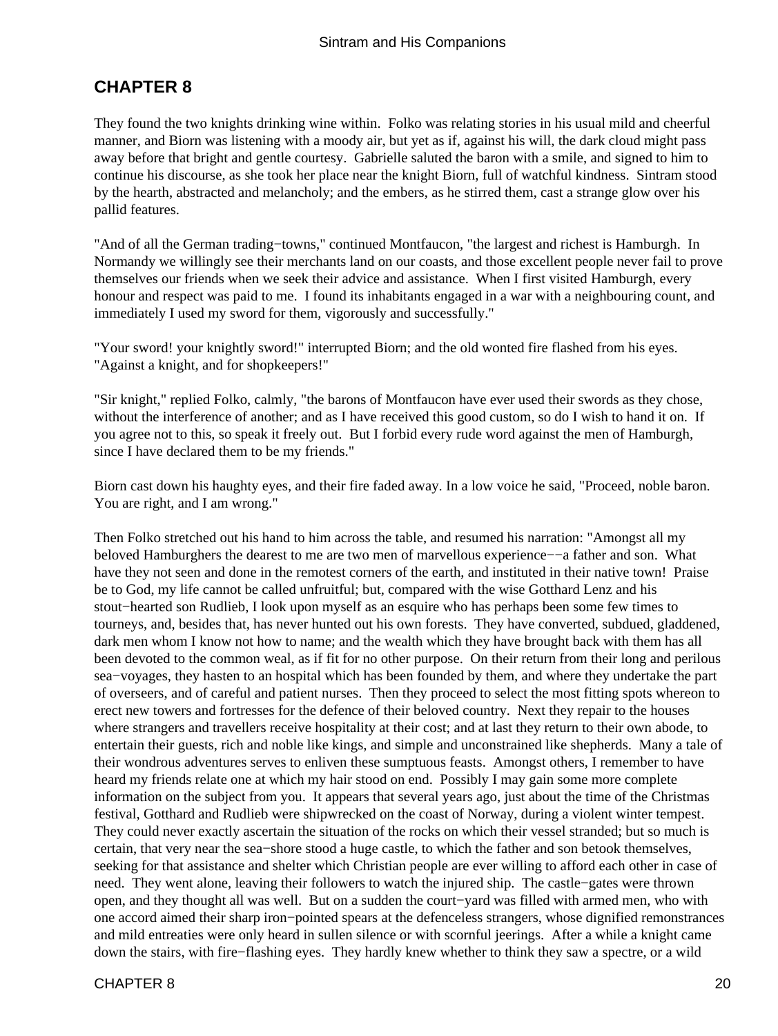## CHAPTER 8

They found the two knights drinking wine within. Folko was relating stories in his usual mild and cheerful manner, and Biorn was listening with a moody air, but yet as if, against his will, the dark cloud might pass away before that bright and gentle courtesy. Gabrielle saluted the baron with a smile, and signed to him to continue his discourse, as she took her place near the knight Biorn, full of watchful kindness. Sintram stood by the hearth, abstracted and melancholy; and the embers, as he stirred them, cast a strange glow over his pallid features.

"And of all the German trading−towns," continued Montfaucon, "the largest and richest is Hamburgh. In Normandy we willingly see their merchants land on our coasts, and those excellent people never fail to prove themselves our friends when we seek their advice and assistance. When I first visited Hamburgh, every honour and respect was paid to me. I found its inhabitants engaged in a war with a neighbouring count, and immediately I used my sword for them, vigorously and successfully."

"Your sword! your knightly sword!" interrupted Biorn; and the old wonted fire flashed from his eyes. "Against a knight, and for shopkeepers!"

"Sir knight," replied Folko, calmly, "the barons of Montfaucon have ever used their swords as they chose, without the interference of another; and as I have received this good custom, so do I wish to hand it on. If you agree not to this, so speak it freely out. But I forbid every rude word against the men of Hamburgh, since I have declared them to be my friends."

Biorn cast down his haughty eyes, and their fire faded away. In a low voice he said, "Proceed, noble baron. You are right, and I am wrong."

Then Folko stretched out his hand to him across the table, and resumed his narration: "Amongst all my beloved Hamburghers the dearest to me are two men of marvellous experience−−a father and son. What have they not seen and done in the remotest corners of the earth, and instituted in their native town! Praise be to God, my life cannot be called unfruitful; but, compared with the wise Gotthard Lenz and his stout−hearted son Rudlieb, I look upon myself as an esquire who has perhaps been some few times to tourneys, and, besides that, has never hunted out his own forests. They have converted, subdued, gladdened, dark men whom I know not how to name; and the wealth which they have brought back with them has all been devoted to the common weal, as if fit for no other purpose. On their return from their long and perilous sea−voyages, they hasten to an hospital which has been founded by them, and where they undertake the part of overseers, and of careful and patient nurses. Then they proceed to select the most fitting spots whereon to erect new towers and fortresses for the defence of their beloved country. Next they repair to the houses where strangers and travellers receive hospitality at their cost; and at last they return to their own abode, to entertain their guests, rich and noble like kings, and simple and unconstrained like shepherds. Many a tale of their wondrous adventures serves to enliven these sumptuous feasts. Amongst others, I remember to have heard my friends relate one at which my hair stood on end. Possibly I may gain some more complete information on the subject from you. It appears that several years ago, just about the time of the Christmas festival, Gotthard and Rudlieb were shipwrecked on the coast of Norway, during a violent winter tempest. They could never exactly ascertain the situation of the rocks on which their vessel stranded; but so much is certain, that very near the sea−shore stood a huge castle, to which the father and son betook themselves, seeking for that assistance and shelter which Christian people are ever willing to afford each other in case of need. They went alone, leaving their followers to watch the injured ship. The castle−gates were thrown open, and they thought all was well. But on a sudden the court−yard was filled with armed men, who with one accord aimed their sharp iron−pointed spears at the defenceless strangers, whose dignified remonstrances and mild entreaties were only heard in sullen silence or with scornful jeerings. After a while a knight came down the stairs, with fire−flashing eyes. They hardly knew whether to think they saw a spectre, or a wild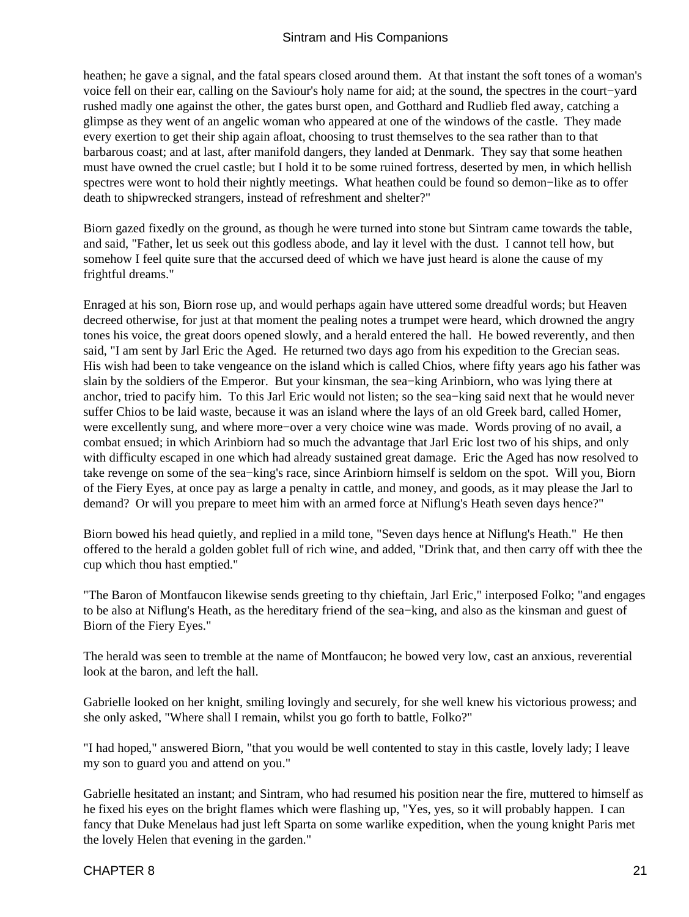heathen; he gave a signal, and the fatal spears closed around them. At that instant the soft tones of a woman's voice fell on their ear, calling on the Saviour's holy name for aid; at the sound, the spectres in the court−yard rushed madly one against the other, the gates burst open, and Gotthard and Rudlieb fled away, catching a glimpse as they went of an angelic woman who appeared at one of the windows of the castle. They made every exertion to get their ship again afloat, choosing to trust themselves to the sea rather than to that barbarous coast; and at last, after manifold dangers, they landed at Denmark. They say that some heathen must have owned the cruel castle; but I hold it to be some ruined fortress, deserted by men, in which hellish spectres were wont to hold their nightly meetings. What heathen could be found so demon−like as to offer death to shipwrecked strangers, instead of refreshment and shelter?"

Biorn gazed fixedly on the ground, as though he were turned into stone but Sintram came towards the table, and said, "Father, let us seek out this godless abode, and lay it level with the dust. I cannot tell how, but somehow I feel quite sure that the accursed deed of which we have just heard is alone the cause of my frightful dreams."

Enraged at his son, Biorn rose up, and would perhaps again have uttered some dreadful words; but Heaven decreed otherwise, for just at that moment the pealing notes a trumpet were heard, which drowned the angry tones his voice, the great doors opened slowly, and a herald entered the hall. He bowed reverently, and then said, "I am sent by Jarl Eric the Aged. He returned two days ago from his expedition to the Grecian seas. His wish had been to take vengeance on the island which is called Chios, where fifty years ago his father was slain by the soldiers of the Emperor. But your kinsman, the sea−king Arinbiorn, who was lying there at anchor, tried to pacify him. To this Jarl Eric would not listen; so the sea−king said next that he would never suffer Chios to be laid waste, because it was an island where the lays of an old Greek bard, called Homer, were excellently sung, and where more−over a very choice wine was made. Words proving of no avail, a combat ensued; in which Arinbiorn had so much the advantage that Jarl Eric lost two of his ships, and only with difficulty escaped in one which had already sustained great damage. Eric the Aged has now resolved to take revenge on some of the sea−king's race, since Arinbiorn himself is seldom on the spot. Will you, Biorn of the Fiery Eyes, at once pay as large a penalty in cattle, and money, and goods, as it may please the Jarl to demand? Or will you prepare to meet him with an armed force at Niflung's Heath seven days hence?"

Biorn bowed his head quietly, and replied in a mild tone, "Seven days hence at Niflung's Heath." He then offered to the herald a golden goblet full of rich wine, and added, "Drink that, and then carry off with thee the cup which thou hast emptied."

"The Baron of Montfaucon likewise sends greeting to thy chieftain, Jarl Eric," interposed Folko; "and engages to be also at Niflung's Heath, as the hereditary friend of the sea−king, and also as the kinsman and guest of Biorn of the Fiery Eyes."

The herald was seen to tremble at the name of Montfaucon; he bowed very low, cast an anxious, reverential look at the baron, and left the hall.

Gabrielle looked on her knight, smiling lovingly and securely, for she well knew his victorious prowess; and she only asked, "Where shall I remain, whilst you go forth to battle, Folko?"

"I had hoped," answered Biorn, "that you would be well contented to stay in this castle, lovely lady; I leave my son to guard you and attend on you."

Gabrielle hesitated an instant; and Sintram, who had resumed his position near the fire, muttered to himself as he fixed his eyes on the bright flames which were flashing up, "Yes, yes, so it will probably happen. I can fancy that Duke Menelaus had just left Sparta on some warlike expedition, when the young knight Paris met the lovely Helen that evening in the garden."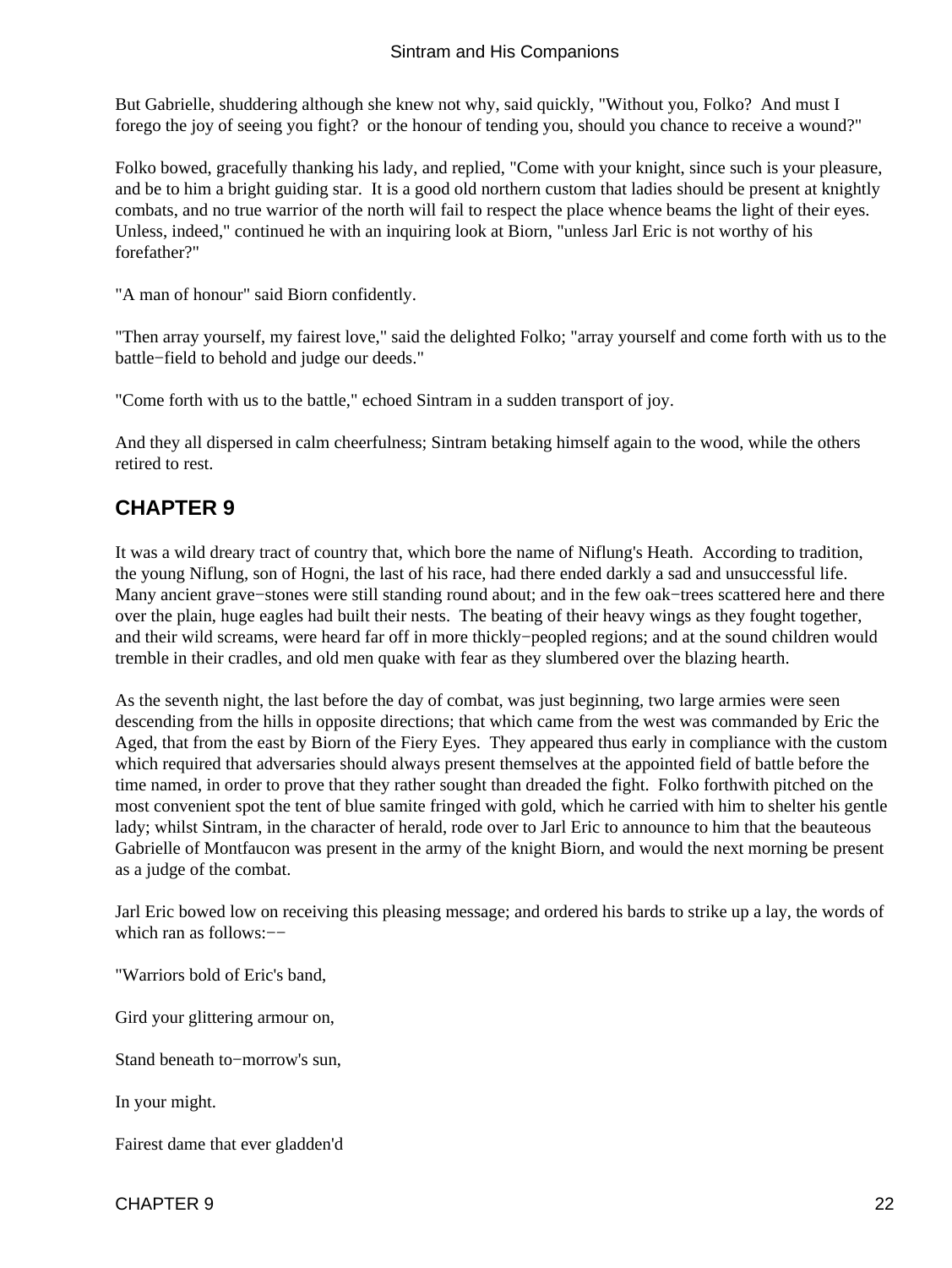But Gabrielle, shuddering although she knew not why, said quickly, "Without you, Folko? And must I forego the joy of seeing you fight? or the honour of tending you, should you chance to receive a wound?"

Folko bowed, gracefully thanking his lady, and replied, "Come with your knight, since such is your pleasure, and be to him a bright guiding star. It is a good old northern custom that ladies should be present at knightly combats, and no true warrior of the north will fail to respect the place whence beams the light of their eyes. Unless, indeed," continued he with an inquiring look at Biorn, "unless Jarl Eric is not worthy of his forefather?"

"A man of honour" said Biorn confidently.

"Then array yourself, my fairest love," said the delighted Folko; "array yourself and come forth with us to the battle−field to behold and judge our deeds."

"Come forth with us to the battle," echoed Sintram in a sudden transport of joy.

And they all dispersed in calm cheerfulness; Sintram betaking himself again to the wood, while the others retired to rest.

## CHAPTER 9

It was a wild dreary tract of country that, which bore the name of Niflung's Heath. According to tradition, the young Niflung, son of Hogni, the last of his race, had there ended darkly a sad and unsuccessful life. Many ancient grave−stones were still standing round about; and in the few oak−trees scattered here and there over the plain, huge eagles had built their nests. The beating of their heavy wings as they fought together, and their wild screams, were heard far off in more thickly−peopled regions; and at the sound children would tremble in their cradles, and old men quake with fear as they slumbered over the blazing hearth.

As the seventh night, the last before the day of combat, was just beginning, two large armies were seen descending from the hills in opposite directions; that which came from the west was commanded by Eric the Aged, that from the east by Biorn of the Fiery Eyes. They appeared thus early in compliance with the custom which required that adversaries should always present themselves at the appointed field of battle before the time named, in order to prove that they rather sought than dreaded the fight. Folko forthwith pitched on the most convenient spot the tent of blue samite fringed with gold, which he carried with him to shelter his gentle lady; whilst Sintram, in the character of herald, rode over to Jarl Eric to announce to him that the beauteous Gabrielle of Montfaucon was present in the army of the knight Biorn, and would the next morning be present as a judge of the combat.

Jarl Eric bowed low on receiving this pleasing message; and ordered his bards to strike up a lay, the words of which ran as follows:−−

"Warriors bold of Eric's band,

Gird your glittering armour on,

Stand beneath to−morrow's sun,

In your might.

Fairest dame that ever gladden'd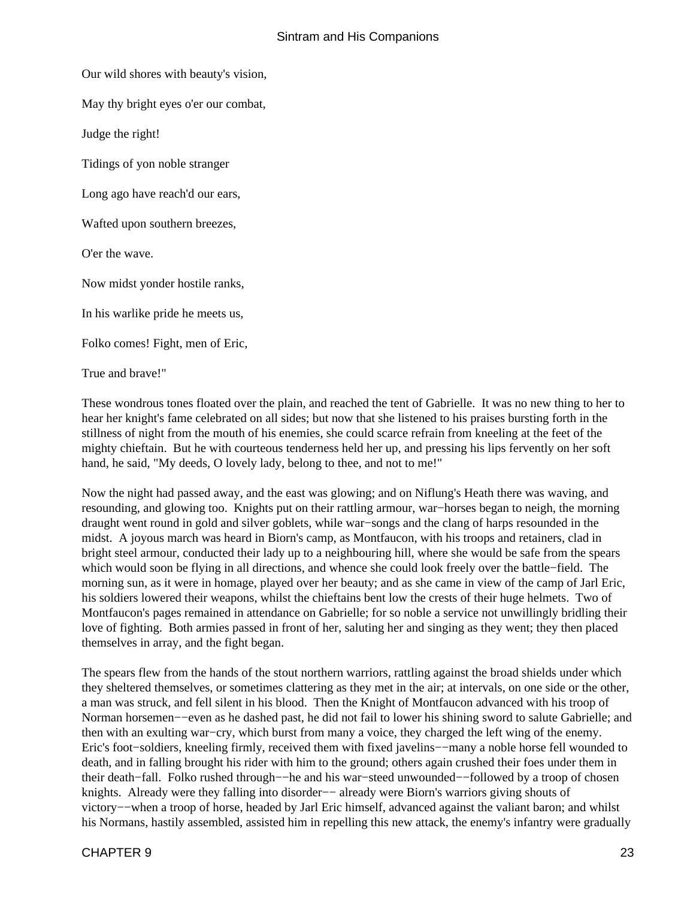Our wild shores with beauty's vision,

May thy bright eyes o'er our combat,

Judge the right!

Tidings of yon noble stranger

Long ago have reach'd our ears,

Wafted upon southern breezes,

O'er the wave.

Now midst yonder hostile ranks,

In his warlike pride he meets us,

Folko comes! Fight, men of Eric,

True and brave!"

These wondrous tones floated over the plain, and reached the tent of Gabrielle. It was no new thing to her to hear her knight's fame celebrated on all sides; but now that she listened to his praises bursting forth in the stillness of night from the mouth of his enemies, she could scarce refrain from kneeling at the feet of the mighty chieftain. But he with courteous tenderness held her up, and pressing his lips fervently on her soft hand, he said, "My deeds, O lovely lady, belong to thee, and not to me!"

Now the night had passed away, and the east was glowing; and on Niflung's Heath there was waving, and resounding, and glowing too. Knights put on their rattling armour, war−horses began to neigh, the morning draught went round in gold and silver goblets, while war−songs and the clang of harps resounded in the midst. A joyous march was heard in Biorn's camp, as Montfaucon, with his troops and retainers, clad in bright steel armour, conducted their lady up to a neighbouring hill, where she would be safe from the spears which would soon be flying in all directions, and whence she could look freely over the battle−field. The morning sun, as it were in homage, played over her beauty; and as she came in view of the camp of Jarl Eric, his soldiers lowered their weapons, whilst the chieftains bent low the crests of their huge helmets. Two of Montfaucon's pages remained in attendance on Gabrielle; for so noble a service not unwillingly bridling their love of fighting. Both armies passed in front of her, saluting her and singing as they went; they then placed themselves in array, and the fight began.

The spears flew from the hands of the stout northern warriors, rattling against the broad shields under which they sheltered themselves, or sometimes clattering as they met in the air; at intervals, on one side or the other, a man was struck, and fell silent in his blood. Then the Knight of Montfaucon advanced with his troop of Norman horsemen−−even as he dashed past, he did not fail to lower his shining sword to salute Gabrielle; and then with an exulting war−cry, which burst from many a voice, they charged the left wing of the enemy. Eric's foot−soldiers, kneeling firmly, received them with fixed javelins−−many a noble horse fell wounded to death, and in falling brought his rider with him to the ground; others again crushed their foes under them in their death−fall. Folko rushed through−−he and his war−steed unwounded−−followed by a troop of chosen knights. Already were they falling into disorder−− already were Biorn's warriors giving shouts of victory−−when a troop of horse, headed by Jarl Eric himself, advanced against the valiant baron; and whilst his Normans, hastily assembled, assisted him in repelling this new attack, the enemy's infantry were gradually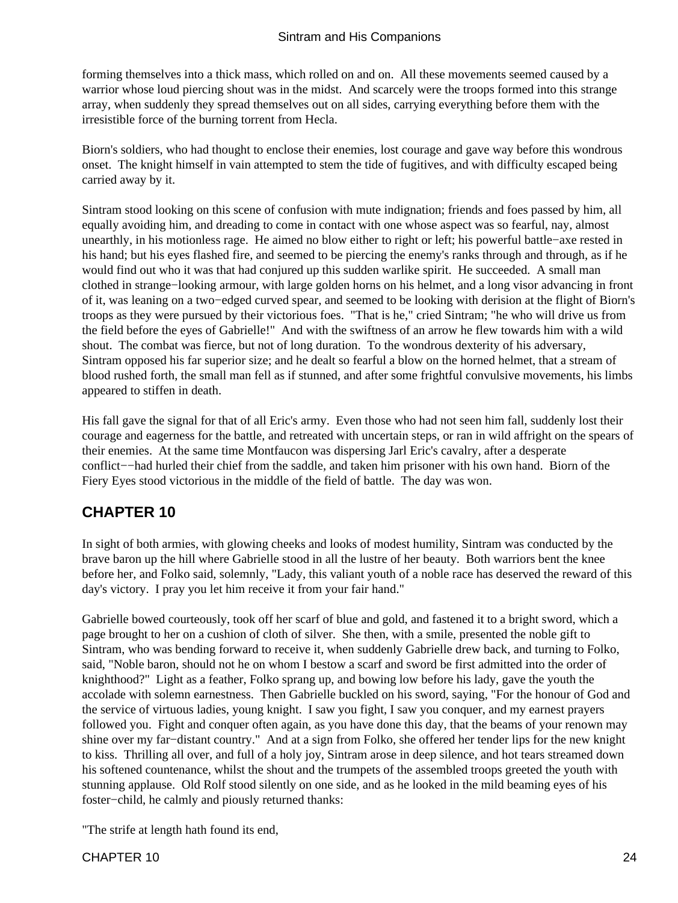forming themselves into a thick mass, which rolled on and on. All these movements seemed caused by a warrior whose loud piercing shout was in the midst. And scarcely were the troops formed into this strange array, when suddenly they spread themselves out on all sides, carrying everything before them with the irresistible force of the burning torrent from Hecla.

Biorn's soldiers, who had thought to enclose their enemies, lost courage and gave way before this wondrous onset. The knight himself in vain attempted to stem the tide of fugitives, and with difficulty escaped being carried away by it.

Sintram stood looking on this scene of confusion with mute indignation; friends and foes passed by him, all equally avoiding him, and dreading to come in contact with one whose aspect was so fearful, nay, almost unearthly, in his motionless rage. He aimed no blow either to right or left; his powerful battle−axe rested in his hand; but his eyes flashed fire, and seemed to be piercing the enemy's ranks through and through, as if he would find out who it was that had conjured up this sudden warlike spirit. He succeeded. A small man clothed in strange−looking armour, with large golden horns on his helmet, and a long visor advancing in front of it, was leaning on a two−edged curved spear, and seemed to be looking with derision at the flight of Biorn's troops as they were pursued by their victorious foes. "That is he," cried Sintram; "he who will drive us from the field before the eyes of Gabrielle!" And with the swiftness of an arrow he flew towards him with a wild shout. The combat was fierce, but not of long duration. To the wondrous dexterity of his adversary, Sintram opposed his far superior size; and he dealt so fearful a blow on the horned helmet, that a stream of blood rushed forth, the small man fell as if stunned, and after some frightful convulsive movements, his limbs appeared to stiffen in death.

His fall gave the signal for that of all Eric's army. Even those who had not seen him fall, suddenly lost their courage and eagerness for the battle, and retreated with uncertain steps, or ran in wild affright on the spears of their enemies. At the same time Montfaucon was dispersing Jarl Eric's cavalry, after a desperate conflict−−had hurled their chief from the saddle, and taken him prisoner with his own hand. Biorn of the Fiery Eyes stood victorious in the middle of the field of battle. The day was won.

## CHAPTER 10

In sight of both armies, with glowing cheeks and looks of modest humility, Sintram was conducted by the brave baron up the hill where Gabrielle stood in all the lustre of her beauty. Both warriors bent the knee before her, and Folko said, solemnly, "Lady, this valiant youth of a noble race has deserved the reward of this day's victory. I pray you let him receive it from your fair hand."

Gabrielle bowed courteously, took off her scarf of blue and gold, and fastened it to a bright sword, which a page brought to her on a cushion of cloth of silver. She then, with a smile, presented the noble gift to Sintram, who was bending forward to receive it, when suddenly Gabrielle drew back, and turning to Folko, said, "Noble baron, should not he on whom I bestow a scarf and sword be first admitted into the order of knighthood?" Light as a feather, Folko sprang up, and bowing low before his lady, gave the youth the accolade with solemn earnestness. Then Gabrielle buckled on his sword, saying, "For the honour of God and the service of virtuous ladies, young knight. I saw you fight, I saw you conquer, and my earnest prayers followed you. Fight and conquer often again, as you have done this day, that the beams of your renown may shine over my far−distant country." And at a sign from Folko, she offered her tender lips for the new knight to kiss. Thrilling all over, and full of a holy joy, Sintram arose in deep silence, and hot tears streamed down his softened countenance, whilst the shout and the trumpets of the assembled troops greeted the youth with stunning applause. Old Rolf stood silently on one side, and as he looked in the mild beaming eyes of his foster−child, he calmly and piously returned thanks:

"The strife at length hath found its end,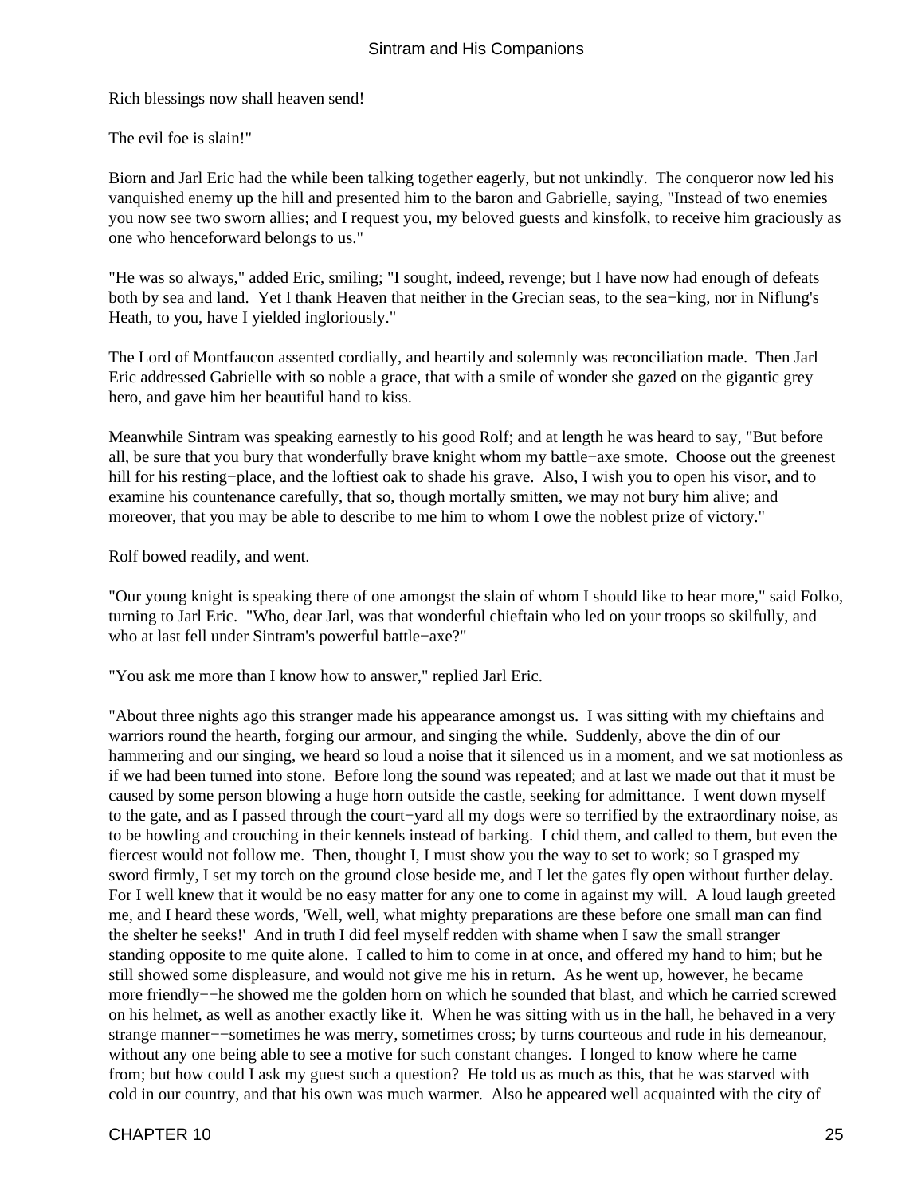Rich blessings now shall heaven send!

The evil foe is slain!"

Biorn and Jarl Eric had the while been talking together eagerly, but not unkindly. The conqueror now led his vanquished enemy up the hill and presented him to the baron and Gabrielle, saying, "Instead of two enemies you now see two sworn allies; and I request you, my beloved guests and kinsfolk, to receive him graciously as one who henceforward belongs to us."

"He was so always," added Eric, smiling; "I sought, indeed, revenge; but I have now had enough of defeats both by sea and land. Yet I thank Heaven that neither in the Grecian seas, to the sea−king, nor in Niflung's Heath, to you, have I yielded ingloriously."

The Lord of Montfaucon assented cordially, and heartily and solemnly was reconciliation made. Then Jarl Eric addressed Gabrielle with so noble a grace, that with a smile of wonder she gazed on the gigantic grey hero, and gave him her beautiful hand to kiss.

Meanwhile Sintram was speaking earnestly to his good Rolf; and at length he was heard to say, "But before all, be sure that you bury that wonderfully brave knight whom my battle−axe smote. Choose out the greenest hill for his resting−place, and the loftiest oak to shade his grave. Also, I wish you to open his visor, and to examine his countenance carefully, that so, though mortally smitten, we may not bury him alive; and moreover, that you may be able to describe to me him to whom I owe the noblest prize of victory."

Rolf bowed readily, and went.

"Our young knight is speaking there of one amongst the slain of whom I should like to hear more," said Folko, turning to Jarl Eric. "Who, dear Jarl, was that wonderful chieftain who led on your troops so skilfully, and who at last fell under Sintram's powerful battle−axe?"

"You ask me more than I know how to answer," replied Jarl Eric.

"About three nights ago this stranger made his appearance amongst us. I was sitting with my chieftains and warriors round the hearth, forging our armour, and singing the while. Suddenly, above the din of our hammering and our singing, we heard so loud a noise that it silenced us in a moment, and we sat motionless as if we had been turned into stone. Before long the sound was repeated; and at last we made out that it must be caused by some person blowing a huge horn outside the castle, seeking for admittance. I went down myself to the gate, and as I passed through the court−yard all my dogs were so terrified by the extraordinary noise, as to be howling and crouching in their kennels instead of barking. I chid them, and called to them, but even the fiercest would not follow me. Then, thought I, I must show you the way to set to work; so I grasped my sword firmly, I set my torch on the ground close beside me, and I let the gates fly open without further delay. For I well knew that it would be no easy matter for any one to come in against my will. A loud laugh greeted me, and I heard these words, 'Well, well, what mighty preparations are these before one small man can find the shelter he seeks!' And in truth I did feel myself redden with shame when I saw the small stranger standing opposite to me quite alone. I called to him to come in at once, and offered my hand to him; but he still showed some displeasure, and would not give me his in return. As he went up, however, he became more friendly−−he showed me the golden horn on which he sounded that blast, and which he carried screwed on his helmet, as well as another exactly like it. When he was sitting with us in the hall, he behaved in a very strange manner−−sometimes he was merry, sometimes cross; by turns courteous and rude in his demeanour, without any one being able to see a motive for such constant changes. I longed to know where he came from; but how could I ask my guest such a question? He told us as much as this, that he was starved with cold in our country, and that his own was much warmer. Also he appeared well acquainted with the city of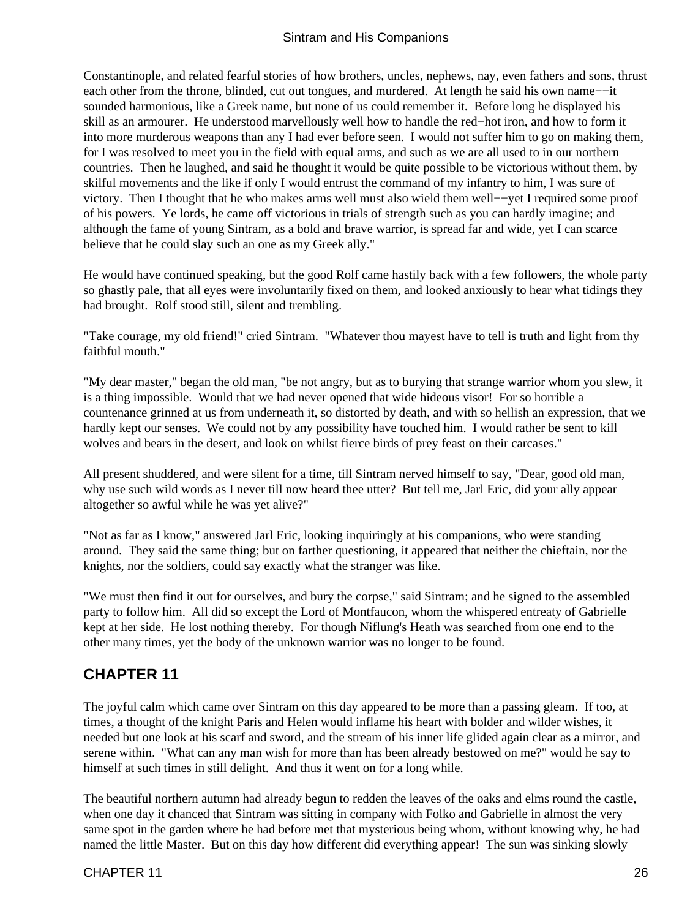Constantinople, and related fearful stories of how brothers, uncles, nephews, nay, even fathers and sons, thrust each other from the throne, blinded, cut out tongues, and murdered. At length he said his own name−−it sounded harmonious, like a Greek name, but none of us could remember it. Before long he displayed his skill as an armourer. He understood marvellously well how to handle the red−hot iron, and how to form it into more murderous weapons than any I had ever before seen. I would not suffer him to go on making them, for I was resolved to meet you in the field with equal arms, and such as we are all used to in our northern countries. Then he laughed, and said he thought it would be quite possible to be victorious without them, by skilful movements and the like if only I would entrust the command of my infantry to him, I was sure of victory. Then I thought that he who makes arms well must also wield them well−−yet I required some proof of his powers. Ye lords, he came off victorious in trials of strength such as you can hardly imagine; and although the fame of young Sintram, as a bold and brave warrior, is spread far and wide, yet I can scarce believe that he could slay such an one as my Greek ally."

He would have continued speaking, but the good Rolf came hastily back with a few followers, the whole party so ghastly pale, that all eyes were involuntarily fixed on them, and looked anxiously to hear what tidings they had brought. Rolf stood still, silent and trembling.

"Take courage, my old friend!" cried Sintram. "Whatever thou mayest have to tell is truth and light from thy faithful mouth."

"My dear master," began the old man, "be not angry, but as to burying that strange warrior whom you slew, it is a thing impossible. Would that we had never opened that wide hideous visor! For so horrible a countenance grinned at us from underneath it, so distorted by death, and with so hellish an expression, that we hardly kept our senses. We could not by any possibility have touched him. I would rather be sent to kill wolves and bears in the desert, and look on whilst fierce birds of prey feast on their carcases."

All present shuddered, and were silent for a time, till Sintram nerved himself to say, "Dear, good old man, why use such wild words as I never till now heard thee utter? But tell me, Jarl Eric, did your ally appear altogether so awful while he was yet alive?"

"Not as far as I know," answered Jarl Eric, looking inquiringly at his companions, who were standing around. They said the same thing; but on farther questioning, it appeared that neither the chieftain, nor the knights, nor the soldiers, could say exactly what the stranger was like.

"We must then find it out for ourselves, and bury the corpse," said Sintram; and he signed to the assembled party to follow him. All did so except the Lord of Montfaucon, whom the whispered entreaty of Gabrielle kept at her side. He lost nothing thereby. For though Niflung's Heath was searched from one end to the other many times, yet the body of the unknown warrior was no longer to be found.

## CHAPTER 11

The joyful calm which came over Sintram on this day appeared to be more than a passing gleam. If too, at times, a thought of the knight Paris and Helen would inflame his heart with bolder and wilder wishes, it needed but one look at his scarf and sword, and the stream of his inner life glided again clear as a mirror, and serene within. "What can any man wish for more than has been already bestowed on me?" would he say to himself at such times in still delight. And thus it went on for a long while.

The beautiful northern autumn had already begun to redden the leaves of the oaks and elms round the castle, when one day it chanced that Sintram was sitting in company with Folko and Gabrielle in almost the very same spot in the garden where he had before met that mysterious being whom, without knowing why, he had named the little Master. But on this day how different did everything appear! The sun was sinking slowly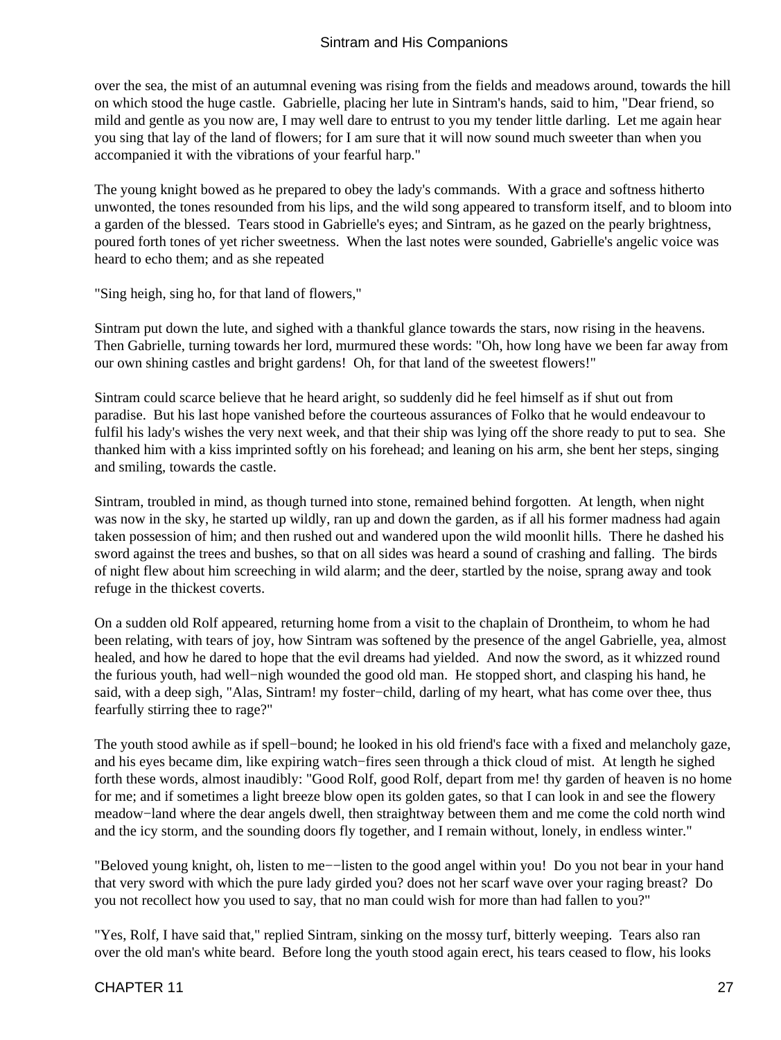over the sea, the mist of an autumnal evening was rising from the fields and meadows around, towards the hill on which stood the huge castle. Gabrielle, placing her lute in Sintram's hands, said to him, "Dear friend, so mild and gentle as you now are, I may well dare to entrust to you my tender little darling. Let me again hear you sing that lay of the land of flowers; for I am sure that it will now sound much sweeter than when you accompanied it with the vibrations of your fearful harp."

The young knight bowed as he prepared to obey the lady's commands. With a grace and softness hitherto unwonted, the tones resounded from his lips, and the wild song appeared to transform itself, and to bloom into a garden of the blessed. Tears stood in Gabrielle's eyes; and Sintram, as he gazed on the pearly brightness, poured forth tones of yet richer sweetness. When the last notes were sounded, Gabrielle's angelic voice was heard to echo them; and as she repeated

"Sing heigh, sing ho, for that land of flowers,"

Sintram put down the lute, and sighed with a thankful glance towards the stars, now rising in the heavens. Then Gabrielle, turning towards her lord, murmured these words: "Oh, how long have we been far away from our own shining castles and bright gardens! Oh, for that land of the sweetest flowers!"

Sintram could scarce believe that he heard aright, so suddenly did he feel himself as if shut out from paradise. But his last hope vanished before the courteous assurances of Folko that he would endeavour to fulfil his lady's wishes the very next week, and that their ship was lying off the shore ready to put to sea. She thanked him with a kiss imprinted softly on his forehead; and leaning on his arm, she bent her steps, singing and smiling, towards the castle.

Sintram, troubled in mind, as though turned into stone, remained behind forgotten. At length, when night was now in the sky, he started up wildly, ran up and down the garden, as if all his former madness had again taken possession of him; and then rushed out and wandered upon the wild moonlit hills. There he dashed his sword against the trees and bushes, so that on all sides was heard a sound of crashing and falling. The birds of night flew about him screeching in wild alarm; and the deer, startled by the noise, sprang away and took refuge in the thickest coverts.

On a sudden old Rolf appeared, returning home from a visit to the chaplain of Drontheim, to whom he had been relating, with tears of joy, how Sintram was softened by the presence of the angel Gabrielle, yea, almost healed, and how he dared to hope that the evil dreams had yielded. And now the sword, as it whizzed round the furious youth, had well−nigh wounded the good old man. He stopped short, and clasping his hand, he said, with a deep sigh, "Alas, Sintram! my foster−child, darling of my heart, what has come over thee, thus fearfully stirring thee to rage?"

The youth stood awhile as if spell−bound; he looked in his old friend's face with a fixed and melancholy gaze, and his eyes became dim, like expiring watch−fires seen through a thick cloud of mist. At length he sighed forth these words, almost inaudibly: "Good Rolf, good Rolf, depart from me! thy garden of heaven is no home for me; and if sometimes a light breeze blow open its golden gates, so that I can look in and see the flowery meadow−land where the dear angels dwell, then straightway between them and me come the cold north wind and the icy storm, and the sounding doors fly together, and I remain without, lonely, in endless winter."

"Beloved young knight, oh, listen to me−−listen to the good angel within you! Do you not bear in your hand that very sword with which the pure lady girded you? does not her scarf wave over your raging breast? Do you not recollect how you used to say, that no man could wish for more than had fallen to you?"

"Yes, Rolf, I have said that," replied Sintram, sinking on the mossy turf, bitterly weeping. Tears also ran over the old man's white beard. Before long the youth stood again erect, his tears ceased to flow, his looks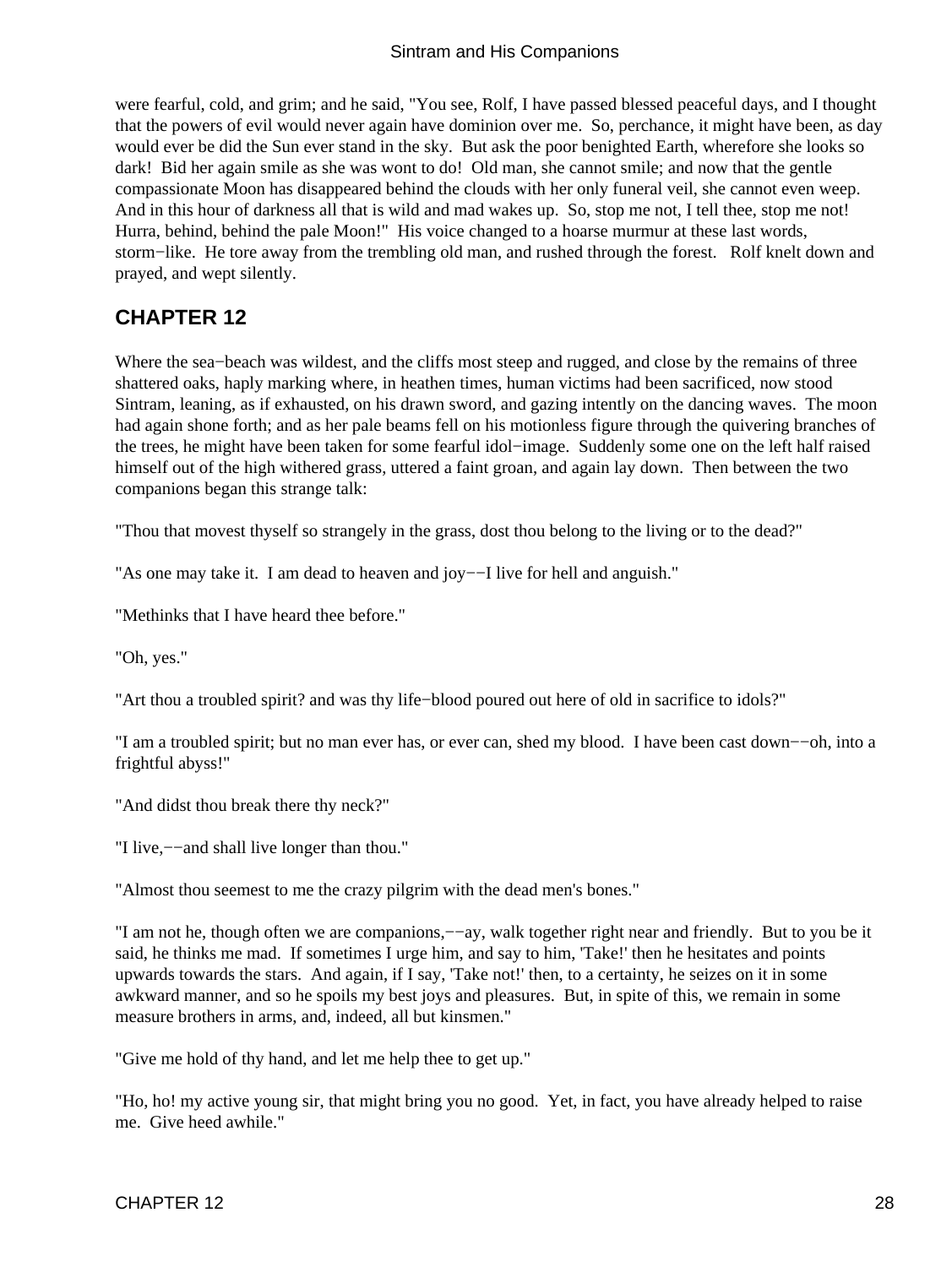were fearful, cold, and grim; and he said, "You see, Rolf, I have passed blessed peaceful days, and I thought that the powers of evil would never again have dominion over me. So, perchance, it might have been, as day would ever be did the Sun ever stand in the sky. But ask the poor benighted Earth, wherefore she looks so dark! Bid her again smile as she was wont to do! Old man, she cannot smile; and now that the gentle compassionate Moon has disappeared behind the clouds with her only funeral veil, she cannot even weep. And in this hour of darkness all that is wild and mad wakes up. So, stop me not, I tell thee, stop me not! Hurra, behind, behind the pale Moon!" His voice changed to a hoarse murmur at these last words, storm−like. He tore away from the trembling old man, and rushed through the forest. Rolf knelt down and prayed, and wept silently.

## CHAPTER 12

Where the sea−beach was wildest, and the cliffs most steep and rugged, and close by the remains of three shattered oaks, haply marking where, in heathen times, human victims had been sacrificed, now stood Sintram, leaning, as if exhausted, on his drawn sword, and gazing intently on the dancing waves. The moon had again shone forth; and as her pale beams fell on his motionless figure through the quivering branches of the trees, he might have been taken for some fearful idol−image. Suddenly some one on the left half raised himself out of the high withered grass, uttered a faint groan, and again lay down. Then between the two companions began this strange talk:

"Thou that movest thyself so strangely in the grass, dost thou belong to the living or to the dead?"

"As one may take it. I am dead to heaven and joy−−I live for hell and anguish."

"Methinks that I have heard thee before."

"Oh, yes."

"Art thou a troubled spirit? and was thy life−blood poured out here of old in sacrifice to idols?"

"I am a troubled spirit; but no man ever has, or ever can, shed my blood. I have been cast down−−oh, into a frightful abyss!"

"And didst thou break there thy neck?"

"I live,−−and shall live longer than thou."

"Almost thou seemest to me the crazy pilgrim with the dead men's bones."

"I am not he, though often we are companions,−−ay, walk together right near and friendly. But to you be it said, he thinks me mad. If sometimes I urge him, and say to him, 'Take!' then he hesitates and points upwards towards the stars. And again, if I say, 'Take not!' then, to a certainty, he seizes on it in some awkward manner, and so he spoils my best joys and pleasures. But, in spite of this, we remain in some measure brothers in arms, and, indeed, all but kinsmen."

"Give me hold of thy hand, and let me help thee to get up."

"Ho, ho! my active young sir, that might bring you no good. Yet, in fact, you have already helped to raise me. Give heed awhile."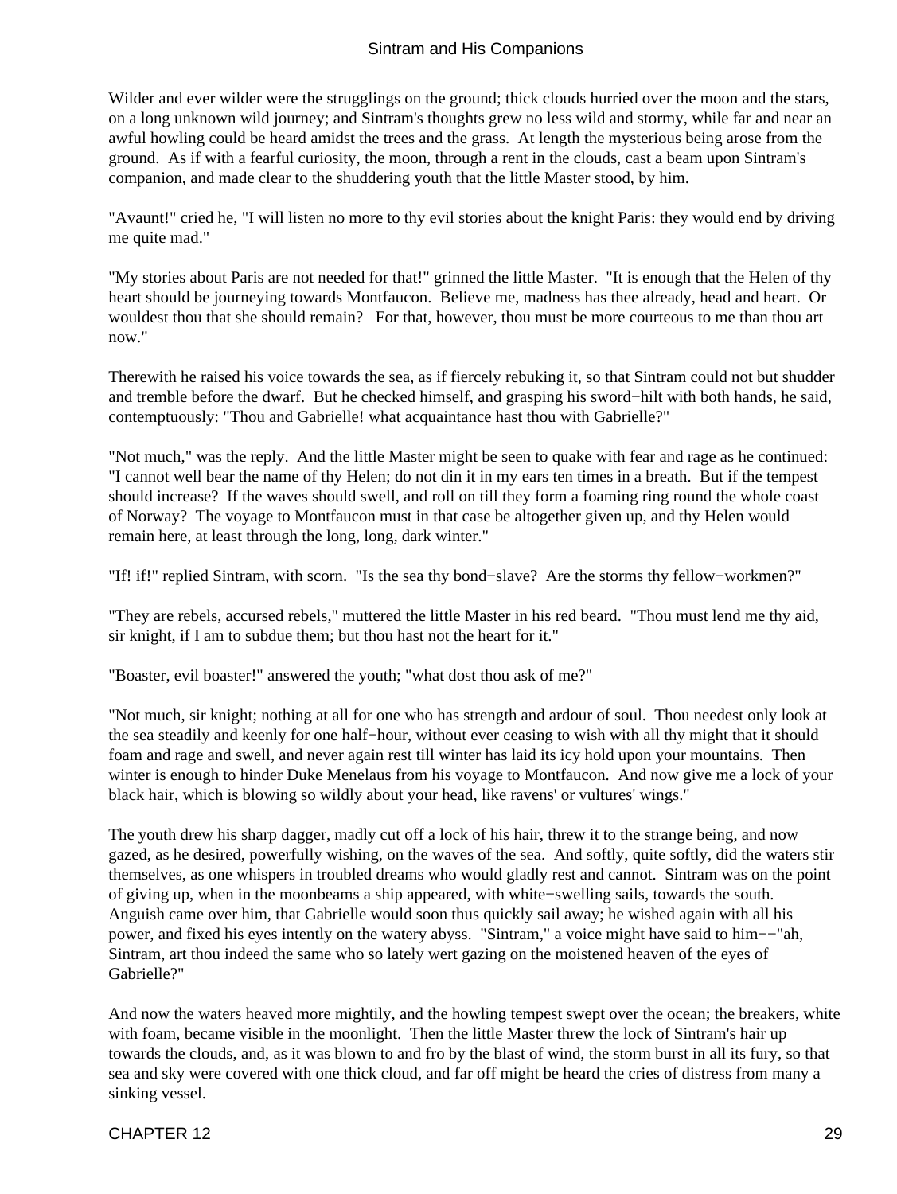Wilder and ever wilder were the strugglings on the ground; thick clouds hurried over the moon and the stars, on a long unknown wild journey; and Sintram's thoughts grew no less wild and stormy, while far and near an awful howling could be heard amidst the trees and the grass. At length the mysterious being arose from the ground. As if with a fearful curiosity, the moon, through a rent in the clouds, cast a beam upon Sintram's companion, and made clear to the shuddering youth that the little Master stood, by him.

"Avaunt!" cried he, "I will listen no more to thy evil stories about the knight Paris: they would end by driving me quite mad."

"My stories about Paris are not needed for that!" grinned the little Master. "It is enough that the Helen of thy heart should be journeying towards Montfaucon. Believe me, madness has thee already, head and heart. Or wouldest thou that she should remain? For that, however, thou must be more courteous to me than thou art now."

Therewith he raised his voice towards the sea, as if fiercely rebuking it, so that Sintram could not but shudder and tremble before the dwarf. But he checked himself, and grasping his sword−hilt with both hands, he said, contemptuously: "Thou and Gabrielle! what acquaintance hast thou with Gabrielle?"

"Not much," was the reply. And the little Master might be seen to quake with fear and rage as he continued: "I cannot well bear the name of thy Helen; do not din it in my ears ten times in a breath. But if the tempest should increase? If the waves should swell, and roll on till they form a foaming ring round the whole coast of Norway? The voyage to Montfaucon must in that case be altogether given up, and thy Helen would remain here, at least through the long, long, dark winter."

"If! if!" replied Sintram, with scorn. "Is the sea thy bond−slave? Are the storms thy fellow−workmen?"

"They are rebels, accursed rebels," muttered the little Master in his red beard. "Thou must lend me thy aid, sir knight, if I am to subdue them; but thou hast not the heart for it."

"Boaster, evil boaster!" answered the youth; "what dost thou ask of me?"

"Not much, sir knight; nothing at all for one who has strength and ardour of soul. Thou needest only look at the sea steadily and keenly for one half−hour, without ever ceasing to wish with all thy might that it should foam and rage and swell, and never again rest till winter has laid its icy hold upon your mountains. Then winter is enough to hinder Duke Menelaus from his voyage to Montfaucon. And now give me a lock of your black hair, which is blowing so wildly about your head, like ravens' or vultures' wings."

The youth drew his sharp dagger, madly cut off a lock of his hair, threw it to the strange being, and now gazed, as he desired, powerfully wishing, on the waves of the sea. And softly, quite softly, did the waters stir themselves, as one whispers in troubled dreams who would gladly rest and cannot. Sintram was on the point of giving up, when in the moonbeams a ship appeared, with white−swelling sails, towards the south. Anguish came over him, that Gabrielle would soon thus quickly sail away; he wished again with all his power, and fixed his eyes intently on the watery abyss. "Sintram," a voice might have said to him−−"ah, Sintram, art thou indeed the same who so lately wert gazing on the moistened heaven of the eyes of Gabrielle?"

And now the waters heaved more mightily, and the howling tempest swept over the ocean; the breakers, white with foam, became visible in the moonlight. Then the little Master threw the lock of Sintram's hair up towards the clouds, and, as it was blown to and fro by the blast of wind, the storm burst in all its fury, so that sea and sky were covered with one thick cloud, and far off might be heard the cries of distress from many a sinking vessel.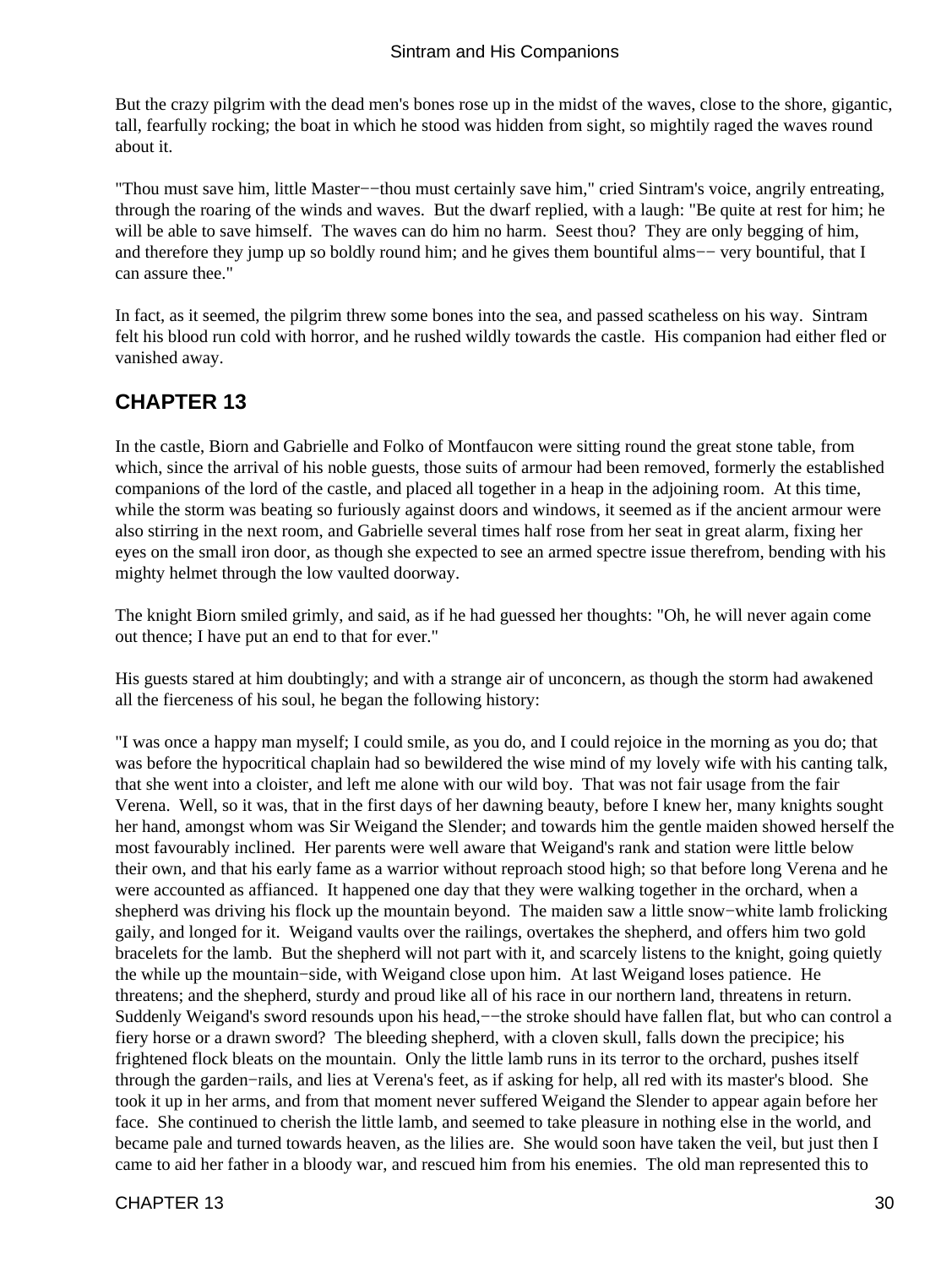But the crazy pilgrim with the dead men's bones rose up in the midst of the waves, close to the shore, gigantic, tall, fearfully rocking; the boat in which he stood was hidden from sight, so mightily raged the waves round about it.

"Thou must save him, little Master−−thou must certainly save him," cried Sintram's voice, angrily entreating, through the roaring of the winds and waves. But the dwarf replied, with a laugh: "Be quite at rest for him; he will be able to save himself. The waves can do him no harm. Seest thou? They are only begging of him, and therefore they jump up so boldly round him; and he gives them bountiful alms−− very bountiful, that I can assure thee."

In fact, as it seemed, the pilgrim threw some bones into the sea, and passed scatheless on his way. Sintram felt his blood run cold with horror, and he rushed wildly towards the castle. His companion had either fled or vanished away.

## CHAPTER 13

In the castle, Biorn and Gabrielle and Folko of Montfaucon were sitting round the great stone table, from which, since the arrival of his noble guests, those suits of armour had been removed, formerly the established companions of the lord of the castle, and placed all together in a heap in the adjoining room. At this time, while the storm was beating so furiously against doors and windows, it seemed as if the ancient armour were also stirring in the next room, and Gabrielle several times half rose from her seat in great alarm, fixing her eyes on the small iron door, as though she expected to see an armed spectre issue therefrom, bending with his mighty helmet through the low vaulted doorway.

The knight Biorn smiled grimly, and said, as if he had guessed her thoughts: "Oh, he will never again come out thence; I have put an end to that for ever."

His guests stared at him doubtingly; and with a strange air of unconcern, as though the storm had awakened all the fierceness of his soul, he began the following history:

"I was once a happy man myself; I could smile, as you do, and I could rejoice in the morning as you do; that was before the hypocritical chaplain had so bewildered the wise mind of my lovely wife with his canting talk, that she went into a cloister, and left me alone with our wild boy. That was not fair usage from the fair Verena. Well, so it was, that in the first days of her dawning beauty, before I knew her, many knights sought her hand, amongst whom was Sir Weigand the Slender; and towards him the gentle maiden showed herself the most favourably inclined. Her parents were well aware that Weigand's rank and station were little below their own, and that his early fame as a warrior without reproach stood high; so that before long Verena and he were accounted as affianced. It happened one day that they were walking together in the orchard, when a shepherd was driving his flock up the mountain beyond. The maiden saw a little snow−white lamb frolicking gaily, and longed for it. Weigand vaults over the railings, overtakes the shepherd, and offers him two gold bracelets for the lamb. But the shepherd will not part with it, and scarcely listens to the knight, going quietly the while up the mountain−side, with Weigand close upon him. At last Weigand loses patience. He threatens; and the shepherd, sturdy and proud like all of his race in our northern land, threatens in return. Suddenly Weigand's sword resounds upon his head,−−the stroke should have fallen flat, but who can control a fiery horse or a drawn sword? The bleeding shepherd, with a cloven skull, falls down the precipice; his frightened flock bleats on the mountain. Only the little lamb runs in its terror to the orchard, pushes itself through the garden−rails, and lies at Verena's feet, as if asking for help, all red with its master's blood. She took it up in her arms, and from that moment never suffered Weigand the Slender to appear again before her face. She continued to cherish the little lamb, and seemed to take pleasure in nothing else in the world, and became pale and turned towards heaven, as the lilies are. She would soon have taken the veil, but just then I came to aid her father in a bloody war, and rescued him from his enemies. The old man represented this to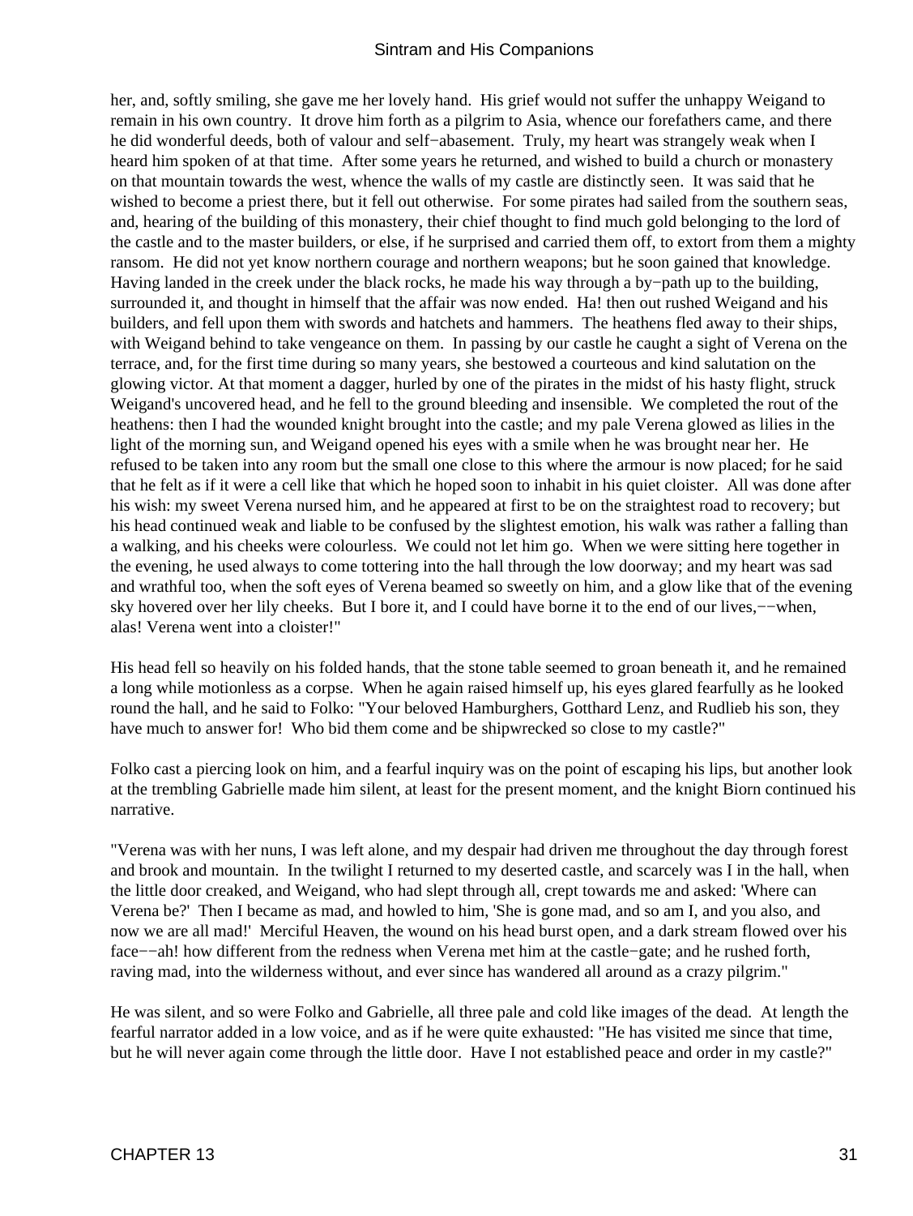her, and, softly smiling, she gave me her lovely hand. His grief would not suffer the unhappy Weigand to remain in his own country. It drove him forth as a pilgrim to Asia, whence our forefathers came, and there he did wonderful deeds, both of valour and self−abasement. Truly, my heart was strangely weak when I heard him spoken of at that time. After some years he returned, and wished to build a church or monastery on that mountain towards the west, whence the walls of my castle are distinctly seen. It was said that he wished to become a priest there, but it fell out otherwise. For some pirates had sailed from the southern seas, and, hearing of the building of this monastery, their chief thought to find much gold belonging to the lord of the castle and to the master builders, or else, if he surprised and carried them off, to extort from them a mighty ransom. He did not yet know northern courage and northern weapons; but he soon gained that knowledge. Having landed in the creek under the black rocks, he made his way through a by−path up to the building, surrounded it, and thought in himself that the affair was now ended. Ha! then out rushed Weigand and his builders, and fell upon them with swords and hatchets and hammers. The heathens fled away to their ships, with Weigand behind to take vengeance on them. In passing by our castle he caught a sight of Verena on the terrace, and, for the first time during so many years, she bestowed a courteous and kind salutation on the glowing victor. At that moment a dagger, hurled by one of the pirates in the midst of his hasty flight, struck Weigand's uncovered head, and he fell to the ground bleeding and insensible. We completed the rout of the heathens: then I had the wounded knight brought into the castle; and my pale Verena glowed as lilies in the light of the morning sun, and Weigand opened his eyes with a smile when he was brought near her. He refused to be taken into any room but the small one close to this where the armour is now placed; for he said that he felt as if it were a cell like that which he hoped soon to inhabit in his quiet cloister. All was done after his wish: my sweet Verena nursed him, and he appeared at first to be on the straightest road to recovery; but his head continued weak and liable to be confused by the slightest emotion, his walk was rather a falling than a walking, and his cheeks were colourless. We could not let him go. When we were sitting here together in the evening, he used always to come tottering into the hall through the low doorway; and my heart was sad and wrathful too, when the soft eyes of Verena beamed so sweetly on him, and a glow like that of the evening sky hovered over her lily cheeks. But I bore it, and I could have borne it to the end of our lives,−−when, alas! Verena went into a cloister!"

His head fell so heavily on his folded hands, that the stone table seemed to groan beneath it, and he remained a long while motionless as a corpse. When he again raised himself up, his eyes glared fearfully as he looked round the hall, and he said to Folko: "Your beloved Hamburghers, Gotthard Lenz, and Rudlieb his son, they have much to answer for! Who bid them come and be shipwrecked so close to my castle?"

Folko cast a piercing look on him, and a fearful inquiry was on the point of escaping his lips, but another look at the trembling Gabrielle made him silent, at least for the present moment, and the knight Biorn continued his narrative.

"Verena was with her nuns, I was left alone, and my despair had driven me throughout the day through forest and brook and mountain. In the twilight I returned to my deserted castle, and scarcely was I in the hall, when the little door creaked, and Weigand, who had slept through all, crept towards me and asked: 'Where can Verena be?' Then I became as mad, and howled to him, 'She is gone mad, and so am I, and you also, and now we are all mad!' Merciful Heaven, the wound on his head burst open, and a dark stream flowed over his face−−ah! how different from the redness when Verena met him at the castle−gate; and he rushed forth, raving mad, into the wilderness without, and ever since has wandered all around as a crazy pilgrim."

He was silent, and so were Folko and Gabrielle, all three pale and cold like images of the dead. At length the fearful narrator added in a low voice, and as if he were quite exhausted: "He has visited me since that time, but he will never again come through the little door. Have I not established peace and order in my castle?"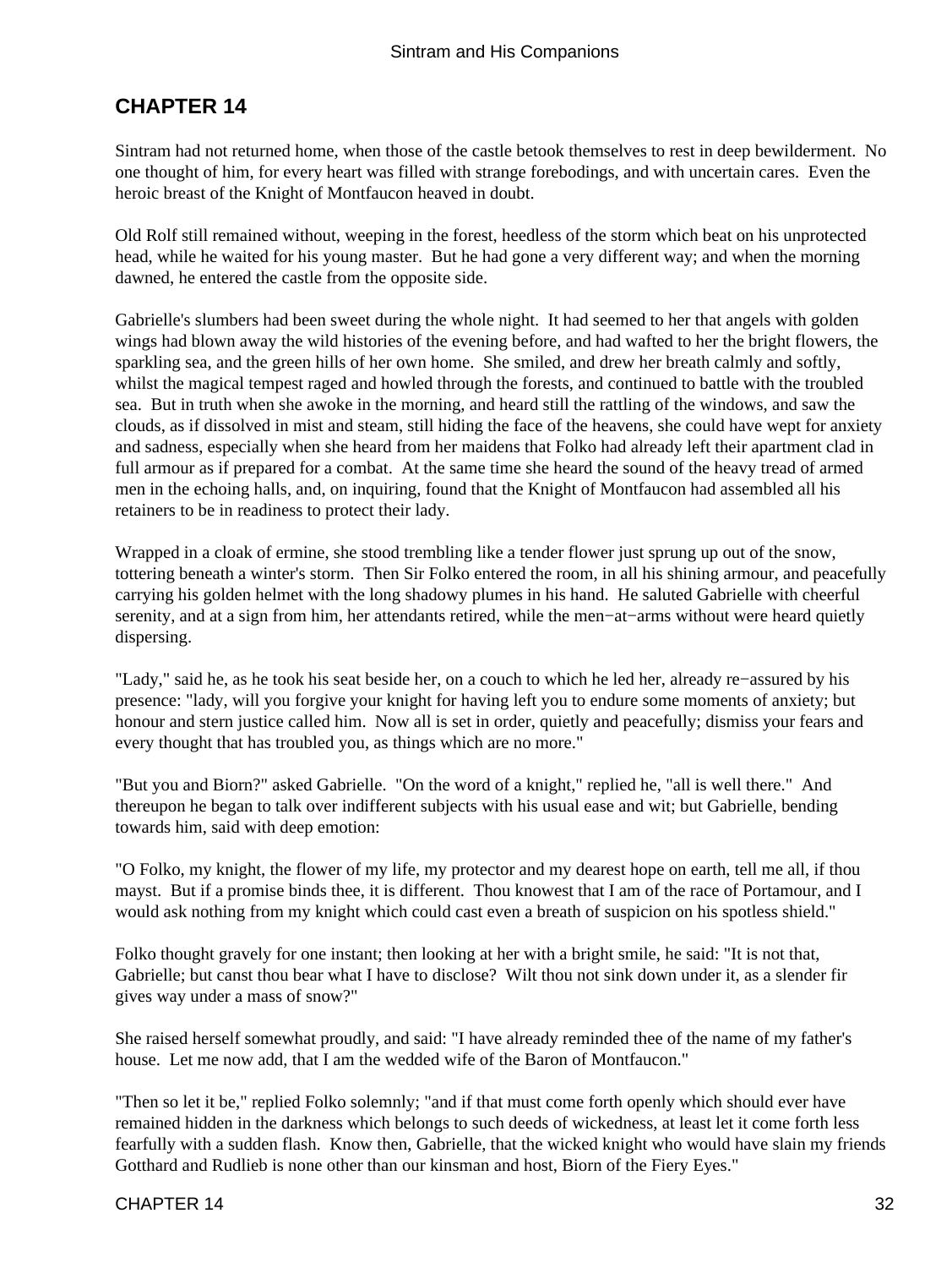## CHAPTER 14

Sintram had not returned home, when those of the castle betook themselves to rest in deep bewilderment. No one thought of him, for every heart was filled with strange forebodings, and with uncertain cares. Even the heroic breast of the Knight of Montfaucon heaved in doubt.

Old Rolf still remained without, weeping in the forest, heedless of the storm which beat on his unprotected head, while he waited for his young master. But he had gone a very different way; and when the morning dawned, he entered the castle from the opposite side.

Gabrielle's slumbers had been sweet during the whole night. It had seemed to her that angels with golden wings had blown away the wild histories of the evening before, and had wafted to her the bright flowers, the sparkling sea, and the green hills of her own home. She smiled, and drew her breath calmly and softly, whilst the magical tempest raged and howled through the forests, and continued to battle with the troubled sea. But in truth when she awoke in the morning, and heard still the rattling of the windows, and saw the clouds, as if dissolved in mist and steam, still hiding the face of the heavens, she could have wept for anxiety and sadness, especially when she heard from her maidens that Folko had already left their apartment clad in full armour as if prepared for a combat. At the same time she heard the sound of the heavy tread of armed men in the echoing halls, and, on inquiring, found that the Knight of Montfaucon had assembled all his retainers to be in readiness to protect their lady.

Wrapped in a cloak of ermine, she stood trembling like a tender flower just sprung up out of the snow, tottering beneath a winter's storm. Then Sir Folko entered the room, in all his shining armour, and peacefully carrying his golden helmet with the long shadowy plumes in his hand. He saluted Gabrielle with cheerful serenity, and at a sign from him, her attendants retired, while the men−at−arms without were heard quietly dispersing.

"Lady," said he, as he took his seat beside her, on a couch to which he led her, already re−assured by his presence: "lady, will you forgive your knight for having left you to endure some moments of anxiety; but honour and stern justice called him. Now all is set in order, quietly and peacefully; dismiss your fears and every thought that has troubled you, as things which are no more."

"But you and Biorn?" asked Gabrielle. "On the word of a knight," replied he, "all is well there." And thereupon he began to talk over indifferent subjects with his usual ease and wit; but Gabrielle, bending towards him, said with deep emotion:

"O Folko, my knight, the flower of my life, my protector and my dearest hope on earth, tell me all, if thou mayst. But if a promise binds thee, it is different. Thou knowest that I am of the race of Portamour, and I would ask nothing from my knight which could cast even a breath of suspicion on his spotless shield."

Folko thought gravely for one instant; then looking at her with a bright smile, he said: "It is not that, Gabrielle; but canst thou bear what I have to disclose? Wilt thou not sink down under it, as a slender fir gives way under a mass of snow?"

She raised herself somewhat proudly, and said: "I have already reminded thee of the name of my father's house. Let me now add, that I am the wedded wife of the Baron of Montfaucon."

"Then so let it be," replied Folko solemnly; "and if that must come forth openly which should ever have remained hidden in the darkness which belongs to such deeds of wickedness, at least let it come forth less fearfully with a sudden flash. Know then, Gabrielle, that the wicked knight who would have slain my friends Gotthard and Rudlieb is none other than our kinsman and host, Biorn of the Fiery Eyes."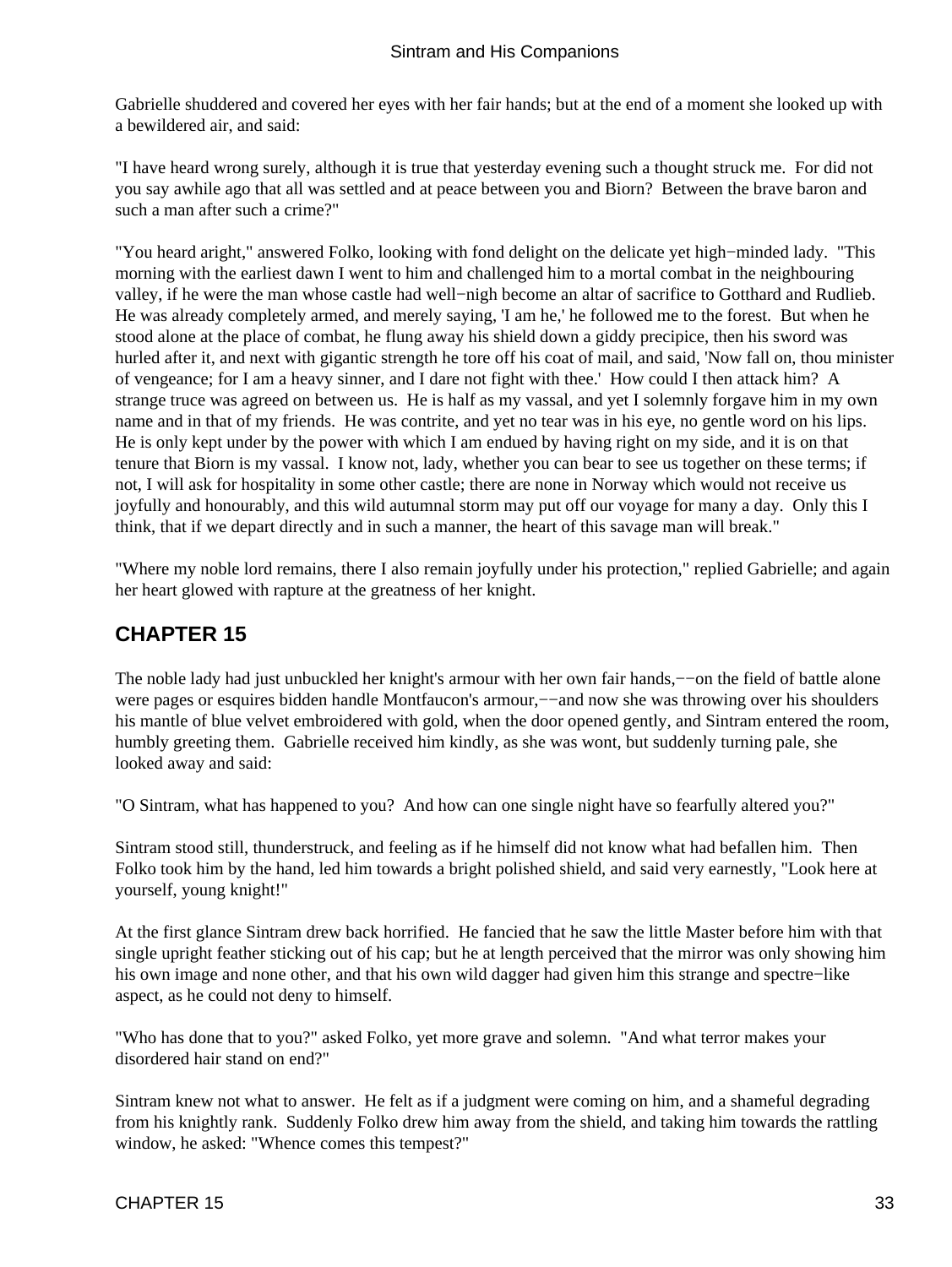Gabrielle shuddered and covered her eyes with her fair hands; but at the end of a moment she looked up with a bewildered air, and said:

"I have heard wrong surely, although it is true that yesterday evening such a thought struck me. For did not you say awhile ago that all was settled and at peace between you and Biorn? Between the brave baron and such a man after such a crime?"

"You heard aright," answered Folko, looking with fond delight on the delicate yet high−minded lady. "This morning with the earliest dawn I went to him and challenged him to a mortal combat in the neighbouring valley, if he were the man whose castle had well−nigh become an altar of sacrifice to Gotthard and Rudlieb. He was already completely armed, and merely saying, 'I am he,' he followed me to the forest. But when he stood alone at the place of combat, he flung away his shield down a giddy precipice, then his sword was hurled after it, and next with gigantic strength he tore off his coat of mail, and said, 'Now fall on, thou minister of vengeance; for I am a heavy sinner, and I dare not fight with thee.' How could I then attack him? A strange truce was agreed on between us. He is half as my vassal, and yet I solemnly forgave him in my own name and in that of my friends. He was contrite, and yet no tear was in his eye, no gentle word on his lips. He is only kept under by the power with which I am endued by having right on my side, and it is on that tenure that Biorn is my vassal. I know not, lady, whether you can bear to see us together on these terms; if not, I will ask for hospitality in some other castle; there are none in Norway which would not receive us joyfully and honourably, and this wild autumnal storm may put off our voyage for many a day. Only this I think, that if we depart directly and in such a manner, the heart of this savage man will break."

"Where my noble lord remains, there I also remain joyfully under his protection," replied Gabrielle; and again her heart glowed with rapture at the greatness of her knight.

## CHAPTER 15

The noble lady had just unbuckled her knight's armour with her own fair hands,−−on the field of battle alone were pages or esquires bidden handle Montfaucon's armour,−−and now she was throwing over his shoulders his mantle of blue velvet embroidered with gold, when the door opened gently, and Sintram entered the room, humbly greeting them. Gabrielle received him kindly, as she was wont, but suddenly turning pale, she looked away and said:

"O Sintram, what has happened to you? And how can one single night have so fearfully altered you?"

Sintram stood still, thunderstruck, and feeling as if he himself did not know what had befallen him. Then Folko took him by the hand, led him towards a bright polished shield, and said very earnestly, "Look here at yourself, young knight!"

At the first glance Sintram drew back horrified. He fancied that he saw the little Master before him with that single upright feather sticking out of his cap; but he at length perceived that the mirror was only showing him his own image and none other, and that his own wild dagger had given him this strange and spectre−like aspect, as he could not deny to himself.

"Who has done that to you?" asked Folko, yet more grave and solemn. "And what terror makes your disordered hair stand on end?"

Sintram knew not what to answer. He felt as if a judgment were coming on him, and a shameful degrading from his knightly rank. Suddenly Folko drew him away from the shield, and taking him towards the rattling window, he asked: "Whence comes this tempest?"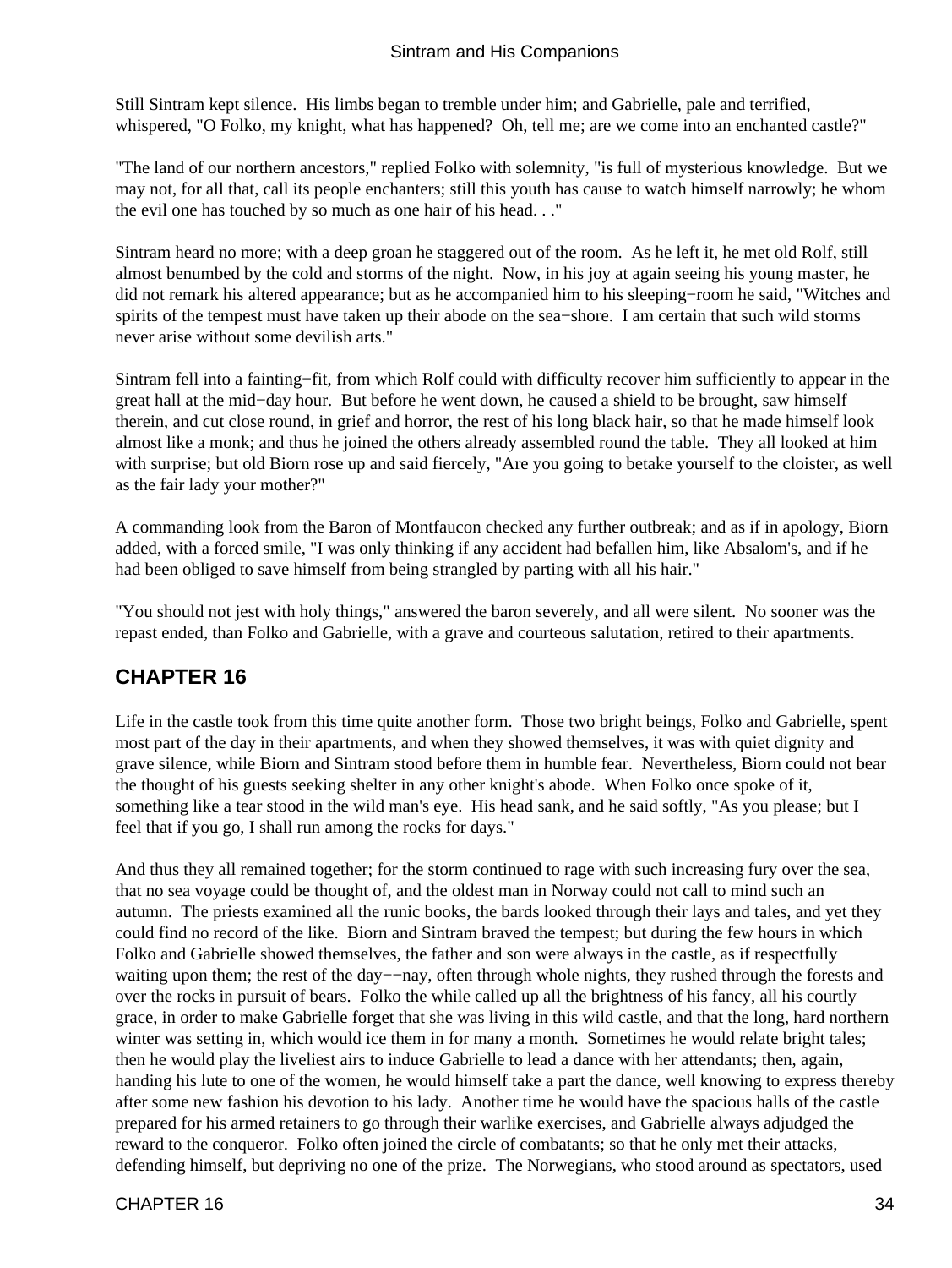Still Sintram kept silence. His limbs began to tremble under him; and Gabrielle, pale and terrified, whispered, "O Folko, my knight, what has happened? Oh, tell me; are we come into an enchanted castle?"

"The land of our northern ancestors," replied Folko with solemnity, "is full of mysterious knowledge. But we may not, for all that, call its people enchanters; still this youth has cause to watch himself narrowly; he whom the evil one has touched by so much as one hair of his head. . ."

Sintram heard no more; with a deep groan he staggered out of the room. As he left it, he met old Rolf, still almost benumbed by the cold and storms of the night. Now, in his joy at again seeing his young master, he did not remark his altered appearance; but as he accompanied him to his sleeping−room he said, "Witches and spirits of the tempest must have taken up their abode on the sea−shore. I am certain that such wild storms never arise without some devilish arts."

Sintram fell into a fainting−fit, from which Rolf could with difficulty recover him sufficiently to appear in the great hall at the mid−day hour. But before he went down, he caused a shield to be brought, saw himself therein, and cut close round, in grief and horror, the rest of his long black hair, so that he made himself look almost like a monk; and thus he joined the others already assembled round the table. They all looked at him with surprise; but old Biorn rose up and said fiercely, "Are you going to betake yourself to the cloister, as well as the fair lady your mother?"

A commanding look from the Baron of Montfaucon checked any further outbreak; and as if in apology, Biorn added, with a forced smile, "I was only thinking if any accident had befallen him, like Absalom's, and if he had been obliged to save himself from being strangled by parting with all his hair."

"You should not jest with holy things," answered the baron severely, and all were silent. No sooner was the repast ended, than Folko and Gabrielle, with a grave and courteous salutation, retired to their apartments.

## CHAPTER 16

Life in the castle took from this time quite another form. Those two bright beings, Folko and Gabrielle, spent most part of the day in their apartments, and when they showed themselves, it was with quiet dignity and grave silence, while Biorn and Sintram stood before them in humble fear. Nevertheless, Biorn could not bear the thought of his guests seeking shelter in any other knight's abode. When Folko once spoke of it, something like a tear stood in the wild man's eye. His head sank, and he said softly, "As you please; but I feel that if you go, I shall run among the rocks for days."

And thus they all remained together; for the storm continued to rage with such increasing fury over the sea, that no sea voyage could be thought of, and the oldest man in Norway could not call to mind such an autumn. The priests examined all the runic books, the bards looked through their lays and tales, and yet they could find no record of the like. Biorn and Sintram braved the tempest; but during the few hours in which Folko and Gabrielle showed themselves, the father and son were always in the castle, as if respectfully waiting upon them; the rest of the day−−nay, often through whole nights, they rushed through the forests and over the rocks in pursuit of bears. Folko the while called up all the brightness of his fancy, all his courtly grace, in order to make Gabrielle forget that she was living in this wild castle, and that the long, hard northern winter was setting in, which would ice them in for many a month. Sometimes he would relate bright tales; then he would play the liveliest airs to induce Gabrielle to lead a dance with her attendants; then, again, handing his lute to one of the women, he would himself take a part the dance, well knowing to express thereby after some new fashion his devotion to his lady. Another time he would have the spacious halls of the castle prepared for his armed retainers to go through their warlike exercises, and Gabrielle always adjudged the reward to the conqueror. Folko often joined the circle of combatants; so that he only met their attacks, defending himself, but depriving no one of the prize. The Norwegians, who stood around as spectators, used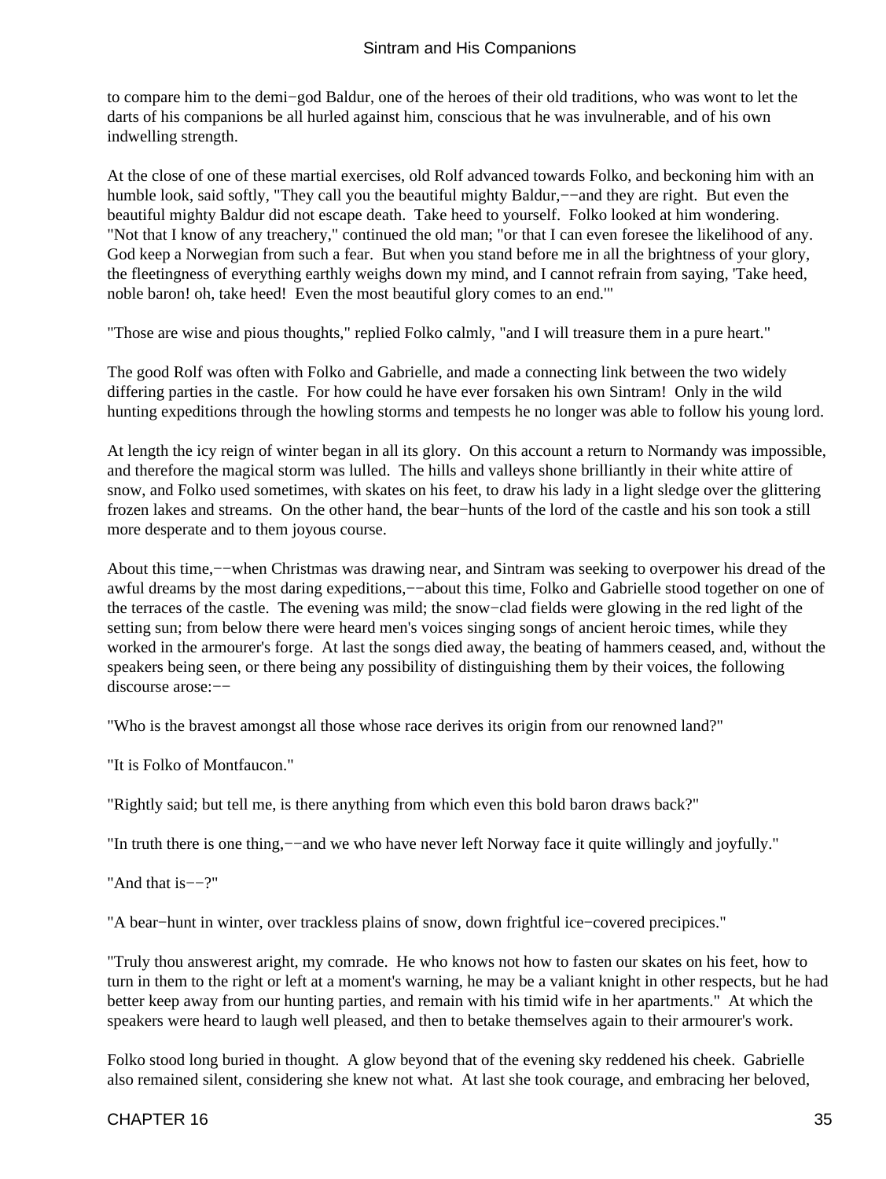to compare him to the demi−god Baldur, one of the heroes of their old traditions, who was wont to let the darts of his companions be all hurled against him, conscious that he was invulnerable, and of his own indwelling strength.

At the close of one of these martial exercises, old Rolf advanced towards Folko, and beckoning him with an humble look, said softly, "They call you the beautiful mighty Baldur,−−and they are right. But even the beautiful mighty Baldur did not escape death. Take heed to yourself. Folko looked at him wondering. "Not that I know of any treachery," continued the old man; "or that I can even foresee the likelihood of any. God keep a Norwegian from such a fear. But when you stand before me in all the brightness of your glory, the fleetingness of everything earthly weighs down my mind, and I cannot refrain from saying, 'Take heed, noble baron! oh, take heed! Even the most beautiful glory comes to an end.'"

"Those are wise and pious thoughts," replied Folko calmly, "and I will treasure them in a pure heart."

The good Rolf was often with Folko and Gabrielle, and made a connecting link between the two widely differing parties in the castle. For how could he have ever forsaken his own Sintram! Only in the wild hunting expeditions through the howling storms and tempests he no longer was able to follow his young lord.

At length the icy reign of winter began in all its glory. On this account a return to Normandy was impossible, and therefore the magical storm was lulled. The hills and valleys shone brilliantly in their white attire of snow, and Folko used sometimes, with skates on his feet, to draw his lady in a light sledge over the glittering frozen lakes and streams. On the other hand, the bear−hunts of the lord of the castle and his son took a still more desperate and to them joyous course.

About this time,−−when Christmas was drawing near, and Sintram was seeking to overpower his dread of the awful dreams by the most daring expeditions,−−about this time, Folko and Gabrielle stood together on one of the terraces of the castle. The evening was mild; the snow−clad fields were glowing in the red light of the setting sun; from below there were heard men's voices singing songs of ancient heroic times, while they worked in the armourer's forge. At last the songs died away, the beating of hammers ceased, and, without the speakers being seen, or there being any possibility of distinguishing them by their voices, the following discourse arose:−−

"Who is the bravest amongst all those whose race derives its origin from our renowned land?"

"It is Folko of Montfaucon."

"Rightly said; but tell me, is there anything from which even this bold baron draws back?"

"In truth there is one thing,−−and we who have never left Norway face it quite willingly and joyfully."

"And that is−−?"

"A bear−hunt in winter, over trackless plains of snow, down frightful ice−covered precipices."

"Truly thou answerest aright, my comrade. He who knows not how to fasten our skates on his feet, how to turn in them to the right or left at a moment's warning, he may be a valiant knight in other respects, but he had better keep away from our hunting parties, and remain with his timid wife in her apartments." At which the speakers were heard to laugh well pleased, and then to betake themselves again to their armourer's work.

Folko stood long buried in thought. A glow beyond that of the evening sky reddened his cheek. Gabrielle also remained silent, considering she knew not what. At last she took courage, and embracing her beloved,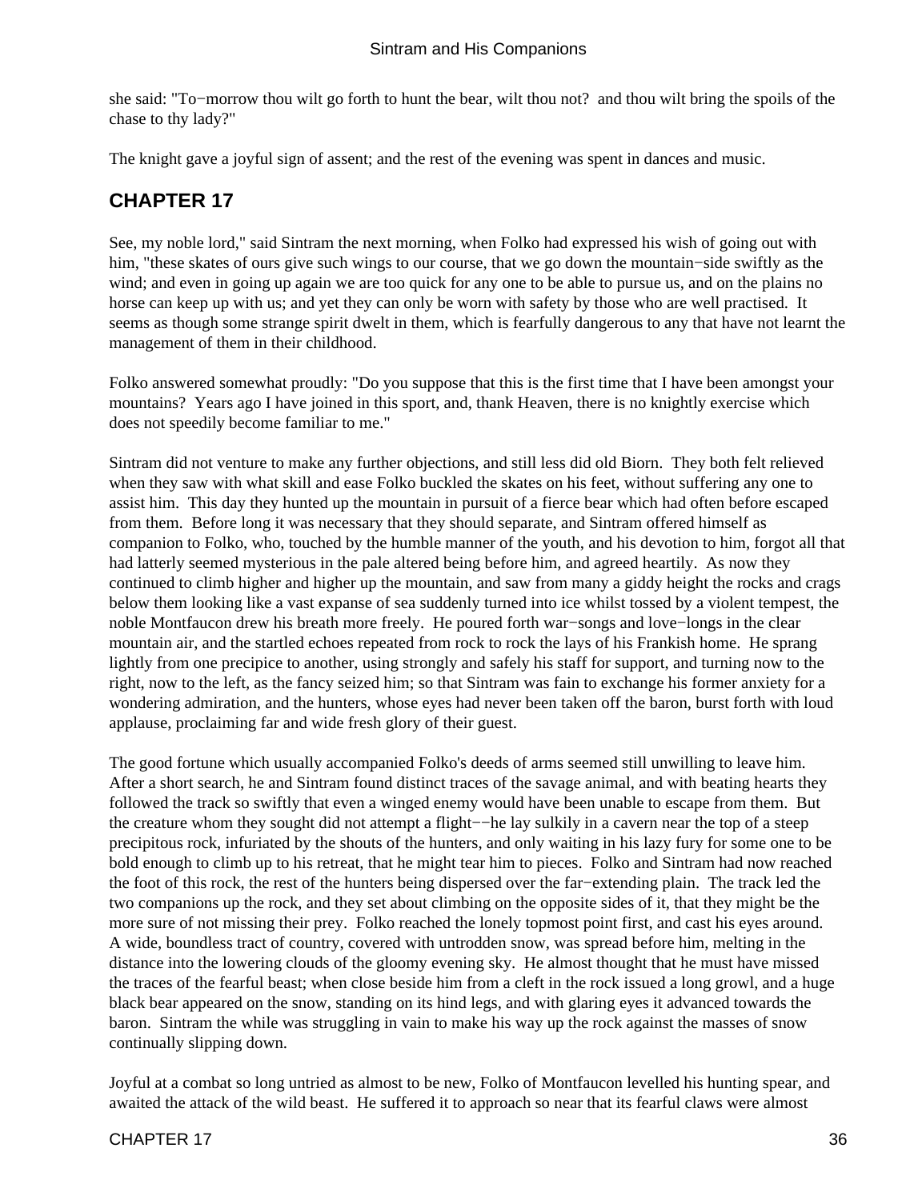she said: "To−morrow thou wilt go forth to hunt the bear, wilt thou not? and thou wilt bring the spoils of the chase to thy lady?"

The knight gave a joyful sign of assent; and the rest of the evening was spent in dances and music.

## CHAPTER 17

See, my noble lord," said Sintram the next morning, when Folko had expressed his wish of going out with him, "these skates of ours give such wings to our course, that we go down the mountain−side swiftly as the wind; and even in going up again we are too quick for any one to be able to pursue us, and on the plains no horse can keep up with us; and yet they can only be worn with safety by those who are well practised. It seems as though some strange spirit dwelt in them, which is fearfully dangerous to any that have not learnt the management of them in their childhood.

Folko answered somewhat proudly: "Do you suppose that this is the first time that I have been amongst your mountains? Years ago I have joined in this sport, and, thank Heaven, there is no knightly exercise which does not speedily become familiar to me."

Sintram did not venture to make any further objections, and still less did old Biorn. They both felt relieved when they saw with what skill and ease Folko buckled the skates on his feet, without suffering any one to assist him. This day they hunted up the mountain in pursuit of a fierce bear which had often before escaped from them. Before long it was necessary that they should separate, and Sintram offered himself as companion to Folko, who, touched by the humble manner of the youth, and his devotion to him, forgot all that had latterly seemed mysterious in the pale altered being before him, and agreed heartily. As now they continued to climb higher and higher up the mountain, and saw from many a giddy height the rocks and crags below them looking like a vast expanse of sea suddenly turned into ice whilst tossed by a violent tempest, the noble Montfaucon drew his breath more freely. He poured forth war−songs and love−longs in the clear mountain air, and the startled echoes repeated from rock to rock the lays of his Frankish home. He sprang lightly from one precipice to another, using strongly and safely his staff for support, and turning now to the right, now to the left, as the fancy seized him; so that Sintram was fain to exchange his former anxiety for a wondering admiration, and the hunters, whose eyes had never been taken off the baron, burst forth with loud applause, proclaiming far and wide fresh glory of their guest.

The good fortune which usually accompanied Folko's deeds of arms seemed still unwilling to leave him. After a short search, he and Sintram found distinct traces of the savage animal, and with beating hearts they followed the track so swiftly that even a winged enemy would have been unable to escape from them. But the creature whom they sought did not attempt a flight−−he lay sulkily in a cavern near the top of a steep precipitous rock, infuriated by the shouts of the hunters, and only waiting in his lazy fury for some one to be bold enough to climb up to his retreat, that he might tear him to pieces. Folko and Sintram had now reached the foot of this rock, the rest of the hunters being dispersed over the far−extending plain. The track led the two companions up the rock, and they set about climbing on the opposite sides of it, that they might be the more sure of not missing their prey. Folko reached the lonely topmost point first, and cast his eyes around. A wide, boundless tract of country, covered with untrodden snow, was spread before him, melting in the distance into the lowering clouds of the gloomy evening sky. He almost thought that he must have missed the traces of the fearful beast; when close beside him from a cleft in the rock issued a long growl, and a huge black bear appeared on the snow, standing on its hind legs, and with glaring eyes it advanced towards the baron. Sintram the while was struggling in vain to make his way up the rock against the masses of snow continually slipping down.

Joyful at a combat so long untried as almost to be new, Folko of Montfaucon levelled his hunting spear, and awaited the attack of the wild beast. He suffered it to approach so near that its fearful claws were almost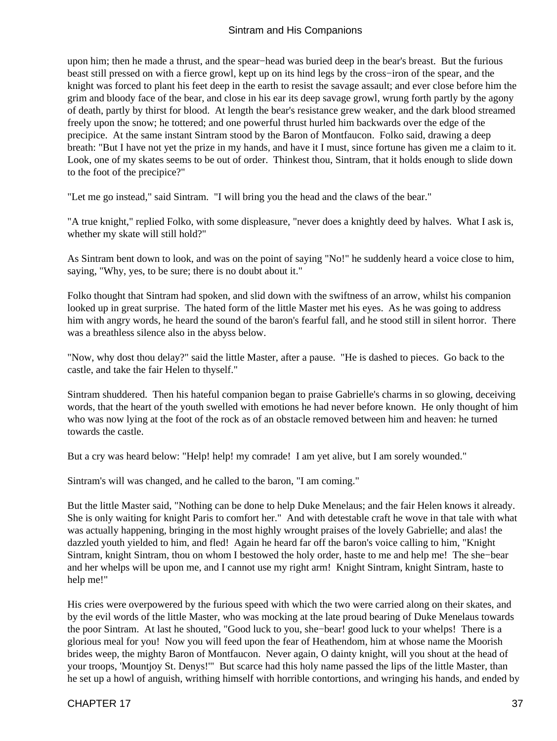upon him; then he made a thrust, and the spear-head was buried deep in the bear's breast. But the furious beast still pressed on with a fierce growl, kept up on its hind legs by the cross-iron of the spear, and the knight was forced to plant his feet deep in the earth to resist the savage assault; and ever close before him the grim and bloody face of the bear, and close in his ear its deep savage growl, wrung forth partly by the agony of death, partly by thirst for blood. At length the bear's resistance grew weaker, and the dark blood streamed freely upon the snow; he tottered; and one powerful thrust hurled him backwards over the edge of the precipice. At the same instant Sintram stood by the Baron of Montfaucon. Folko said, drawing a deep breath: "But I have not yet the prize in my hands, and have it I must, since fortune has given me a claim to it. Look, one of my skates seems to be out of order. Thinkest thou, Sintram, that it holds enough to slide down to the foot of the precipice?"

"Let me go instead," said Sintram. "I will bring you the head and the claws of the bear."

"A true knight," replied Folko, with some displeasure, "never does a knightly deed by halves. What I ask is, whether my skate will still hold?"

As Sintram bent down to look, and was on the point of saying "No!" he suddenly heard a voice close to him, saying, "Why, yes, to be sure; there is no doubt about it."

Folko thought that Sintram had spoken, and slid down with the swiftness of an arrow, whilst his companion looked up in great surprise. The hated form of the little Master met his eyes. As he was going to address him with angry words, he heard the sound of the baron's fearful fall, and he stood still in silent horror. There was a breathless silence also in the abyss below.

"Now, why dost thou delay?" said the little Master, after a pause. "He is dashed to pieces. Go back to the castle, and take the fair Helen to thyself."

Sintram shuddered. Then his hateful companion began to praise Gabrielle's charms in so glowing, deceiving words, that the heart of the youth swelled with emotions he had never before known. He only thought of him who was now lying at the foot of the rock as of an obstacle removed between him and heaven: he turned towards the castle.

But a cry was heard below: "Help! help! my comrade! I am yet alive, but I am sorely wounded."

Sintram's will was changed, and he called to the baron, "I am coming."

But the little Master said, "Nothing can be done to help Duke Menelaus; and the fair Helen knows it already. She is only waiting for knight Paris to comfort her." And with detestable craft he wove in that tale with what was actually happening, bringing in the most highly wrought praises of the lovely Gabrielle; and alas! the dazzled youth yielded to him, and fled! Again he heard far off the baron's voice calling to him, "Knight Sintram, knight Sintram, thou on whom I bestowed the holy order, haste to me and help me! The she-bear and her whelps will be upon me, and I cannot use my right arm! Knight Sintram, knight Sintram, haste to help me!"

His cries were overpowered by the furious speed with which the two were carried along on their skates, and by the evil words of the little Master, who was mocking at the late proud bearing of Duke Menelaus towards the poor Sintram. At last he shouted, "Good luck to you, she-bear! good luck to your whelps! There is a glorious meal for you! Now you will feed upon the fear of Heathendom, him at whose name the Moorish brides weep, the mighty Baron of Montfaucon. Never again, O dainty knight, will you shout at the head of your troops, 'Mountjoy St. Denys!'" But scarce had this holy name passed the lips of the little Master, than he set up a howl of anguish, writhing himself with horrible contortions, and wringing his hands, and ended by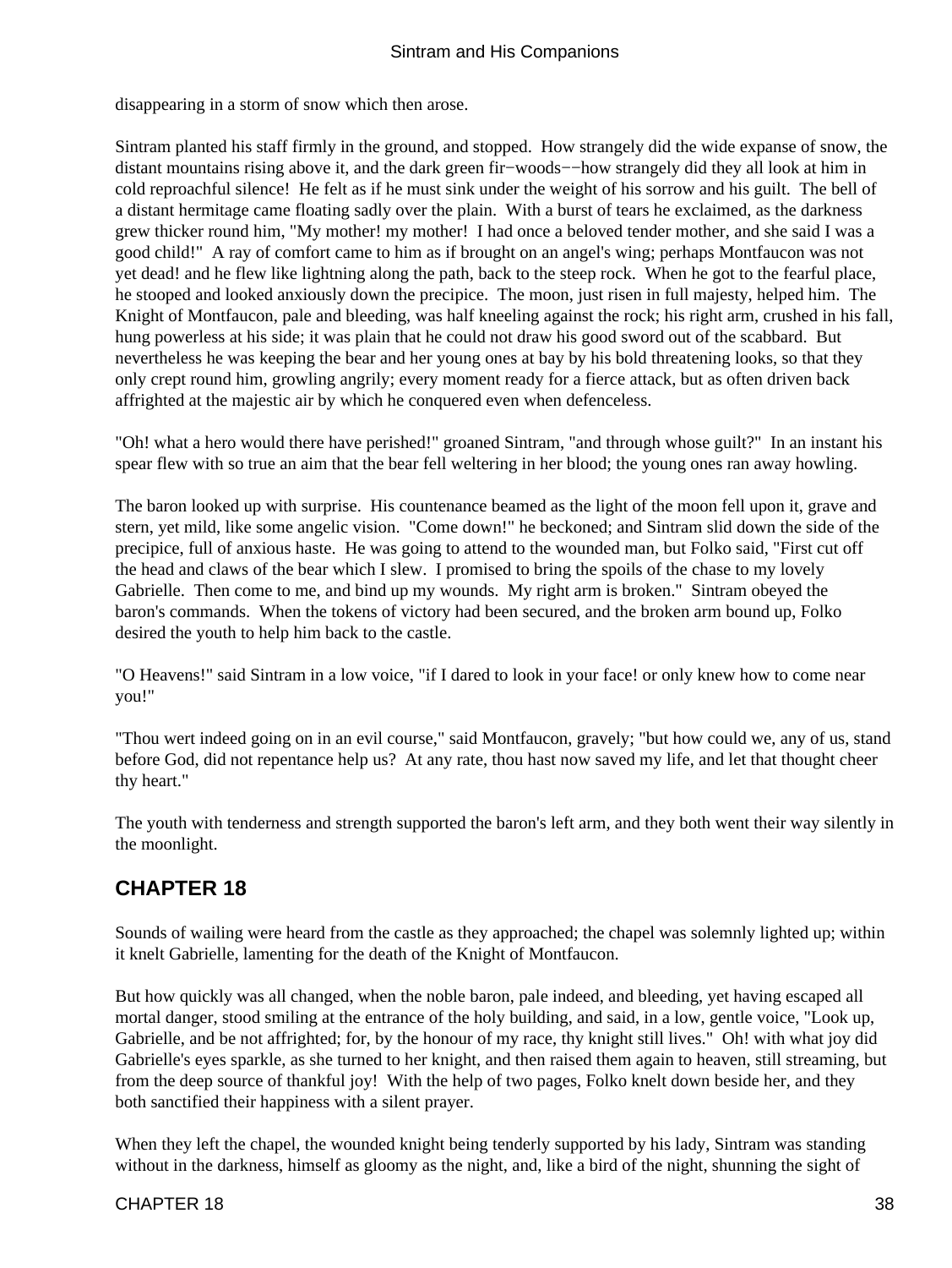disappearing in a storm of snow which then arose.

Sintram planted his staff firmly in the ground, and stopped. How strangely did the wide expanse of snow, the distant mountains rising above it, and the dark green fir−woods−−how strangely did they all look at him in cold reproachful silence! He felt as if he must sink under the weight of his sorrow and his guilt. The bell of a distant hermitage came floating sadly over the plain. With a burst of tears he exclaimed, as the darkness grew thicker round him, "My mother! my mother! I had once a beloved tender mother, and she said I was a good child!" A ray of comfort came to him as if brought on an angel's wing; perhaps Montfaucon was not yet dead! and he flew like lightning along the path, back to the steep rock. When he got to the fearful place, he stooped and looked anxiously down the precipice. The moon, just risen in full majesty, helped him. The Knight of Montfaucon, pale and bleeding, was half kneeling against the rock; his right arm, crushed in his fall, hung powerless at his side; it was plain that he could not draw his good sword out of the scabbard. But nevertheless he was keeping the bear and her young ones at bay by his bold threatening looks, so that they only crept round him, growling angrily; every moment ready for a fierce attack, but as often driven back affrighted at the majestic air by which he conquered even when defenceless.

"Oh! what a hero would there have perished!" groaned Sintram, "and through whose guilt?" In an instant his spear flew with so true an aim that the bear fell weltering in her blood; the young ones ran away howling.

The baron looked up with surprise. His countenance beamed as the light of the moon fell upon it, grave and stern, yet mild, like some angelic vision. "Come down!" he beckoned; and Sintram slid down the side of the precipice, full of anxious haste. He was going to attend to the wounded man, but Folko said, "First cut off the head and claws of the bear which I slew. I promised to bring the spoils of the chase to my lovely Gabrielle. Then come to me, and bind up my wounds. My right arm is broken." Sintram obeyed the baron's commands. When the tokens of victory had been secured, and the broken arm bound up, Folko desired the youth to help him back to the castle.

"O Heavens!" said Sintram in a low voice, "if I dared to look in your face! or only knew how to come near you!"

"Thou wert indeed going on in an evil course," said Montfaucon, gravely; "but how could we, any of us, stand before God, did not repentance help us? At any rate, thou hast now saved my life, and let that thought cheer thy heart."

The youth with tenderness and strength supported the baron's left arm, and they both went their way silently in the moonlight.

## CHAPTER 18

Sounds of wailing were heard from the castle as they approached; the chapel was solemnly lighted up; within it knelt Gabrielle, lamenting for the death of the Knight of Montfaucon.

But how quickly was all changed, when the noble baron, pale indeed, and bleeding, yet having escaped all mortal danger, stood smiling at the entrance of the holy building, and said, in a low, gentle voice, "Look up, Gabrielle, and be not affrighted; for, by the honour of my race, thy knight still lives." Oh! with what joy did Gabrielle's eyes sparkle, as she turned to her knight, and then raised them again to heaven, still streaming, but from the deep source of thankful joy! With the help of two pages, Folko knelt down beside her, and they both sanctified their happiness with a silent prayer.

When they left the chapel, the wounded knight being tenderly supported by his lady, Sintram was standing without in the darkness, himself as gloomy as the night, and, like a bird of the night, shunning the sight of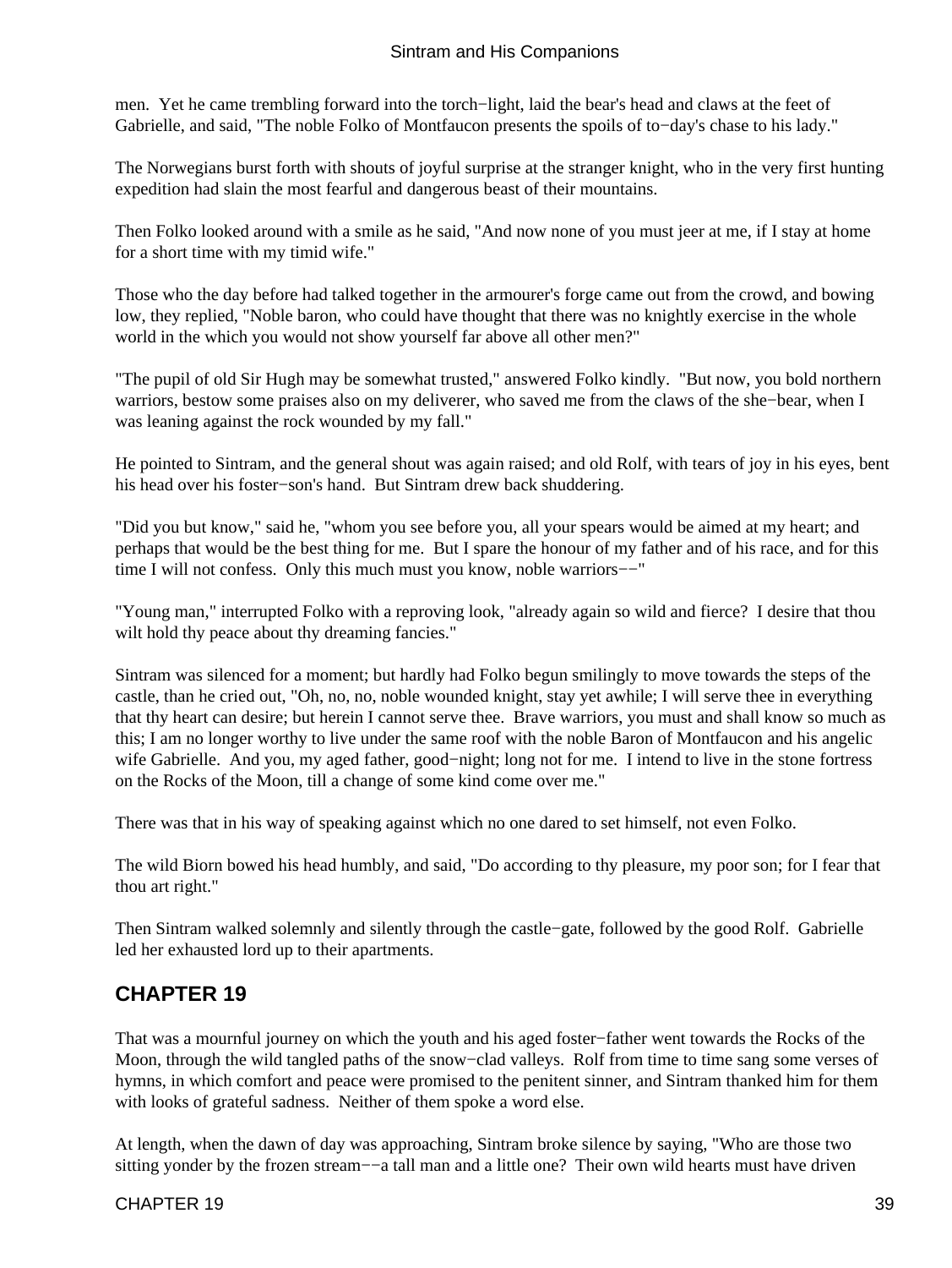men. Yet he came trembling forward into the torch−light, laid the bear's head and claws at the feet of Gabrielle, and said, "The noble Folko of Montfaucon presents the spoils of to−day's chase to his lady."

The Norwegians burst forth with shouts of joyful surprise at the stranger knight, who in the very first hunting expedition had slain the most fearful and dangerous beast of their mountains.

Then Folko looked around with a smile as he said, "And now none of you must jeer at me, if I stay at home for a short time with my timid wife."

Those who the day before had talked together in the armourer's forge came out from the crowd, and bowing low, they replied, "Noble baron, who could have thought that there was no knightly exercise in the whole world in the which you would not show yourself far above all other men?"

"The pupil of old Sir Hugh may be somewhat trusted," answered Folko kindly. "But now, you bold northern warriors, bestow some praises also on my deliverer, who saved me from the claws of the she−bear, when I was leaning against the rock wounded by my fall."

He pointed to Sintram, and the general shout was again raised; and old Rolf, with tears of joy in his eyes, bent his head over his foster−son's hand. But Sintram drew back shuddering.

"Did you but know," said he, "whom you see before you, all your spears would be aimed at my heart; and perhaps that would be the best thing for me. But I spare the honour of my father and of his race, and for this time I will not confess. Only this much must you know, noble warriors−−"

"Young man," interrupted Folko with a reproving look, "already again so wild and fierce? I desire that thou wilt hold thy peace about thy dreaming fancies."

Sintram was silenced for a moment; but hardly had Folko begun smilingly to move towards the steps of the castle, than he cried out, "Oh, no, no, noble wounded knight, stay yet awhile; I will serve thee in everything that thy heart can desire; but herein I cannot serve thee. Brave warriors, you must and shall know so much as this; I am no longer worthy to live under the same roof with the noble Baron of Montfaucon and his angelic wife Gabrielle. And you, my aged father, good−night; long not for me. I intend to live in the stone fortress on the Rocks of the Moon, till a change of some kind come over me."

There was that in his way of speaking against which no one dared to set himself, not even Folko.

The wild Biorn bowed his head humbly, and said, "Do according to thy pleasure, my poor son; for I fear that thou art right."

Then Sintram walked solemnly and silently through the castle−gate, followed by the good Rolf. Gabrielle led her exhausted lord up to their apartments.

## CHAPTER 19

That was a mournful journey on which the youth and his aged foster−father went towards the Rocks of the Moon, through the wild tangled paths of the snow−clad valleys. Rolf from time to time sang some verses of hymns, in which comfort and peace were promised to the penitent sinner, and Sintram thanked him for them with looks of grateful sadness. Neither of them spoke a word else.

At length, when the dawn of day was approaching, Sintram broke silence by saying, "Who are those two sitting yonder by the frozen stream−−a tall man and a little one? Their own wild hearts must have driven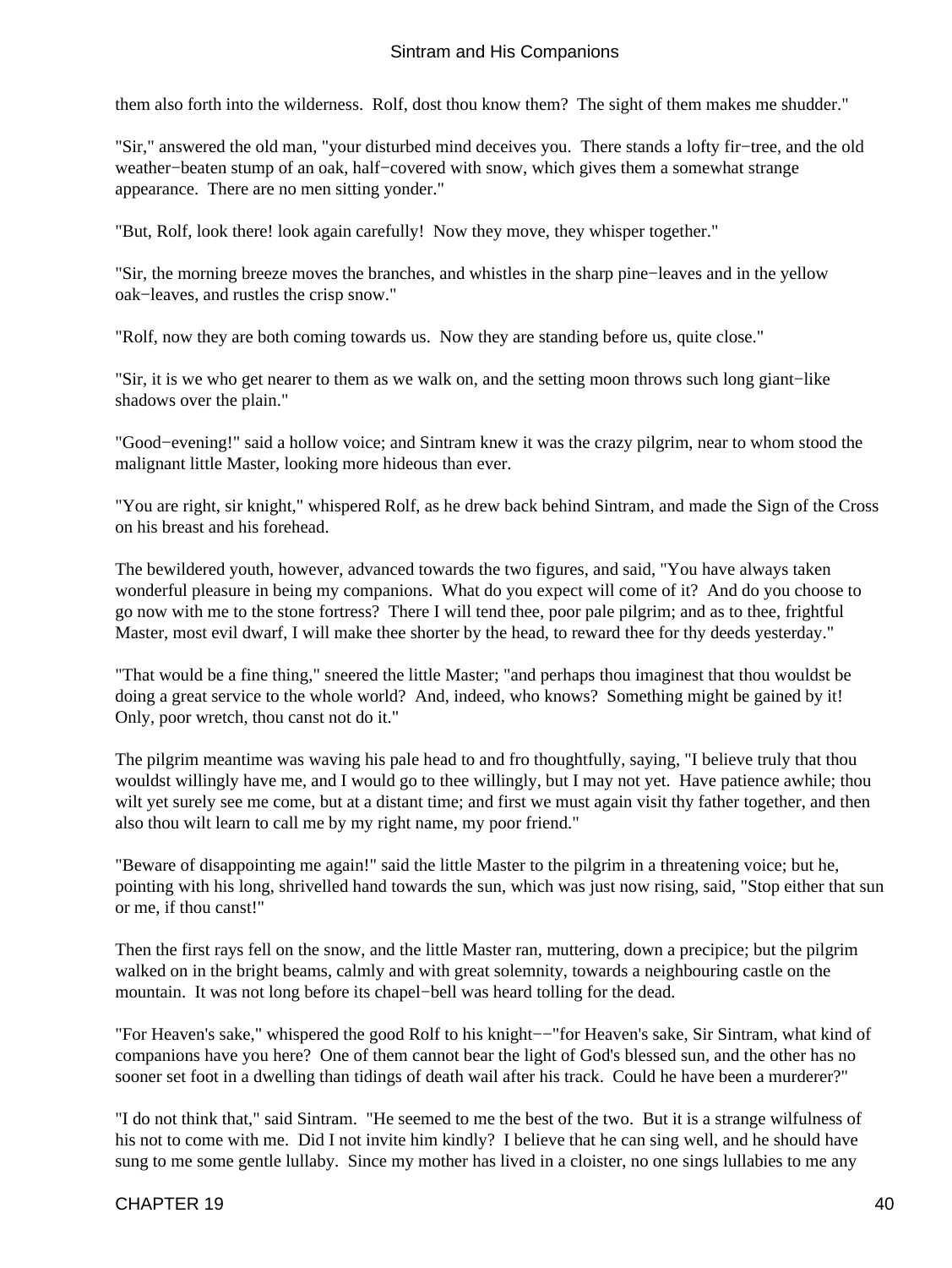them also forth into the wilderness. Rolf, dost thou know them? The sight of them makes me shudder."

"Sir," answered the old man, "your disturbed mind deceives you. There stands a lofty fir−tree, and the old weather−beaten stump of an oak, half−covered with snow, which gives them a somewhat strange appearance. There are no men sitting yonder."

"But, Rolf, look there! look again carefully! Now they move, they whisper together."

"Sir, the morning breeze moves the branches, and whistles in the sharp pine−leaves and in the yellow oak−leaves, and rustles the crisp snow."

"Rolf, now they are both coming towards us. Now they are standing before us, quite close."

"Sir, it is we who get nearer to them as we walk on, and the setting moon throws such long giant−like shadows over the plain."

"Good−evening!" said a hollow voice; and Sintram knew it was the crazy pilgrim, near to whom stood the malignant little Master, looking more hideous than ever.

"You are right, sir knight," whispered Rolf, as he drew back behind Sintram, and made the Sign of the Cross on his breast and his forehead.

The bewildered youth, however, advanced towards the two figures, and said, "You have always taken wonderful pleasure in being my companions. What do you expect will come of it? And do you choose to go now with me to the stone fortress? There I will tend thee, poor pale pilgrim; and as to thee, frightful Master, most evil dwarf, I will make thee shorter by the head, to reward thee for thy deeds yesterday."

"That would be a fine thing," sneered the little Master; "and perhaps thou imaginest that thou wouldst be doing a great service to the whole world? And, indeed, who knows? Something might be gained by it! Only, poor wretch, thou canst not do it."

The pilgrim meantime was waving his pale head to and fro thoughtfully, saying, "I believe truly that thou wouldst willingly have me, and I would go to thee willingly, but I may not yet. Have patience awhile; thou wilt yet surely see me come, but at a distant time; and first we must again visit thy father together, and then also thou wilt learn to call me by my right name, my poor friend."

"Beware of disappointing me again!" said the little Master to the pilgrim in a threatening voice; but he, pointing with his long, shrivelled hand towards the sun, which was just now rising, said, "Stop either that sun or me, if thou canst!"

Then the first rays fell on the snow, and the little Master ran, muttering, down a precipice; but the pilgrim walked on in the bright beams, calmly and with great solemnity, towards a neighbouring castle on the mountain. It was not long before its chapel−bell was heard tolling for the dead.

"For Heaven's sake," whispered the good Rolf to his knight−−"for Heaven's sake, Sir Sintram, what kind of companions have you here? One of them cannot bear the light of God's blessed sun, and the other has no sooner set foot in a dwelling than tidings of death wail after his track. Could he have been a murderer?"

"I do not think that," said Sintram. "He seemed to me the best of the two. But it is a strange wilfulness of his not to come with me. Did I not invite him kindly? I believe that he can sing well, and he should have sung to me some gentle lullaby. Since my mother has lived in a cloister, no one sings lullabies to me any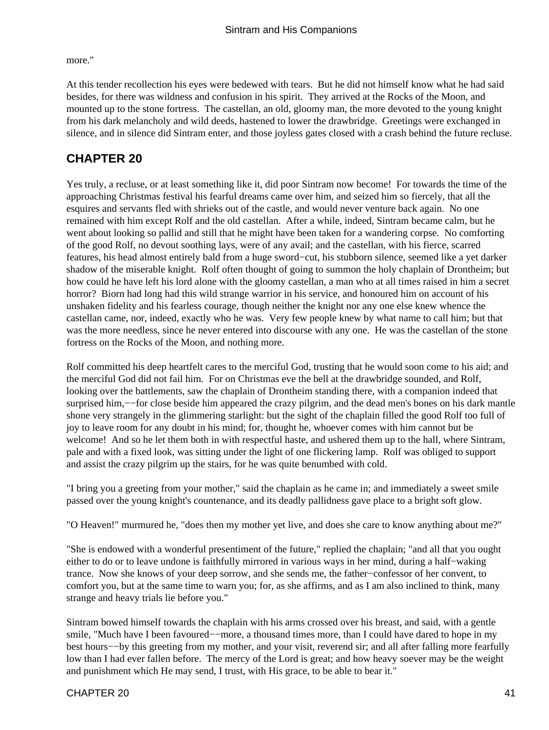more."

At this tender recollection his eyes were bedewed with tears. But he did not himself know what he had said besides, for there was wildness and confusion in his spirit. They arrived at the Rocks of the Moon, and mounted up to the stone fortress. The castellan, an old, gloomy man, the more devoted to the young knight from his dark melancholy and wild deeds, hastened to lower the drawbridge. Greetings were exchanged in silence, and in silence did Sintram enter, and those joyless gates closed with a crash behind the future recluse.

## CHAPTER 20

Yes truly, a recluse, or at least something like it, did poor Sintram now become! For towards the time of the approaching Christmas festival his fearful dreams came over him, and seized him so fiercely, that all the esquires and servants fled with shrieks out of the castle, and would never venture back again. No one remained with him except Rolf and the old castellan. After a while, indeed, Sintram became calm, but he went about looking so pallid and still that he might have been taken for a wandering corpse. No comforting of the good Rolf, no devout soothing lays, were of any avail; and the castellan, with his fierce, scarred features, his head almost entirely bald from a huge sword−cut, his stubborn silence, seemed like a yet darker shadow of the miserable knight. Rolf often thought of going to summon the holy chaplain of Drontheim; but how could he have left his lord alone with the gloomy castellan, a man who at all times raised in him a secret horror? Biorn had long had this wild strange warrior in his service, and honoured him on account of his unshaken fidelity and his fearless courage, though neither the knight nor any one else knew whence the castellan came, nor, indeed, exactly who he was. Very few people knew by what name to call him; but that was the more needless, since he never entered into discourse with any one. He was the castellan of the stone fortress on the Rocks of the Moon, and nothing more.

Rolf committed his deep heartfelt cares to the merciful God, trusting that he would soon come to his aid; and the merciful God did not fail him. For on Christmas eve the bell at the drawbridge sounded, and Rolf, looking over the battlements, saw the chaplain of Drontheim standing there, with a companion indeed that surprised him,−−for close beside him appeared the crazy pilgrim, and the dead men's bones on his dark mantle shone very strangely in the glimmering starlight: but the sight of the chaplain filled the good Rolf too full of joy to leave room for any doubt in his mind; for, thought he, whoever comes with him cannot but be welcome! And so he let them both in with respectful haste, and ushered them up to the hall, where Sintram, pale and with a fixed look, was sitting under the light of one flickering lamp. Rolf was obliged to support and assist the crazy pilgrim up the stairs, for he was quite benumbed with cold.

"I bring you a greeting from your mother," said the chaplain as he came in; and immediately a sweet smile passed over the young knight's countenance, and its deadly pallidness gave place to a bright soft glow.

"O Heaven!" murmured he, "does then my mother yet live, and does she care to know anything about me?"

"She is endowed with a wonderful presentiment of the future," replied the chaplain; "and all that you ought either to do or to leave undone is faithfully mirrored in various ways in her mind, during a half−waking trance. Now she knows of your deep sorrow, and she sends me, the father−confessor of her convent, to comfort you, but at the same time to warn you; for, as she affirms, and as I am also inclined to think, many strange and heavy trials lie before you."

Sintram bowed himself towards the chaplain with his arms crossed over his breast, and said, with a gentle smile, "Much have I been favoured−−more, a thousand times more, than I could have dared to hope in my best hours−−by this greeting from my mother, and your visit, reverend sir; and all after falling more fearfully low than I had ever fallen before. The mercy of the Lord is great; and how heavy soever may be the weight and punishment which He may send, I trust, with His grace, to be able to bear it."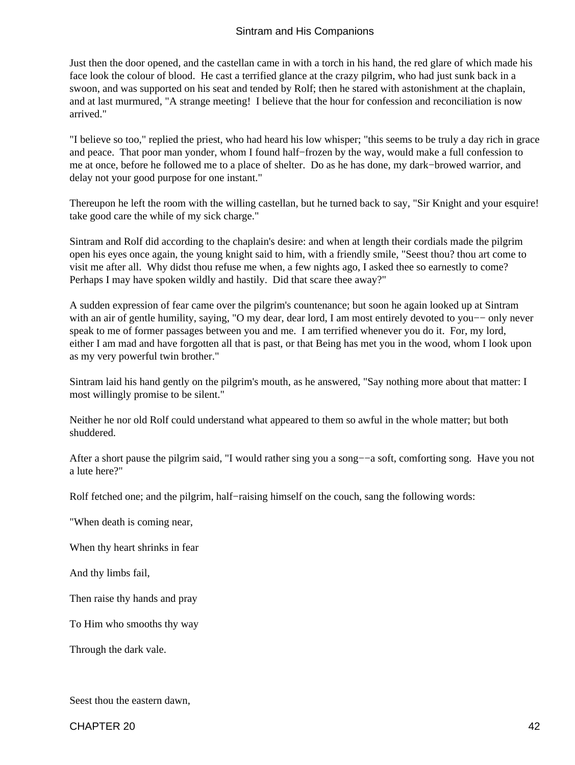Just then the door opened, and the castellan came in with a torch in his hand, the red glare of which made his face look the colour of blood. He cast a terrified glance at the crazy pilgrim, who had just sunk back in a swoon, and was supported on his seat and tended by Rolf; then he stared with astonishment at the chaplain, and at last murmured, "A strange meeting! I believe that the hour for confession and reconciliation is now arrived."

"I believe so too," replied the priest, who had heard his low whisper; "this seems to be truly a day rich in grace and peace. That poor man yonder, whom I found half−frozen by the way, would make a full confession to me at once, before he followed me to a place of shelter. Do as he has done, my dark−browed warrior, and delay not your good purpose for one instant."

Thereupon he left the room with the willing castellan, but he turned back to say, "Sir Knight and your esquire! take good care the while of my sick charge."

Sintram and Rolf did according to the chaplain's desire: and when at length their cordials made the pilgrim open his eyes once again, the young knight said to him, with a friendly smile, "Seest thou? thou art come to visit me after all. Why didst thou refuse me when, a few nights ago, I asked thee so earnestly to come? Perhaps I may have spoken wildly and hastily. Did that scare thee away?"

A sudden expression of fear came over the pilgrim's countenance; but soon he again looked up at Sintram with an air of gentle humility, saying, "O my dear, dear lord, I am most entirely devoted to you−− only never speak to me of former passages between you and me. I am terrified whenever you do it. For, my lord, either I am mad and have forgotten all that is past, or that Being has met you in the wood, whom I look upon as my very powerful twin brother."

Sintram laid his hand gently on the pilgrim's mouth, as he answered, "Say nothing more about that matter: I most willingly promise to be silent."

Neither he nor old Rolf could understand what appeared to them so awful in the whole matter; but both shuddered.

After a short pause the pilgrim said, "I would rather sing you a song−−a soft, comforting song. Have you not a lute here?"

Rolf fetched one; and the pilgrim, half−raising himself on the couch, sang the following words:

"When death is coming near,

When thy heart shrinks in fear

And thy limbs fail,

Then raise thy hands and pray

To Him who smooths thy way

Through the dark vale.

Seest thou the eastern dawn,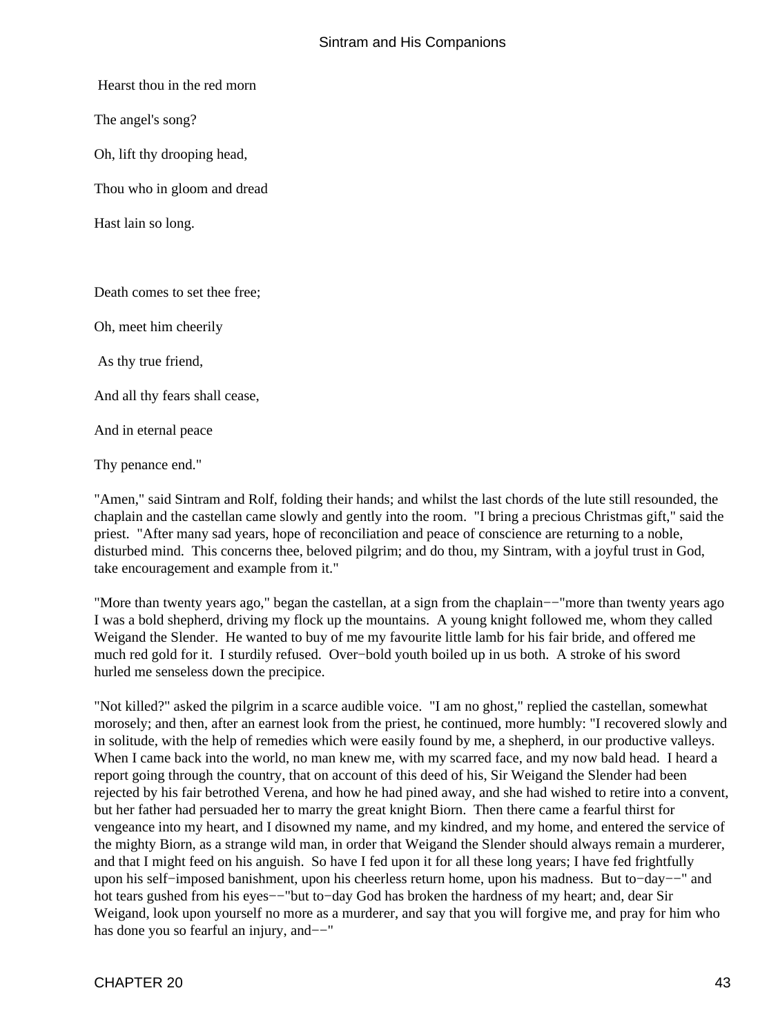Hearst thou in the red morn

The angel's song?

Oh, lift thy drooping head,

Thou who in gloom and dread

Hast lain so long.

Death comes to set thee free;

Oh, meet him cheerily

As thy true friend,

And all thy fears shall cease,

And in eternal peace

Thy penance end."

"Amen," said Sintram and Rolf, folding their hands; and whilst the last chords of the lute still resounded, the chaplain and the castellan came slowly and gently into the room. "I bring a precious Christmas gift," said the priest. "After many sad years, hope of reconciliation and peace of conscience are returning to a noble, disturbed mind. This concerns thee, beloved pilgrim; and do thou, my Sintram, with a joyful trust in God, take encouragement and example from it."

"More than twenty years ago," began the castellan, at a sign from the chaplain−−"more than twenty years ago I was a bold shepherd, driving my flock up the mountains. A young knight followed me, whom they called Weigand the Slender. He wanted to buy of me my favourite little lamb for his fair bride, and offered me much red gold for it. I sturdily refused. Over−bold youth boiled up in us both. A stroke of his sword hurled me senseless down the precipice.

"Not killed?" asked the pilgrim in a scarce audible voice. "I am no ghost," replied the castellan, somewhat morosely; and then, after an earnest look from the priest, he continued, more humbly: "I recovered slowly and in solitude, with the help of remedies which were easily found by me, a shepherd, in our productive valleys. When I came back into the world, no man knew me, with my scarred face, and my now bald head. I heard a report going through the country, that on account of this deed of his, Sir Weigand the Slender had been rejected by his fair betrothed Verena, and how he had pined away, and she had wished to retire into a convent, but her father had persuaded her to marry the great knight Biorn. Then there came a fearful thirst for vengeance into my heart, and I disowned my name, and my kindred, and my home, and entered the service of the mighty Biorn, as a strange wild man, in order that Weigand the Slender should always remain a murderer, and that I might feed on his anguish. So have I fed upon it for all these long years; I have fed frightfully upon his self−imposed banishment, upon his cheerless return home, upon his madness. But to−day−−" and hot tears gushed from his eyes−−"but to−day God has broken the hardness of my heart; and, dear Sir Weigand, look upon yourself no more as a murderer, and say that you will forgive me, and pray for him who has done you so fearful an injury, and−−"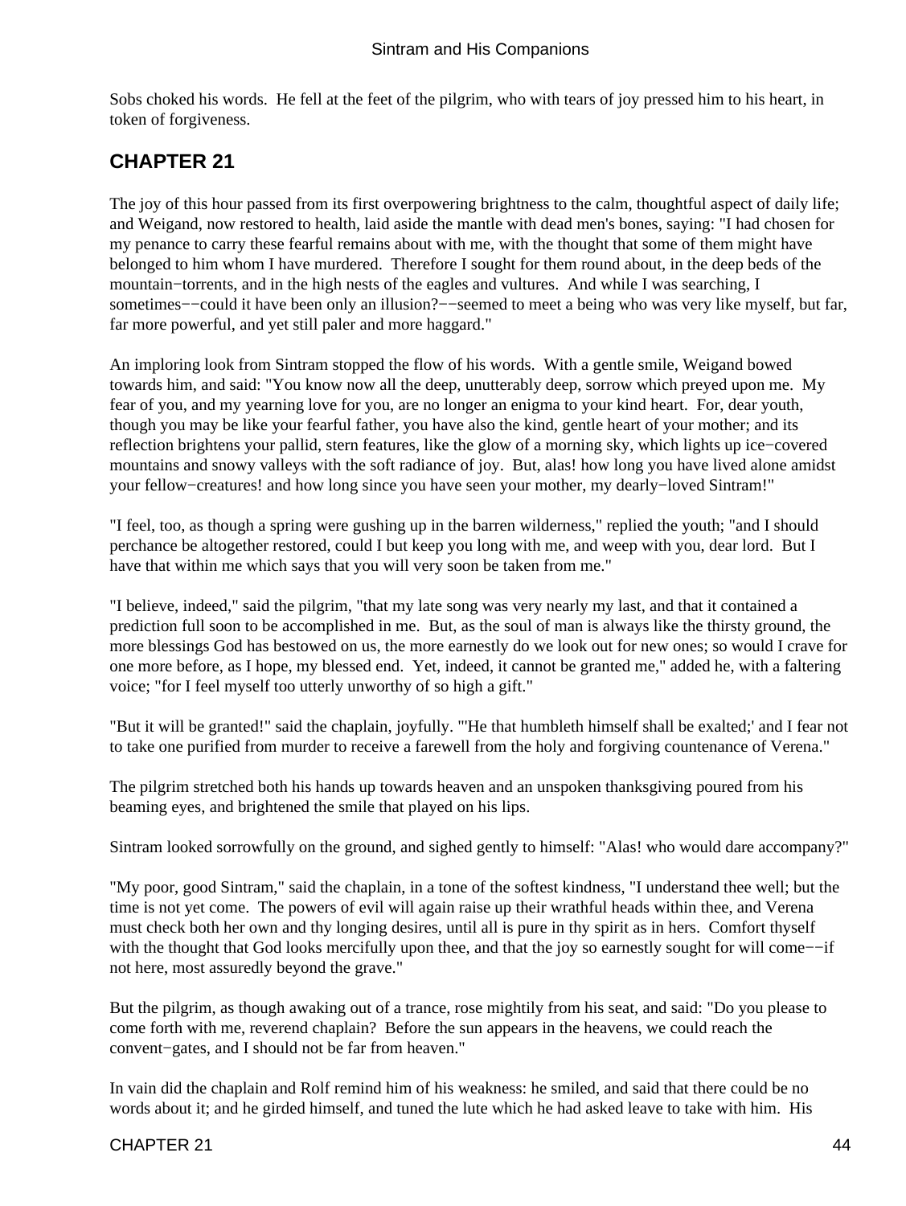Sobs choked his words. He fell at the feet of the pilgrim, who with tears of joy pressed him to his heart, in token of forgiveness.

## CHAPTER 21

The joy of this hour passed from its first overpowering brightness to the calm, thoughtful aspect of daily life; and Weigand, now restored to health, laid aside the mantle with dead men's bones, saying: "I had chosen for my penance to carry these fearful remains about with me, with the thought that some of them might have belonged to him whom I have murdered. Therefore I sought for them round about, in the deep beds of the mountain−torrents, and in the high nests of the eagles and vultures. And while I was searching, I sometimes−−could it have been only an illusion?−−seemed to meet a being who was very like myself, but far, far more powerful, and yet still paler and more haggard."

An imploring look from Sintram stopped the flow of his words. With a gentle smile, Weigand bowed towards him, and said: "You know now all the deep, unutterably deep, sorrow which preyed upon me. My fear of you, and my yearning love for you, are no longer an enigma to your kind heart. For, dear youth, though you may be like your fearful father, you have also the kind, gentle heart of your mother; and its reflection brightens your pallid, stern features, like the glow of a morning sky, which lights up ice−covered mountains and snowy valleys with the soft radiance of joy. But, alas! how long you have lived alone amidst your fellow−creatures! and how long since you have seen your mother, my dearly−loved Sintram!"

"I feel, too, as though a spring were gushing up in the barren wilderness," replied the youth; "and I should perchance be altogether restored, could I but keep you long with me, and weep with you, dear lord. But I have that within me which says that you will very soon be taken from me."

"I believe, indeed," said the pilgrim, "that my late song was very nearly my last, and that it contained a prediction full soon to be accomplished in me. But, as the soul of man is always like the thirsty ground, the more blessings God has bestowed on us, the more earnestly do we look out for new ones; so would I crave for one more before, as I hope, my blessed end. Yet, indeed, it cannot be granted me," added he, with a faltering voice; "for I feel myself too utterly unworthy of so high a gift."

"But it will be granted!" said the chaplain, joyfully. "'He that humbleth himself shall be exalted;' and I fear not to take one purified from murder to receive a farewell from the holy and forgiving countenance of Verena."

The pilgrim stretched both his hands up towards heaven and an unspoken thanksgiving poured from his beaming eyes, and brightened the smile that played on his lips.

Sintram looked sorrowfully on the ground, and sighed gently to himself: "Alas! who would dare accompany?"

"My poor, good Sintram," said the chaplain, in a tone of the softest kindness, "I understand thee well; but the time is not yet come. The powers of evil will again raise up their wrathful heads within thee, and Verena must check both her own and thy longing desires, until all is pure in thy spirit as in hers. Comfort thyself with the thought that God looks mercifully upon thee, and that the joy so earnestly sought for will come−−if not here, most assuredly beyond the grave."

But the pilgrim, as though awaking out of a trance, rose mightily from his seat, and said: "Do you please to come forth with me, reverend chaplain? Before the sun appears in the heavens, we could reach the convent−gates, and I should not be far from heaven."

In vain did the chaplain and Rolf remind him of his weakness: he smiled, and said that there could be no words about it; and he girded himself, and tuned the lute which he had asked leave to take with him. His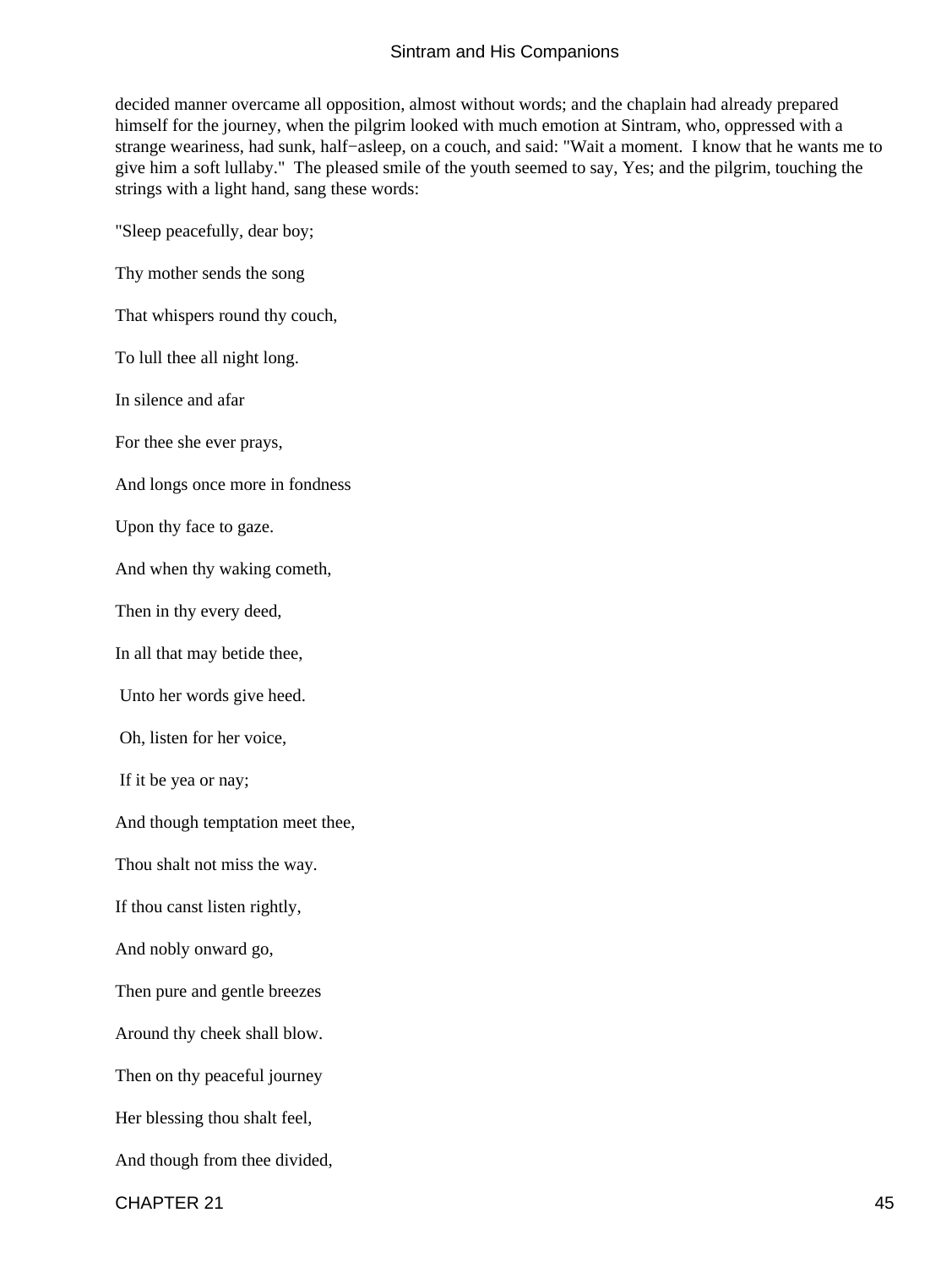decided manner overcame all opposition, almost without words; and the chaplain had already prepared himself for the journey, when the pilgrim looked with much emotion at Sintram, who, oppressed with a strange weariness, had sunk, half−asleep, on a couch, and said: "Wait a moment. I know that he wants me to give him a soft lullaby." The pleased smile of the youth seemed to say, Yes; and the pilgrim, touching the strings with a light hand, sang these words:

"Sleep peacefully, dear boy;

Thy mother sends the song

That whispers round thy couch,

To lull thee all night long.

In silence and afar

For thee she ever prays,

And longs once more in fondness

Upon thy face to gaze.

And when thy waking cometh,

Then in thy every deed,

In all that may betide thee,

Unto her words give heed.

Oh, listen for her voice,

If it be yea or nay;

And though temptation meet thee,

Thou shalt not miss the way.

If thou canst listen rightly,

And nobly onward go,

Then pure and gentle breezes

Around thy cheek shall blow.

Then on thy peaceful journey

Her blessing thou shalt feel,

And though from thee divided,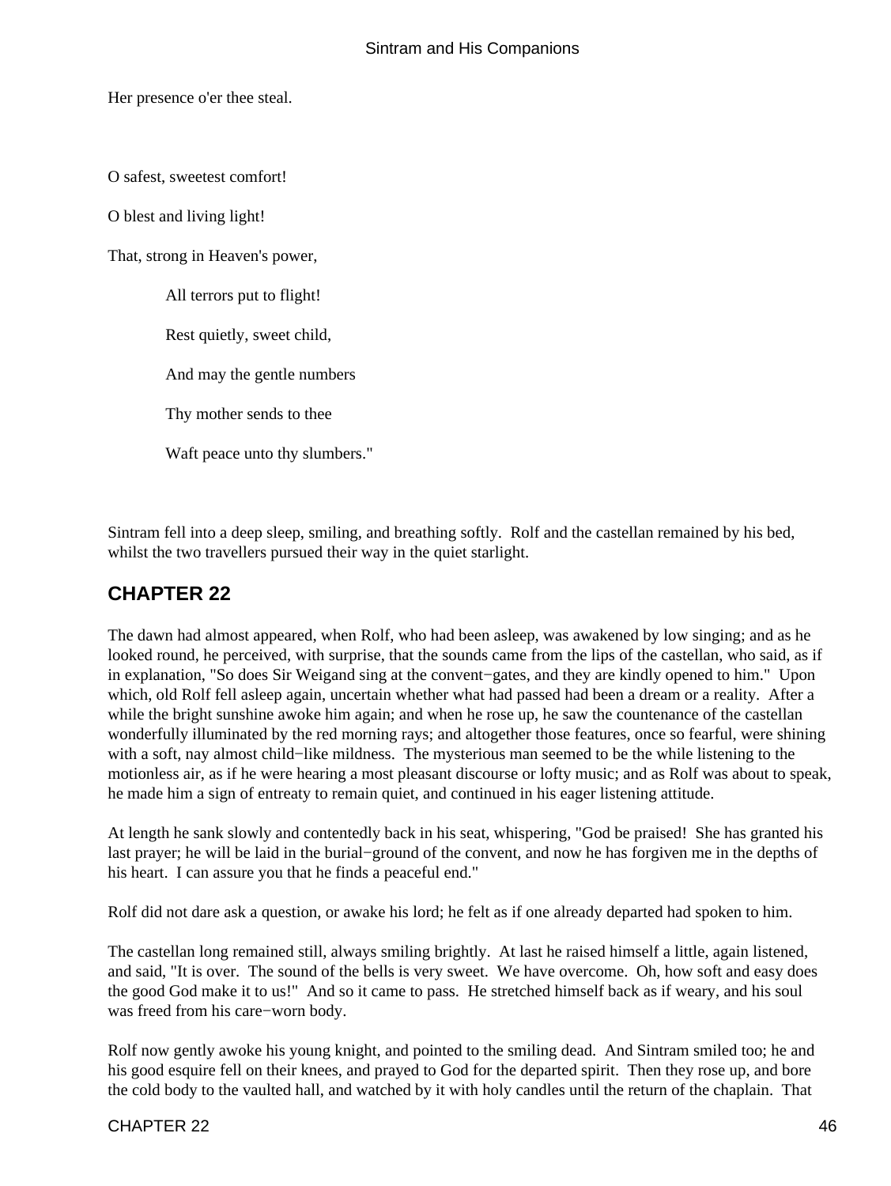Her presence o'er thee steal.

O safest, sweetest comfort!

O blest and living light!

That, strong in Heaven's power,

All terrors put to flight!

Rest quietly, sweet child,

And may the gentle numbers

Thy mother sends to thee

Waft peace unto thy slumbers."

Sintram fell into a deep sleep, smiling, and breathing softly. Rolf and the castellan remained by his bed, whilst the two travellers pursued their way in the quiet starlight.

## CHAPTER 22

The dawn had almost appeared, when Rolf, who had been asleep, was awakened by low singing; and as he looked round, he perceived, with surprise, that the sounds came from the lips of the castellan, who said, as if in explanation, "So does Sir Weigand sing at the convent−gates, and they are kindly opened to him." Upon which, old Rolf fell asleep again, uncertain whether what had passed had been a dream or a reality. After a while the bright sunshine awoke him again; and when he rose up, he saw the countenance of the castellan wonderfully illuminated by the red morning rays; and altogether those features, once so fearful, were shining with a soft, nay almost child−like mildness. The mysterious man seemed to be the while listening to the motionless air, as if he were hearing a most pleasant discourse or lofty music; and as Rolf was about to speak, he made him a sign of entreaty to remain quiet, and continued in his eager listening attitude.

At length he sank slowly and contentedly back in his seat, whispering, "God be praised! She has granted his last prayer; he will be laid in the burial−ground of the convent, and now he has forgiven me in the depths of his heart. I can assure you that he finds a peaceful end."

Rolf did not dare ask a question, or awake his lord; he felt as if one already departed had spoken to him.

The castellan long remained still, always smiling brightly. At last he raised himself a little, again listened, and said, "It is over. The sound of the bells is very sweet. We have overcome. Oh, how soft and easy does the good God make it to us!" And so it came to pass. He stretched himself back as if weary, and his soul was freed from his care−worn body.

Rolf now gently awoke his young knight, and pointed to the smiling dead. And Sintram smiled too; he and his good esquire fell on their knees, and prayed to God for the departed spirit. Then they rose up, and bore the cold body to the vaulted hall, and watched by it with holy candles until the return of the chaplain. That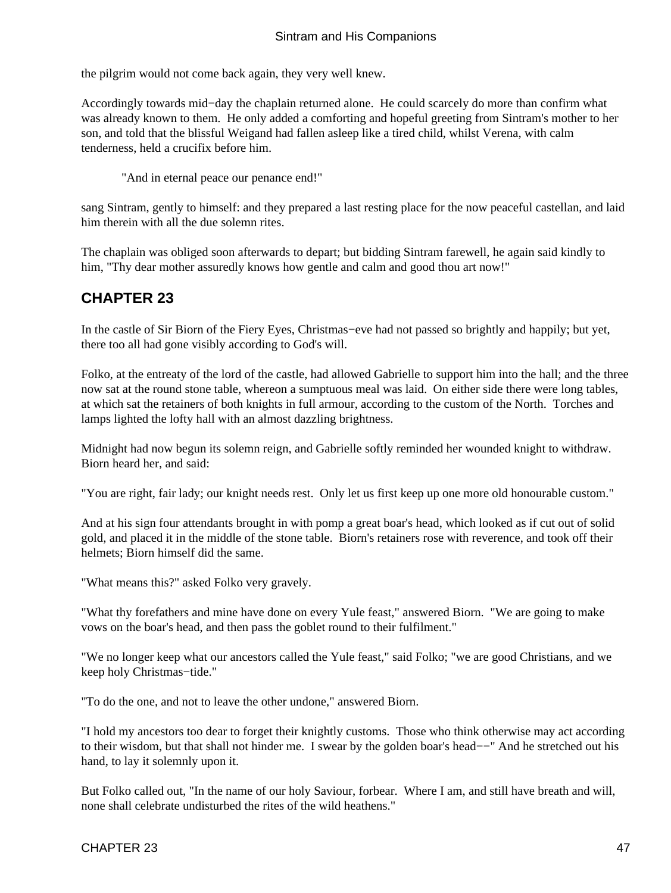the pilgrim would not come back again, they very well knew.

Accordingly towards mid−day the chaplain returned alone. He could scarcely do more than confirm what was already known to them. He only added a comforting and hopeful greeting from Sintram's mother to her son, and told that the blissful Weigand had fallen asleep like a tired child, whilst Verena, with calm tenderness, held a crucifix before him.

> "And in eternal peace our penance end!"

sang Sintram, gently to himself: and they prepared a last resting place for the now peaceful castellan, and laid him therein with all the due solemn rites.

The chaplain was obliged soon afterwards to depart; but bidding Sintram farewell, he again said kindly to him, "Thy dear mother assuredly knows how gentle and calm and good thou art now!"

## CHAPTER 23

In the castle of Sir Biorn of the Fiery Eyes, Christmas−eve had not passed so brightly and happily; but yet, there too all had gone visibly according to God's will.

Folko, at the entreaty of the lord of the castle, had allowed Gabrielle to support him into the hall; and the three now sat at the round stone table, whereon a sumptuous meal was laid. On either side there were long tables, at which sat the retainers of both knights in full armour, according to the custom of the North. Torches and lamps lighted the lofty hall with an almost dazzling brightness.

Midnight had now begun its solemn reign, and Gabrielle softly reminded her wounded knight to withdraw. Biorn heard her, and said:

"You are right, fair lady; our knight needs rest. Only let us first keep up one more old honourable custom."

And at his sign four attendants brought in with pomp a great boar's head, which looked as if cut out of solid gold, and placed it in the middle of the stone table. Biorn's retainers rose with reverence, and took off their helmets; Biorn himself did the same.

"What means this?" asked Folko very gravely.

"What thy forefathers and mine have done on every Yule feast," answered Biorn. "We are going to make vows on the boar's head, and then pass the goblet round to their fulfilment."

"We no longer keep what our ancestors called the Yule feast," said Folko; "we are good Christians, and we keep holy Christmas−tide."

"To do the one, and not to leave the other undone," answered Biorn.

"I hold my ancestors too dear to forget their knightly customs. Those who think otherwise may act according to their wisdom, but that shall not hinder me. I swear by the golden boar's head−−" And he stretched out his hand, to lay it solemnly upon it.

But Folko called out, "In the name of our holy Saviour, forbear. Where I am, and still have breath and will, none shall celebrate undisturbed the rites of the wild heathens."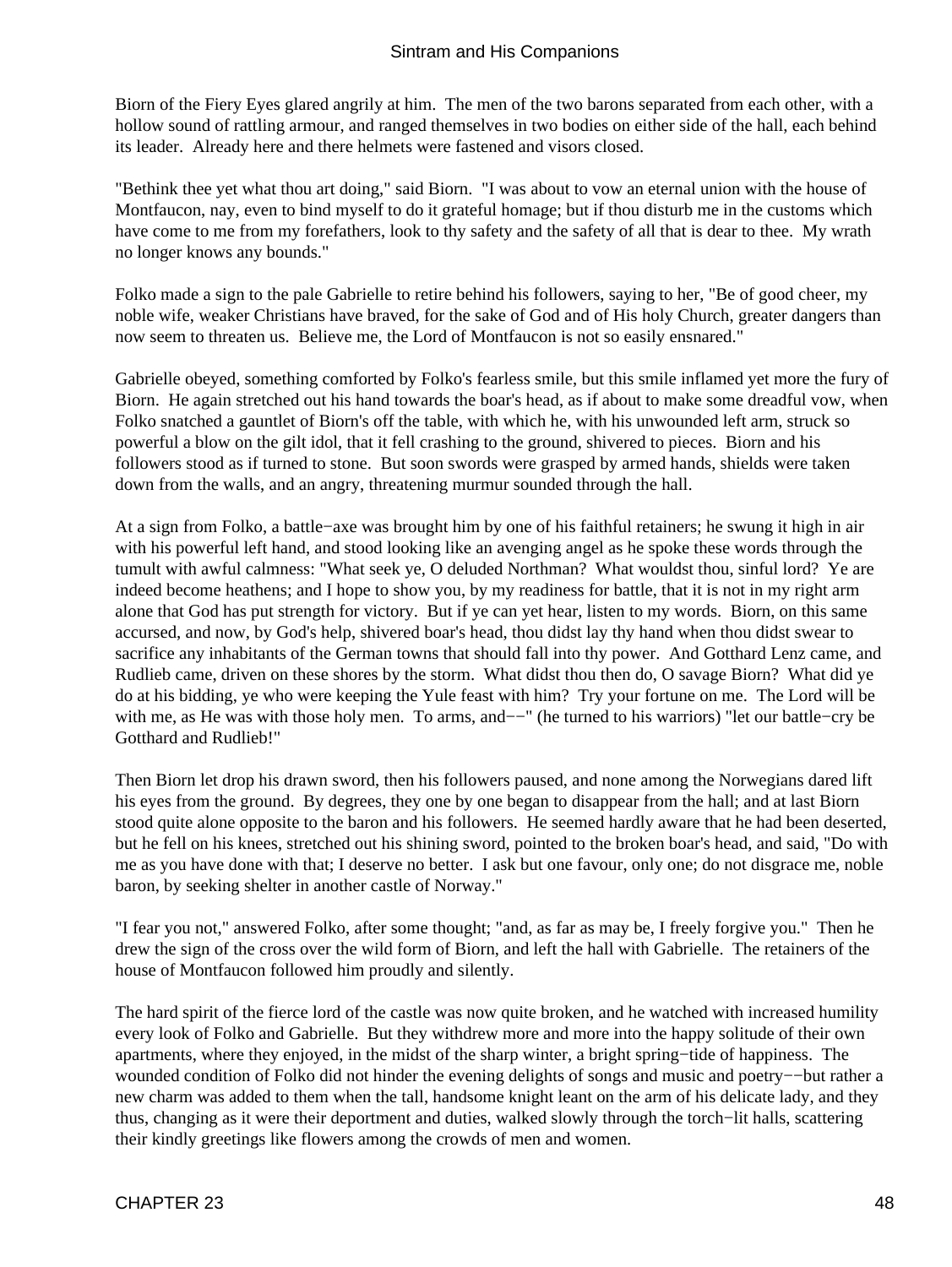Biorn of the Fiery Eyes glared angrily at him. The men of the two barons separated from each other, with a hollow sound of rattling armour, and ranged themselves in two bodies on either side of the hall, each behind its leader. Already here and there helmets were fastened and visors closed.

"Bethink thee yet what thou art doing," said Biorn. "I was about to vow an eternal union with the house of Montfaucon, nay, even to bind myself to do it grateful homage; but if thou disturb me in the customs which have come to me from my forefathers, look to thy safety and the safety of all that is dear to thee. My wrath no longer knows any bounds."

Folko made a sign to the pale Gabrielle to retire behind his followers, saying to her, "Be of good cheer, my noble wife, weaker Christians have braved, for the sake of God and of His holy Church, greater dangers than now seem to threaten us. Believe me, the Lord of Montfaucon is not so easily ensnared."

Gabrielle obeyed, something comforted by Folko's fearless smile, but this smile inflamed yet more the fury of Biorn. He again stretched out his hand towards the boar's head, as if about to make some dreadful vow, when Folko snatched a gauntlet of Biorn's off the table, with which he, with his unwounded left arm, struck so powerful a blow on the gilt idol, that it fell crashing to the ground, shivered to pieces. Biorn and his followers stood as if turned to stone. But soon swords were grasped by armed hands, shields were taken down from the walls, and an angry, threatening murmur sounded through the hall.

At a sign from Folko, a battle−axe was brought him by one of his faithful retainers; he swung it high in air with his powerful left hand, and stood looking like an avenging angel as he spoke these words through the tumult with awful calmness: "What seek ye, O deluded Northman? What wouldst thou, sinful lord? Ye are indeed become heathens; and I hope to show you, by my readiness for battle, that it is not in my right arm alone that God has put strength for victory. But if ye can yet hear, listen to my words. Biorn, on this same accursed, and now, by God's help, shivered boar's head, thou didst lay thy hand when thou didst swear to sacrifice any inhabitants of the German towns that should fall into thy power. And Gotthard Lenz came, and Rudlieb came, driven on these shores by the storm. What didst thou then do, O savage Biorn? What did ye do at his bidding, ye who were keeping the Yule feast with him? Try your fortune on me. The Lord will be with me, as He was with those holy men. To arms, and−−" (he turned to his warriors) "let our battle−cry be Gotthard and Rudlieb!"

Then Biorn let drop his drawn sword, then his followers paused, and none among the Norwegians dared lift his eyes from the ground. By degrees, they one by one began to disappear from the hall; and at last Biorn stood quite alone opposite to the baron and his followers. He seemed hardly aware that he had been deserted, but he fell on his knees, stretched out his shining sword, pointed to the broken boar's head, and said, "Do with me as you have done with that; I deserve no better. I ask but one favour, only one; do not disgrace me, noble baron, by seeking shelter in another castle of Norway."

"I fear you not," answered Folko, after some thought; "and, as far as may be, I freely forgive you." Then he drew the sign of the cross over the wild form of Biorn, and left the hall with Gabrielle. The retainers of the house of Montfaucon followed him proudly and silently.

The hard spirit of the fierce lord of the castle was now quite broken, and he watched with increased humility every look of Folko and Gabrielle. But they withdrew more and more into the happy solitude of their own apartments, where they enjoyed, in the midst of the sharp winter, a bright spring−tide of happiness. The wounded condition of Folko did not hinder the evening delights of songs and music and poetry−−but rather a new charm was added to them when the tall, handsome knight leant on the arm of his delicate lady, and they thus, changing as it were their deportment and duties, walked slowly through the torch−lit halls, scattering their kindly greetings like flowers among the crowds of men and women.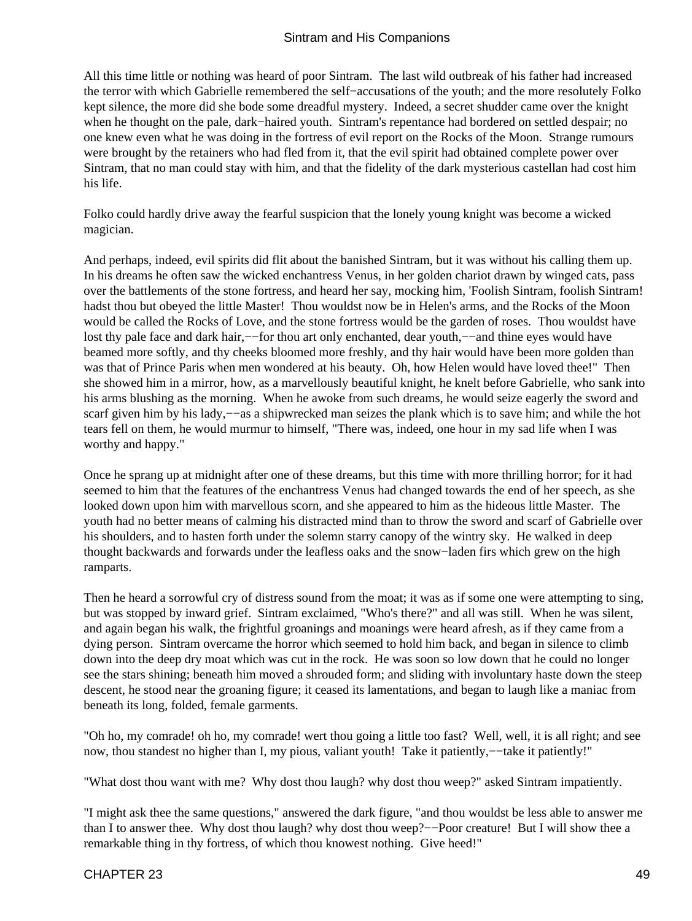All this time little or nothing was heard of poor Sintram. The last wild outbreak of his father had increased the terror with which Gabrielle remembered the self−accusations of the youth; and the more resolutely Folko kept silence, the more did she bode some dreadful mystery. Indeed, a secret shudder came over the knight when he thought on the pale, dark−haired youth. Sintram's repentance had bordered on settled despair; no one knew even what he was doing in the fortress of evil report on the Rocks of the Moon. Strange rumours were brought by the retainers who had fled from it, that the evil spirit had obtained complete power over Sintram, that no man could stay with him, and that the fidelity of the dark mysterious castellan had cost him his life.

Folko could hardly drive away the fearful suspicion that the lonely young knight was become a wicked magician.

And perhaps, indeed, evil spirits did flit about the banished Sintram, but it was without his calling them up. In his dreams he often saw the wicked enchantress Venus, in her golden chariot drawn by winged cats, pass over the battlements of the stone fortress, and heard her say, mocking him, 'Foolish Sintram, foolish Sintram! hadst thou but obeyed the little Master! Thou wouldst now be in Helen's arms, and the Rocks of the Moon would be called the Rocks of Love, and the stone fortress would be the garden of roses. Thou wouldst have lost thy pale face and dark hair,−−for thou art only enchanted, dear youth,−−and thine eyes would have beamed more softly, and thy cheeks bloomed more freshly, and thy hair would have been more golden than was that of Prince Paris when men wondered at his beauty. Oh, how Helen would have loved thee!" Then she showed him in a mirror, how, as a marvellously beautiful knight, he knelt before Gabrielle, who sank into his arms blushing as the morning. When he awoke from such dreams, he would seize eagerly the sword and scarf given him by his lady,−−as a shipwrecked man seizes the plank which is to save him; and while the hot tears fell on them, he would murmur to himself, "There was, indeed, one hour in my sad life when I was worthy and happy."

Once he sprang up at midnight after one of these dreams, but this time with more thrilling horror; for it had seemed to him that the features of the enchantress Venus had changed towards the end of her speech, as she looked down upon him with marvellous scorn, and she appeared to him as the hideous little Master. The youth had no better means of calming his distracted mind than to throw the sword and scarf of Gabrielle over his shoulders, and to hasten forth under the solemn starry canopy of the wintry sky. He walked in deep thought backwards and forwards under the leafless oaks and the snow−laden firs which grew on the high ramparts.

Then he heard a sorrowful cry of distress sound from the moat; it was as if some one were attempting to sing, but was stopped by inward grief. Sintram exclaimed, "Who's there?" and all was still. When he was silent, and again began his walk, the frightful groanings and moanings were heard afresh, as if they came from a dying person. Sintram overcame the horror which seemed to hold him back, and began in silence to climb down into the deep dry moat which was cut in the rock. He was soon so low down that he could no longer see the stars shining; beneath him moved a shrouded form; and sliding with involuntary haste down the steep descent, he stood near the groaning figure; it ceased its lamentations, and began to laugh like a maniac from beneath its long, folded, female garments.

"Oh ho, my comrade! oh ho, my comrade! wert thou going a little too fast? Well, well, it is all right; and see now, thou standest no higher than I, my pious, valiant youth! Take it patiently,−−take it patiently!"

"What dost thou want with me? Why dost thou laugh? why dost thou weep?" asked Sintram impatiently.

"I might ask thee the same questions," answered the dark figure, "and thou wouldst be less able to answer me than I to answer thee. Why dost thou laugh? why dost thou weep?−−Poor creature! But I will show thee a remarkable thing in thy fortress, of which thou knowest nothing. Give heed!"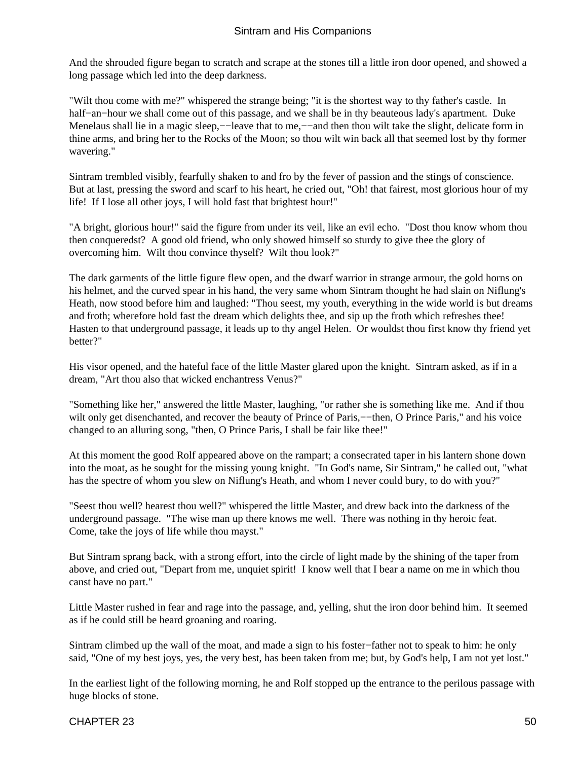And the shrouded figure began to scratch and scrape at the stones till a little iron door opened, and showed a long passage which led into the deep darkness.

"Wilt thou come with me?" whispered the strange being; "it is the shortest way to thy father's castle. In half−an−hour we shall come out of this passage, and we shall be in thy beauteous lady's apartment. Duke Menelaus shall lie in a magic sleep,−−leave that to me,−−and then thou wilt take the slight, delicate form in thine arms, and bring her to the Rocks of the Moon; so thou wilt win back all that seemed lost by thy former wavering."

Sintram trembled visibly, fearfully shaken to and fro by the fever of passion and the stings of conscience. But at last, pressing the sword and scarf to his heart, he cried out, "Oh! that fairest, most glorious hour of my life! If I lose all other joys, I will hold fast that brightest hour!"

"A bright, glorious hour!" said the figure from under its veil, like an evil echo. "Dost thou know whom thou then conqueredst? A good old friend, who only showed himself so sturdy to give thee the glory of overcoming him. Wilt thou convince thyself? Wilt thou look?"

The dark garments of the little figure flew open, and the dwarf warrior in strange armour, the gold horns on his helmet, and the curved spear in his hand, the very same whom Sintram thought he had slain on Niflung's Heath, now stood before him and laughed: "Thou seest, my youth, everything in the wide world is but dreams and froth; wherefore hold fast the dream which delights thee, and sip up the froth which refreshes thee! Hasten to that underground passage, it leads up to thy angel Helen. Or wouldst thou first know thy friend yet better?"

His visor opened, and the hateful face of the little Master glared upon the knight. Sintram asked, as if in a dream, "Art thou also that wicked enchantress Venus?"

"Something like her," answered the little Master, laughing, "or rather she is something like me. And if thou wilt only get disenchanted, and recover the beauty of Prince of Paris,−−then, O Prince Paris," and his voice changed to an alluring song, "then, O Prince Paris, I shall be fair like thee!"

At this moment the good Rolf appeared above on the rampart; a consecrated taper in his lantern shone down into the moat, as he sought for the missing young knight. "In God's name, Sir Sintram," he called out, "what has the spectre of whom you slew on Niflung's Heath, and whom I never could bury, to do with you?"

"Seest thou well? hearest thou well?" whispered the little Master, and drew back into the darkness of the underground passage. "The wise man up there knows me well. There was nothing in thy heroic feat. Come, take the joys of life while thou mayst."

But Sintram sprang back, with a strong effort, into the circle of light made by the shining of the taper from above, and cried out, "Depart from me, unquiet spirit! I know well that I bear a name on me in which thou canst have no part."

Little Master rushed in fear and rage into the passage, and, yelling, shut the iron door behind him. It seemed as if he could still be heard groaning and roaring.

Sintram climbed up the wall of the moat, and made a sign to his foster−father not to speak to him: he only said, "One of my best joys, yes, the very best, has been taken from me; but, by God's help, I am not yet lost."

In the earliest light of the following morning, he and Rolf stopped up the entrance to the perilous passage with huge blocks of stone.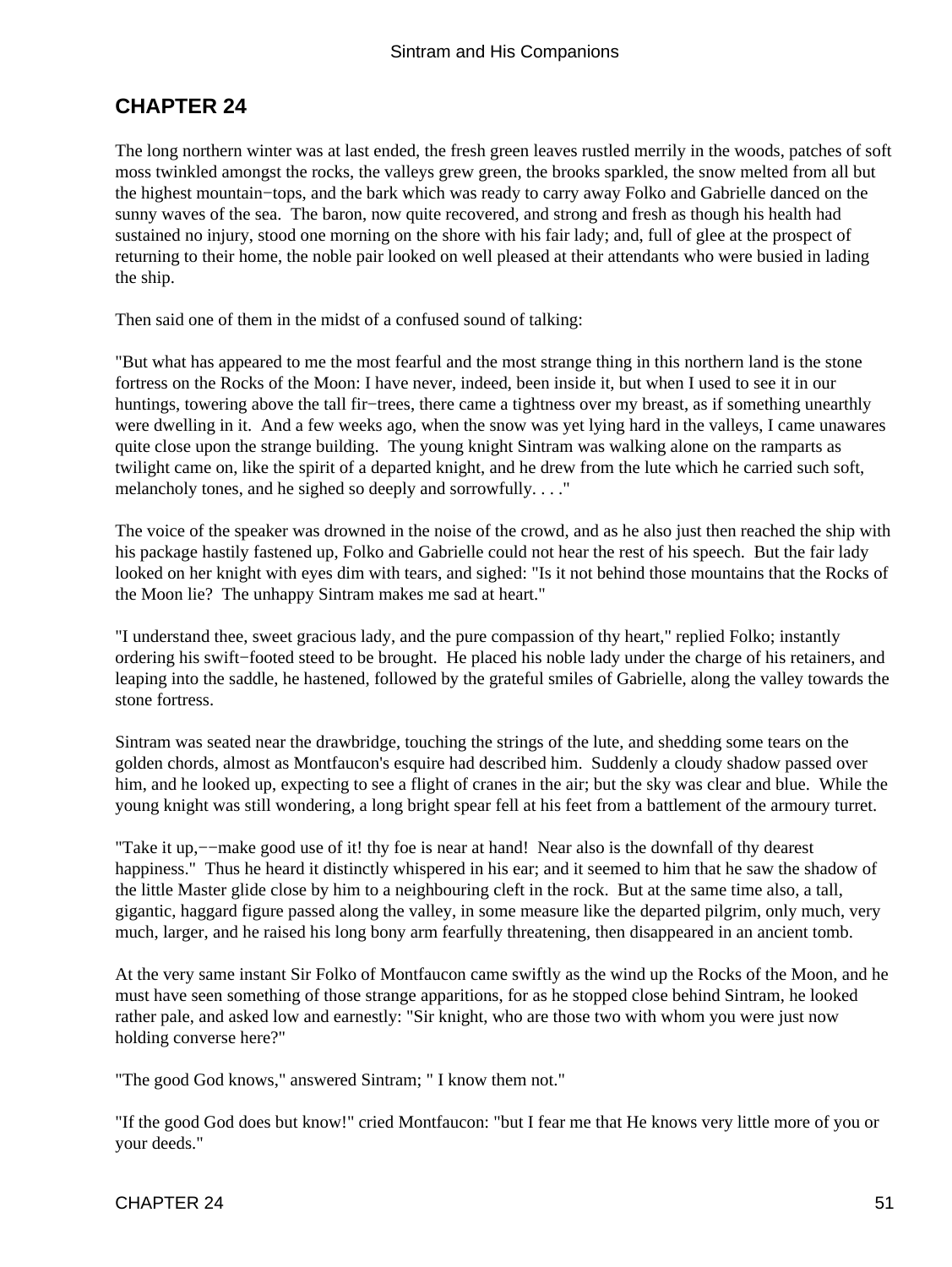## CHAPTER 24

The long northern winter was at last ended, the fresh green leaves rustled merrily in the woods, patches of soft moss twinkled amongst the rocks, the valleys grew green, the brooks sparkled, the snow melted from all but the highest mountain−tops, and the bark which was ready to carry away Folko and Gabrielle danced on the sunny waves of the sea. The baron, now quite recovered, and strong and fresh as though his health had sustained no injury, stood one morning on the shore with his fair lady; and, full of glee at the prospect of returning to their home, the noble pair looked on well pleased at their attendants who were busied in lading the ship.

Then said one of them in the midst of a confused sound of talking:

"But what has appeared to me the most fearful and the most strange thing in this northern land is the stone fortress on the Rocks of the Moon: I have never, indeed, been inside it, but when I used to see it in our huntings, towering above the tall fir−trees, there came a tightness over my breast, as if something unearthly were dwelling in it. And a few weeks ago, when the snow was yet lying hard in the valleys, I came unawares quite close upon the strange building. The young knight Sintram was walking alone on the ramparts as twilight came on, like the spirit of a departed knight, and he drew from the lute which he carried such soft, melancholy tones, and he sighed so deeply and sorrowfully. . . ."

The voice of the speaker was drowned in the noise of the crowd, and as he also just then reached the ship with his package hastily fastened up, Folko and Gabrielle could not hear the rest of his speech. But the fair lady looked on her knight with eyes dim with tears, and sighed: "Is it not behind those mountains that the Rocks of the Moon lie? The unhappy Sintram makes me sad at heart."

"I understand thee, sweet gracious lady, and the pure compassion of thy heart," replied Folko; instantly ordering his swift−footed steed to be brought. He placed his noble lady under the charge of his retainers, and leaping into the saddle, he hastened, followed by the grateful smiles of Gabrielle, along the valley towards the stone fortress.

Sintram was seated near the drawbridge, touching the strings of the lute, and shedding some tears on the golden chords, almost as Montfaucon's esquire had described him. Suddenly a cloudy shadow passed over him, and he looked up, expecting to see a flight of cranes in the air; but the sky was clear and blue. While the young knight was still wondering, a long bright spear fell at his feet from a battlement of the armoury turret.

"Take it up,−−make good use of it! thy foe is near at hand! Near also is the downfall of thy dearest happiness." Thus he heard it distinctly whispered in his ear; and it seemed to him that he saw the shadow of the little Master glide close by him to a neighbouring cleft in the rock. But at the same time also, a tall, gigantic, haggard figure passed along the valley, in some measure like the departed pilgrim, only much, very much, larger, and he raised his long bony arm fearfully threatening, then disappeared in an ancient tomb.

At the very same instant Sir Folko of Montfaucon came swiftly as the wind up the Rocks of the Moon, and he must have seen something of those strange apparitions, for as he stopped close behind Sintram, he looked rather pale, and asked low and earnestly: "Sir knight, who are those two with whom you were just now holding converse here?"

"The good God knows," answered Sintram; " I know them not."

"If the good God does but know!" cried Montfaucon: "but I fear me that He knows very little more of you or your deeds."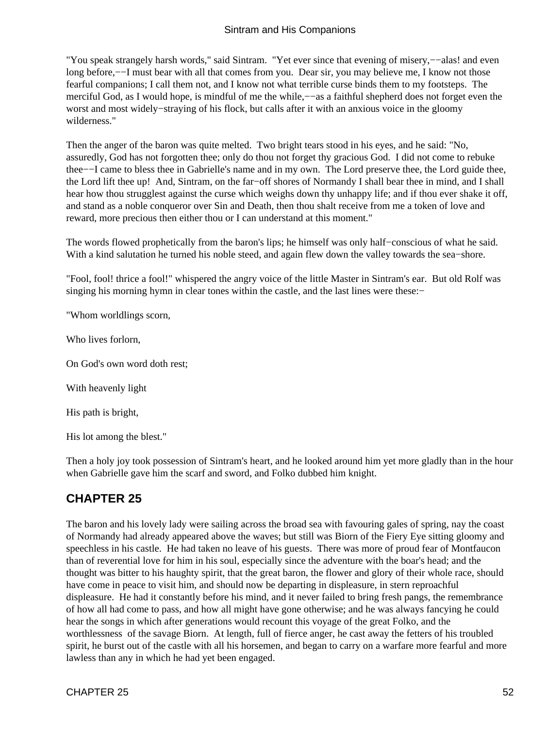"You speak strangely harsh words," said Sintram. "Yet ever since that evening of misery,−−alas! and even long before,−−I must bear with all that comes from you. Dear sir, you may believe me, I know not those fearful companions; I call them not, and I know not what terrible curse binds them to my footsteps. The merciful God, as I would hope, is mindful of me the while,−−as a faithful shepherd does not forget even the worst and most widely−straying of his flock, but calls after it with an anxious voice in the gloomy wilderness."

Then the anger of the baron was quite melted. Two bright tears stood in his eyes, and he said: "No, assuredly, God has not forgotten thee; only do thou not forget thy gracious God. I did not come to rebuke thee−−I came to bless thee in Gabrielle's name and in my own. The Lord preserve thee, the Lord guide thee, the Lord lift thee up! And, Sintram, on the far−off shores of Normandy I shall bear thee in mind, and I shall hear how thou strugglest against the curse which weighs down thy unhappy life; and if thou ever shake it off, and stand as a noble conqueror over Sin and Death, then thou shalt receive from me a token of love and reward, more precious then either thou or I can understand at this moment."

The words flowed prophetically from the baron's lips; he himself was only half−conscious of what he said. With a kind salutation he turned his noble steed, and again flew down the valley towards the sea−shore.

"Fool, fool! thrice a fool!" whispered the angry voice of the little Master in Sintram's ear. But old Rolf was singing his morning hymn in clear tones within the castle, and the last lines were these:−

"Whom worldlings scorn,

Who lives forlorn,

On God's own word doth rest;

With heavenly light

His path is bright,

His lot among the blest."

Then a holy joy took possession of Sintram's heart, and he looked around him yet more gladly than in the hour when Gabrielle gave him the scarf and sword, and Folko dubbed him knight.

## CHAPTER 25

The baron and his lovely lady were sailing across the broad sea with favouring gales of spring, nay the coast of Normandy had already appeared above the waves; but still was Biorn of the Fiery Eye sitting gloomy and speechless in his castle. He had taken no leave of his guests. There was more of proud fear of Montfaucon than of reverential love for him in his soul, especially since the adventure with the boar's head; and the thought was bitter to his haughty spirit, that the great baron, the flower and glory of their whole race, should have come in peace to visit him, and should now be departing in displeasure, in stern reproachful displeasure. He had it constantly before his mind, and it never failed to bring fresh pangs, the remembrance of how all had come to pass, and how all might have gone otherwise; and he was always fancying he could hear the songs in which after generations would recount this voyage of the great Folko, and the worthlessness of the savage Biorn. At length, full of fierce anger, he cast away the fetters of his troubled spirit, he burst out of the castle with all his horsemen, and began to carry on a warfare more fearful and more lawless than any in which he had yet been engaged.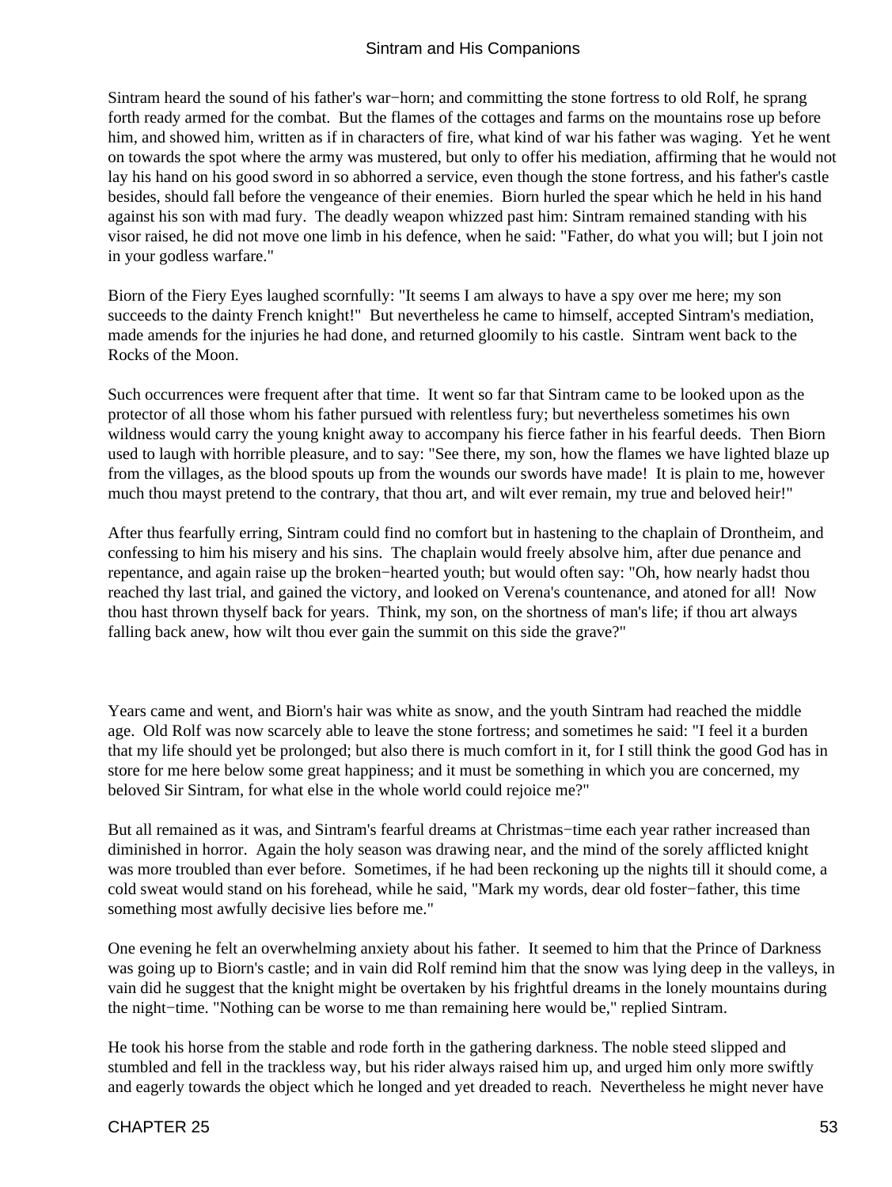Sintram heard the sound of his father's war−horn; and committing the stone fortress to old Rolf, he sprang forth ready armed for the combat. But the flames of the cottages and farms on the mountains rose up before him, and showed him, written as if in characters of fire, what kind of war his father was waging. Yet he went on towards the spot where the army was mustered, but only to offer his mediation, affirming that he would not lay his hand on his good sword in so abhorred a service, even though the stone fortress, and his father's castle besides, should fall before the vengeance of their enemies. Biorn hurled the spear which he held in his hand against his son with mad fury. The deadly weapon whizzed past him: Sintram remained standing with his visor raised, he did not move one limb in his defence, when he said: "Father, do what you will; but I join not in your godless warfare."

Biorn of the Fiery Eyes laughed scornfully: "It seems I am always to have a spy over me here; my son succeeds to the dainty French knight!" But nevertheless he came to himself, accepted Sintram's mediation, made amends for the injuries he had done, and returned gloomily to his castle. Sintram went back to the Rocks of the Moon.

Such occurrences were frequent after that time. It went so far that Sintram came to be looked upon as the protector of all those whom his father pursued with relentless fury; but nevertheless sometimes his own wildness would carry the young knight away to accompany his fierce father in his fearful deeds. Then Biorn used to laugh with horrible pleasure, and to say: "See there, my son, how the flames we have lighted blaze up from the villages, as the blood spouts up from the wounds our swords have made! It is plain to me, however much thou mayst pretend to the contrary, that thou art, and wilt ever remain, my true and beloved heir!"

After thus fearfully erring, Sintram could find no comfort but in hastening to the chaplain of Drontheim, and confessing to him his misery and his sins. The chaplain would freely absolve him, after due penance and repentance, and again raise up the broken−hearted youth; but would often say: "Oh, how nearly hadst thou reached thy last trial, and gained the victory, and looked on Verena's countenance, and atoned for all! Now thou hast thrown thyself back for years. Think, my son, on the shortness of man's life; if thou art always falling back anew, how wilt thou ever gain the summit on this side the grave?"

Years came and went, and Biorn's hair was white as snow, and the youth Sintram had reached the middle age. Old Rolf was now scarcely able to leave the stone fortress; and sometimes he said: "I feel it a burden that my life should yet be prolonged; but also there is much comfort in it, for I still think the good God has in store for me here below some great happiness; and it must be something in which you are concerned, my beloved Sir Sintram, for what else in the whole world could rejoice me?"

But all remained as it was, and Sintram's fearful dreams at Christmas−time each year rather increased than diminished in horror. Again the holy season was drawing near, and the mind of the sorely afflicted knight was more troubled than ever before. Sometimes, if he had been reckoning up the nights till it should come, a cold sweat would stand on his forehead, while he said, "Mark my words, dear old foster−father, this time something most awfully decisive lies before me."

One evening he felt an overwhelming anxiety about his father. It seemed to him that the Prince of Darkness was going up to Biorn's castle; and in vain did Rolf remind him that the snow was lying deep in the valleys, in vain did he suggest that the knight might be overtaken by his frightful dreams in the lonely mountains during the night−time. "Nothing can be worse to me than remaining here would be," replied Sintram.

He took his horse from the stable and rode forth in the gathering darkness. The noble steed slipped and stumbled and fell in the trackless way, but his rider always raised him up, and urged him only more swiftly and eagerly towards the object which he longed and yet dreaded to reach. Nevertheless he might never have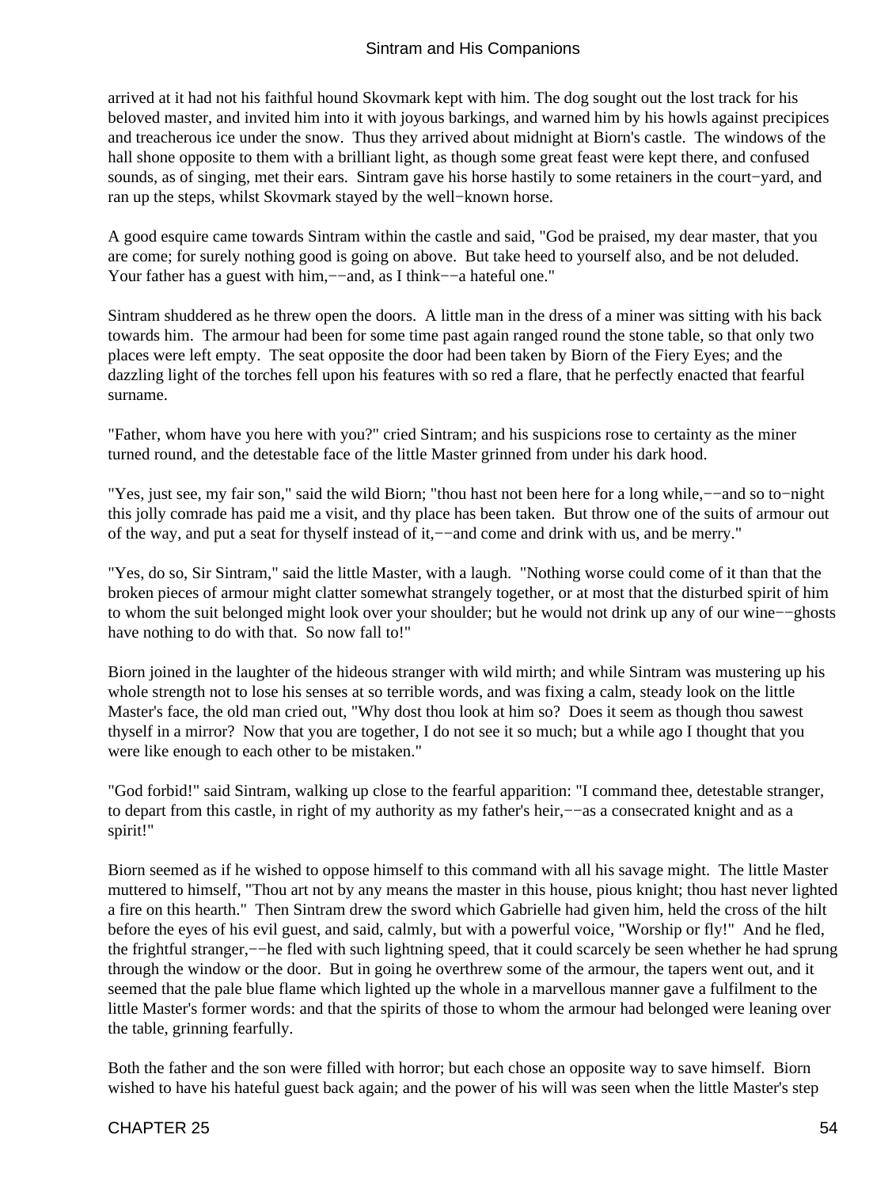arrived at it had not his faithful hound Skovmark kept with him. The dog sought out the lost track for his beloved master, and invited him into it with joyous barkings, and warned him by his howls against precipices and treacherous ice under the snow. Thus they arrived about midnight at Biorn's castle. The windows of the hall shone opposite to them with a brilliant light, as though some great feast were kept there, and confused sounds, as of singing, met their ears. Sintram gave his horse hastily to some retainers in the court−yard, and ran up the steps, whilst Skovmark stayed by the well−known horse.

A good esquire came towards Sintram within the castle and said, "God be praised, my dear master, that you are come; for surely nothing good is going on above. But take heed to yourself also, and be not deluded. Your father has a guest with him,−−and, as I think−−a hateful one."

Sintram shuddered as he threw open the doors. A little man in the dress of a miner was sitting with his back towards him. The armour had been for some time past again ranged round the stone table, so that only two places were left empty. The seat opposite the door had been taken by Biorn of the Fiery Eyes; and the dazzling light of the torches fell upon his features with so red a flare, that he perfectly enacted that fearful surname.

"Father, whom have you here with you?" cried Sintram; and his suspicions rose to certainty as the miner turned round, and the detestable face of the little Master grinned from under his dark hood.

"Yes, just see, my fair son," said the wild Biorn; "thou hast not been here for a long while,−−and so to−night this jolly comrade has paid me a visit, and thy place has been taken. But throw one of the suits of armour out of the way, and put a seat for thyself instead of it,−−and come and drink with us, and be merry."

"Yes, do so, Sir Sintram," said the little Master, with a laugh. "Nothing worse could come of it than that the broken pieces of armour might clatter somewhat strangely together, or at most that the disturbed spirit of him to whom the suit belonged might look over your shoulder; but he would not drink up any of our wine−−ghosts have nothing to do with that. So now fall to!"

Biorn joined in the laughter of the hideous stranger with wild mirth; and while Sintram was mustering up his whole strength not to lose his senses at so terrible words, and was fixing a calm, steady look on the little Master's face, the old man cried out, "Why dost thou look at him so? Does it seem as though thou sawest thyself in a mirror? Now that you are together, I do not see it so much; but a while ago I thought that you were like enough to each other to be mistaken."

"God forbid!" said Sintram, walking up close to the fearful apparition: "I command thee, detestable stranger, to depart from this castle, in right of my authority as my father's heir,−−as a consecrated knight and as a spirit!"

Biorn seemed as if he wished to oppose himself to this command with all his savage might. The little Master muttered to himself, "Thou art not by any means the master in this house, pious knight; thou hast never lighted a fire on this hearth." Then Sintram drew the sword which Gabrielle had given him, held the cross of the hilt before the eyes of his evil guest, and said, calmly, but with a powerful voice, "Worship or fly!" And he fled, the frightful stranger,−−he fled with such lightning speed, that it could scarcely be seen whether he had sprung through the window or the door. But in going he overthrew some of the armour, the tapers went out, and it seemed that the pale blue flame which lighted up the whole in a marvellous manner gave a fulfilment to the little Master's former words: and that the spirits of those to whom the armour had belonged were leaning over the table, grinning fearfully.

Both the father and the son were filled with horror; but each chose an opposite way to save himself. Biorn wished to have his hateful guest back again; and the power of his will was seen when the little Master's step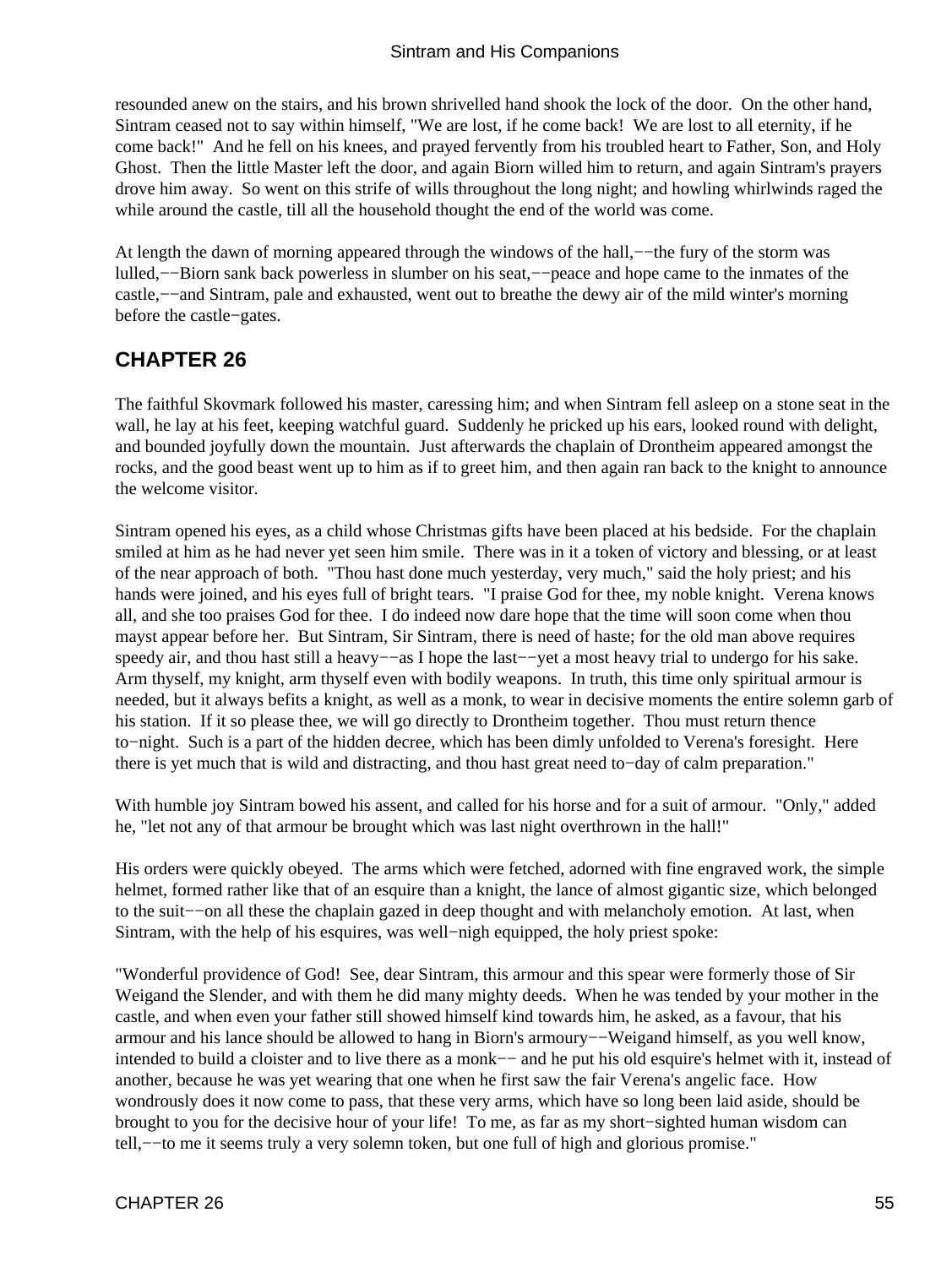resounded anew on the stairs, and his brown shrivelled hand shook the lock of the door. On the other hand, Sintram ceased not to say within himself, "We are lost, if he come back! We are lost to all eternity, if he come back!" And he fell on his knees, and prayed fervently from his troubled heart to Father, Son, and Holy Ghost. Then the little Master left the door, and again Biorn willed him to return, and again Sintram's prayers drove him away. So went on this strife of wills throughout the long night; and howling whirlwinds raged the while around the castle, till all the household thought the end of the world was come.

At length the dawn of morning appeared through the windows of the hall,−−the fury of the storm was lulled,−−Biorn sank back powerless in slumber on his seat,−−peace and hope came to the inmates of the castle,−−and Sintram, pale and exhausted, went out to breathe the dewy air of the mild winter's morning before the castle−gates.

## CHAPTER 26

The faithful Skovmark followed his master, caressing him; and when Sintram fell asleep on a stone seat in the wall, he lay at his feet, keeping watchful guard. Suddenly he pricked up his ears, looked round with delight, and bounded joyfully down the mountain. Just afterwards the chaplain of Drontheim appeared amongst the rocks, and the good beast went up to him as if to greet him, and then again ran back to the knight to announce the welcome visitor.

Sintram opened his eyes, as a child whose Christmas gifts have been placed at his bedside. For the chaplain smiled at him as he had never yet seen him smile. There was in it a token of victory and blessing, or at least of the near approach of both. "Thou hast done much yesterday, very much," said the holy priest; and his hands were joined, and his eyes full of bright tears. "I praise God for thee, my noble knight. Verena knows all, and she too praises God for thee. I do indeed now dare hope that the time will soon come when thou mayst appear before her. But Sintram, Sir Sintram, there is need of haste; for the old man above requires speedy air, and thou hast still a heavy−−as I hope the last−−yet a most heavy trial to undergo for his sake. Arm thyself, my knight, arm thyself even with bodily weapons. In truth, this time only spiritual armour is needed, but it always befits a knight, as well as a monk, to wear in decisive moments the entire solemn garb of his station. If it so please thee, we will go directly to Drontheim together. Thou must return thence to−night. Such is a part of the hidden decree, which has been dimly unfolded to Verena's foresight. Here there is yet much that is wild and distracting, and thou hast great need to−day of calm preparation."

With humble joy Sintram bowed his assent, and called for his horse and for a suit of armour. "Only," added he, "let not any of that armour be brought which was last night overthrown in the hall!"

His orders were quickly obeyed. The arms which were fetched, adorned with fine engraved work, the simple helmet, formed rather like that of an esquire than a knight, the lance of almost gigantic size, which belonged to the suit−−on all these the chaplain gazed in deep thought and with melancholy emotion. At last, when Sintram, with the help of his esquires, was well−nigh equipped, the holy priest spoke:

"Wonderful providence of God! See, dear Sintram, this armour and this spear were formerly those of Sir Weigand the Slender, and with them he did many mighty deeds. When he was tended by your mother in the castle, and when even your father still showed himself kind towards him, he asked, as a favour, that his armour and his lance should be allowed to hang in Biorn's armoury−−Weigand himself, as you well know, intended to build a cloister and to live there as a monk−− and he put his old esquire's helmet with it, instead of another, because he was yet wearing that one when he first saw the fair Verena's angelic face. How wondrously does it now come to pass, that these very arms, which have so long been laid aside, should be brought to you for the decisive hour of your life! To me, as far as my short−sighted human wisdom can tell,−−to me it seems truly a very solemn token, but one full of high and glorious promise."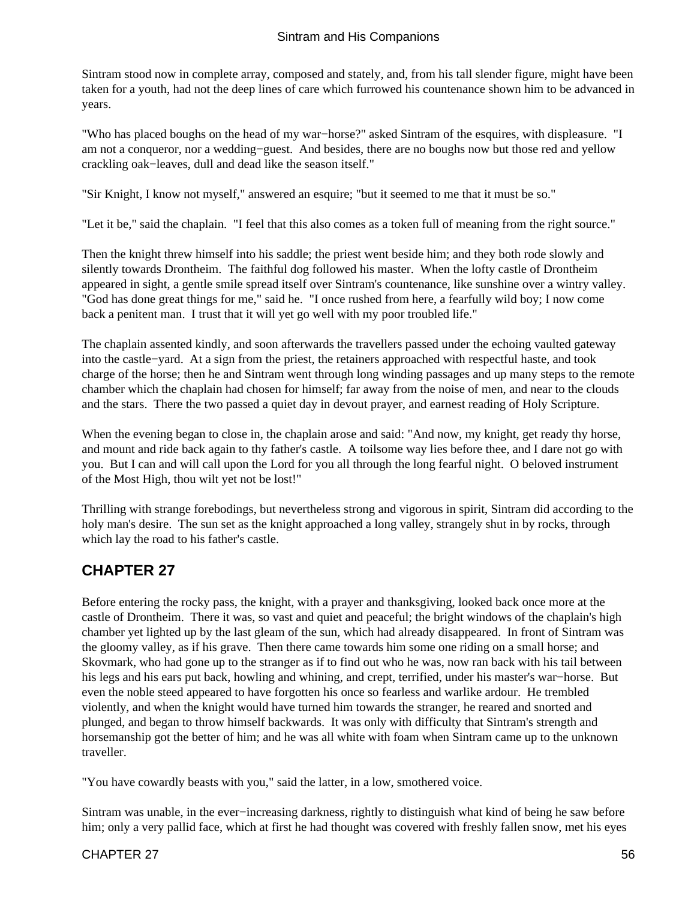Sintram stood now in complete array, composed and stately, and, from his tall slender figure, might have been taken for a youth, had not the deep lines of care which furrowed his countenance shown him to be advanced in years.

"Who has placed boughs on the head of my war−horse?" asked Sintram of the esquires, with displeasure. "I am not a conqueror, nor a wedding−guest. And besides, there are no boughs now but those red and yellow crackling oak−leaves, dull and dead like the season itself."

"Sir Knight, I know not myself," answered an esquire; "but it seemed to me that it must be so."

"Let it be," said the chaplain. "I feel that this also comes as a token full of meaning from the right source."

Then the knight threw himself into his saddle; the priest went beside him; and they both rode slowly and silently towards Drontheim. The faithful dog followed his master. When the lofty castle of Drontheim appeared in sight, a gentle smile spread itself over Sintram's countenance, like sunshine over a wintry valley. "God has done great things for me," said he. "I once rushed from here, a fearfully wild boy; I now come back a penitent man. I trust that it will yet go well with my poor troubled life."

The chaplain assented kindly, and soon afterwards the travellers passed under the echoing vaulted gateway into the castle−yard. At a sign from the priest, the retainers approached with respectful haste, and took charge of the horse; then he and Sintram went through long winding passages and up many steps to the remote chamber which the chaplain had chosen for himself; far away from the noise of men, and near to the clouds and the stars. There the two passed a quiet day in devout prayer, and earnest reading of Holy Scripture.

When the evening began to close in, the chaplain arose and said: "And now, my knight, get ready thy horse, and mount and ride back again to thy father's castle. A toilsome way lies before thee, and I dare not go with you. But I can and will call upon the Lord for you all through the long fearful night. O beloved instrument of the Most High, thou wilt yet not be lost!"

Thrilling with strange forebodings, but nevertheless strong and vigorous in spirit, Sintram did according to the holy man's desire. The sun set as the knight approached a long valley, strangely shut in by rocks, through which lay the road to his father's castle.

## CHAPTER 27

Before entering the rocky pass, the knight, with a prayer and thanksgiving, looked back once more at the castle of Drontheim. There it was, so vast and quiet and peaceful; the bright windows of the chaplain's high chamber yet lighted up by the last gleam of the sun, which had already disappeared. In front of Sintram was the gloomy valley, as if his grave. Then there came towards him some one riding on a small horse; and Skovmark, who had gone up to the stranger as if to find out who he was, now ran back with his tail between his legs and his ears put back, howling and whining, and crept, terrified, under his master's war−horse. But even the noble steed appeared to have forgotten his once so fearless and warlike ardour. He trembled violently, and when the knight would have turned him towards the stranger, he reared and snorted and plunged, and began to throw himself backwards. It was only with difficulty that Sintram's strength and horsemanship got the better of him; and he was all white with foam when Sintram came up to the unknown traveller.

"You have cowardly beasts with you," said the latter, in a low, smothered voice.

Sintram was unable, in the ever−increasing darkness, rightly to distinguish what kind of being he saw before him; only a very pallid face, which at first he had thought was covered with freshly fallen snow, met his eyes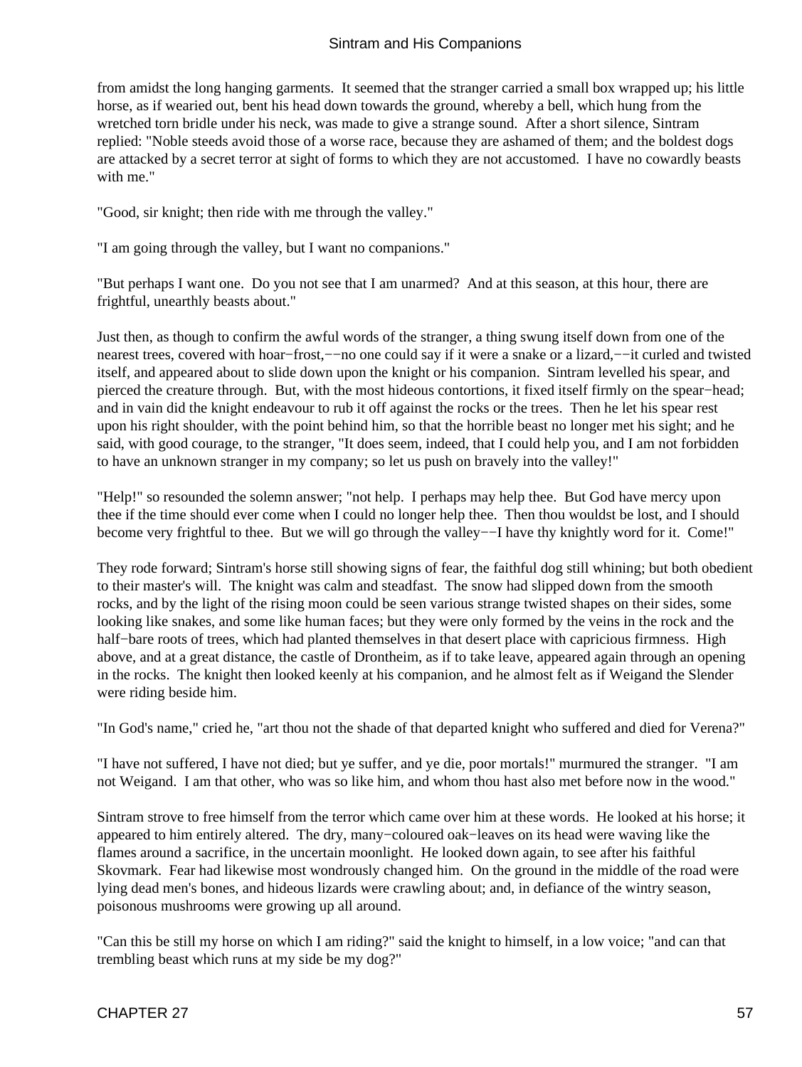from amidst the long hanging garments.  It seemed that the stranger carried a small box wrapped up; his little horse, as if wearied out, bent his head down towards the ground, whereby a bell, which hung from the wretched torn bridle under his neck, was made to give a strange sound.  After a short silence, Sintram replied: "Noble steeds avoid those of a worse race, because they are ashamed of them; and the boldest dogs are attacked by a secret terror at sight of forms to which they are not accustomed.  I have no cowardly beasts with me."

"Good, sir knight; then ride with me through the valley."

"I am going through the valley, but I want no companions."

"But perhaps I want one.  Do you not see that I am unarmed?  And at this season, at this hour, there are frightful, unearthly beasts about."

Just then, as though to confirm the awful words of the stranger, a thing swung itself down from one of the nearest trees, covered with hoar−frost,−−no one could say if it were a snake or a lizard,−−it curled and twisted itself, and appeared about to slide down upon the knight or his companion.  Sintram levelled his spear, and pierced the creature through.  But, with the most hideous contortions, it fixed itself firmly on the spear−head; and in vain did the knight endeavour to rub it off against the rocks or the trees.  Then he let his spear rest upon his right shoulder, with the point behind him, so that the horrible beast no longer met his sight; and he said, with good courage, to the stranger, "It does seem, indeed, that I could help you, and I am not forbidden to have an unknown stranger in my company; so let us push on bravely into the valley!"

"Help!" so resounded the solemn answer; "not help.  I perhaps may help thee.  But God have mercy upon thee if the time should ever come when I could no longer help thee.  Then thou wouldst be lost, and I should become very frightful to thee.  But we will go through the valley−−I have thy knightly word for it.  Come!"

They rode forward; Sintram's horse still showing signs of fear, the faithful dog still whining; but both obedient to their master's will.  The knight was calm and steadfast.  The snow had slipped down from the smooth rocks, and by the light of the rising moon could be seen various strange twisted shapes on their sides, some looking like snakes, and some like human faces; but they were only formed by the veins in the rock and the half−bare roots of trees, which had planted themselves in that desert place with capricious firmness.  High above, and at a great distance, the castle of Drontheim, as if to take leave, appeared again through an opening in the rocks.  The knight then looked keenly at his companion, and he almost felt as if Weigand the Slender were riding beside him.

"In God's name," cried he, "art thou not the shade of that departed knight who suffered and died for Verena?"

"I have not suffered, I have not died; but ye suffer, and ye die, poor mortals!" murmured the stranger.  "I am not Weigand.  I am that other, who was so like him, and whom thou hast also met before now in the wood."

Sintram strove to free himself from the terror which came over him at these words.  He looked at his horse; it appeared to him entirely altered.  The dry, many−coloured oak−leaves on its head were waving like the flames around a sacrifice, in the uncertain moonlight.  He looked down again, to see after his faithful Skovmark.  Fear had likewise most wondrously changed him.  On the ground in the middle of the road were lying dead men's bones, and hideous lizards were crawling about; and, in defiance of the wintry season, poisonous mushrooms were growing up all around.

"Can this be still my horse on which I am riding?" said the knight to himself, in a low voice; "and can that trembling beast which runs at my side be my dog?"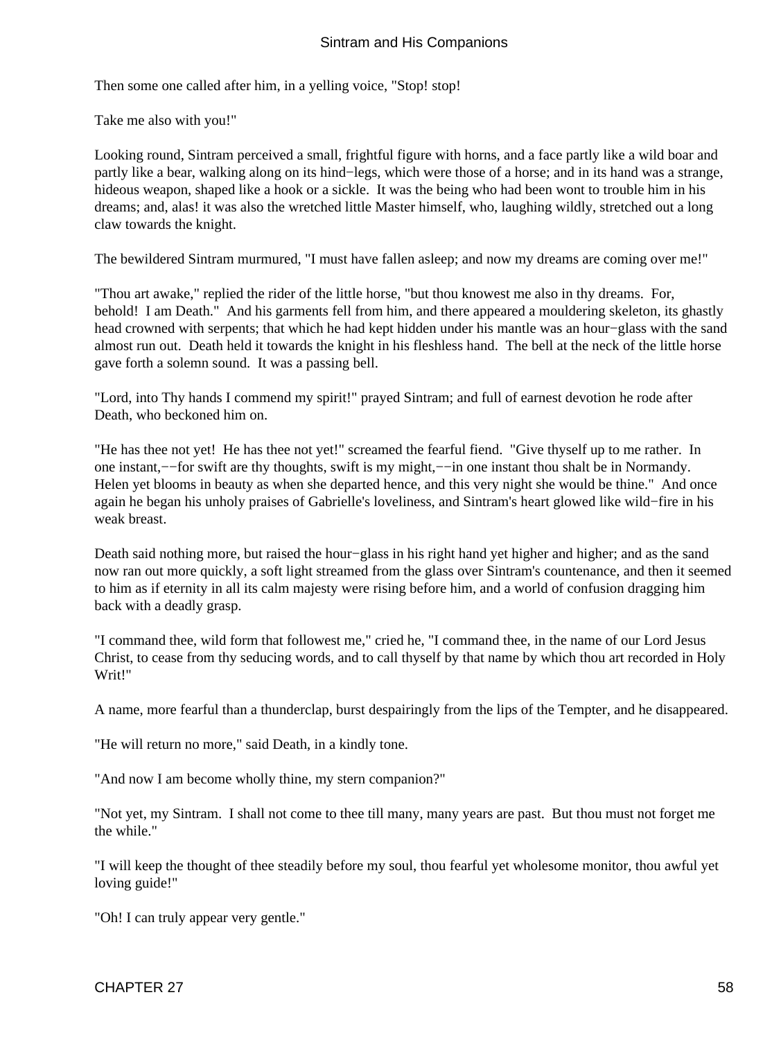Then some one called after him, in a yelling voice, "Stop! stop!

Take me also with you!"

Looking round, Sintram perceived a small, frightful figure with horns, and a face partly like a wild boar and partly like a bear, walking along on its hind−legs, which were those of a horse; and in its hand was a strange, hideous weapon, shaped like a hook or a sickle. It was the being who had been wont to trouble him in his dreams; and, alas! it was also the wretched little Master himself, who, laughing wildly, stretched out a long claw towards the knight.

The bewildered Sintram murmured, "I must have fallen asleep; and now my dreams are coming over me!"

"Thou art awake," replied the rider of the little horse, "but thou knowest me also in thy dreams. For, behold! I am Death." And his garments fell from him, and there appeared a mouldering skeleton, its ghastly head crowned with serpents; that which he had kept hidden under his mantle was an hour−glass with the sand almost run out. Death held it towards the knight in his fleshless hand. The bell at the neck of the little horse gave forth a solemn sound. It was a passing bell.

"Lord, into Thy hands I commend my spirit!" prayed Sintram; and full of earnest devotion he rode after Death, who beckoned him on.

"He has thee not yet! He has thee not yet!" screamed the fearful fiend. "Give thyself up to me rather. In one instant,−−for swift are thy thoughts, swift is my might,−−in one instant thou shalt be in Normandy. Helen yet blooms in beauty as when she departed hence, and this very night she would be thine." And once again he began his unholy praises of Gabrielle's loveliness, and Sintram's heart glowed like wild−fire in his weak breast.

Death said nothing more, but raised the hour−glass in his right hand yet higher and higher; and as the sand now ran out more quickly, a soft light streamed from the glass over Sintram's countenance, and then it seemed to him as if eternity in all its calm majesty were rising before him, and a world of confusion dragging him back with a deadly grasp.

"I command thee, wild form that followest me," cried he, "I command thee, in the name of our Lord Jesus Christ, to cease from thy seducing words, and to call thyself by that name by which thou art recorded in Holy Writ!"

A name, more fearful than a thunderclap, burst despairingly from the lips of the Tempter, and he disappeared.

"He will return no more," said Death, in a kindly tone.

"And now I am become wholly thine, my stern companion?"

"Not yet, my Sintram. I shall not come to thee till many, many years are past. But thou must not forget me the while."

"I will keep the thought of thee steadily before my soul, thou fearful yet wholesome monitor, thou awful yet loving guide!"

"Oh! I can truly appear very gentle."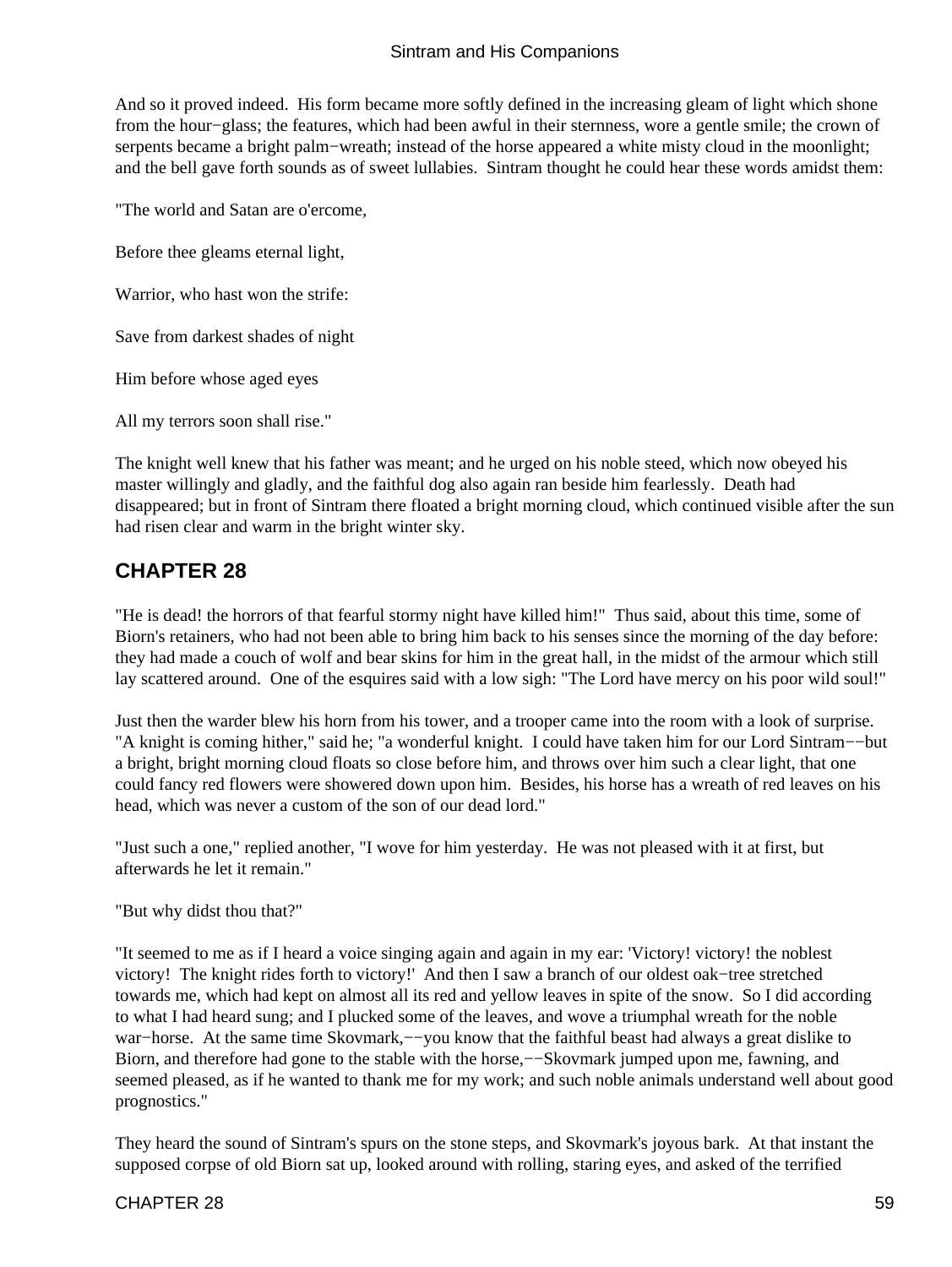And so it proved indeed. His form became more softly defined in the increasing gleam of light which shone from the hour−glass; the features, which had been awful in their sternness, wore a gentle smile; the crown of serpents became a bright palm−wreath; instead of the horse appeared a white misty cloud in the moonlight; and the bell gave forth sounds as of sweet lullabies. Sintram thought he could hear these words amidst them:

"The world and Satan are o'ercome,

Before thee gleams eternal light,

Warrior, who hast won the strife:

Save from darkest shades of night

Him before whose aged eyes

All my terrors soon shall rise."

The knight well knew that his father was meant; and he urged on his noble steed, which now obeyed his master willingly and gladly, and the faithful dog also again ran beside him fearlessly. Death had disappeared; but in front of Sintram there floated a bright morning cloud, which continued visible after the sun had risen clear and warm in the bright winter sky.

## CHAPTER 28

"He is dead! the horrors of that fearful stormy night have killed him!" Thus said, about this time, some of Biorn's retainers, who had not been able to bring him back to his senses since the morning of the day before: they had made a couch of wolf and bear skins for him in the great hall, in the midst of the armour which still lay scattered around. One of the esquires said with a low sigh: "The Lord have mercy on his poor wild soul!"

Just then the warder blew his horn from his tower, and a trooper came into the room with a look of surprise. "A knight is coming hither," said he; "a wonderful knight. I could have taken him for our Lord Sintram−−but a bright, bright morning cloud floats so close before him, and throws over him such a clear light, that one could fancy red flowers were showered down upon him. Besides, his horse has a wreath of red leaves on his head, which was never a custom of the son of our dead lord."

"Just such a one," replied another, "I wove for him yesterday. He was not pleased with it at first, but afterwards he let it remain."

"But why didst thou that?"

"It seemed to me as if I heard a voice singing again and again in my ear: 'Victory! victory! the noblest victory! The knight rides forth to victory!' And then I saw a branch of our oldest oak−tree stretched towards me, which had kept on almost all its red and yellow leaves in spite of the snow. So I did according to what I had heard sung; and I plucked some of the leaves, and wove a triumphal wreath for the noble war−horse. At the same time Skovmark,−−you know that the faithful beast had always a great dislike to Biorn, and therefore had gone to the stable with the horse,−−Skovmark jumped upon me, fawning, and seemed pleased, as if he wanted to thank me for my work; and such noble animals understand well about good prognostics."

They heard the sound of Sintram's spurs on the stone steps, and Skovmark's joyous bark. At that instant the supposed corpse of old Biorn sat up, looked around with rolling, staring eyes, and asked of the terrified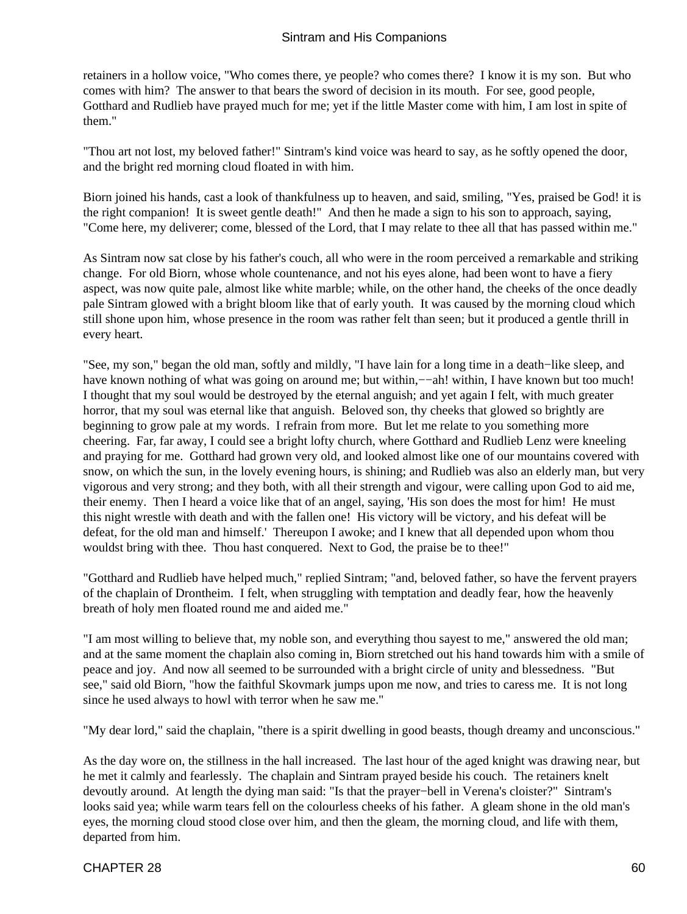retainers in a hollow voice, "Who comes there, ye people? who comes there? I know it is my son. But who comes with him? The answer to that bears the sword of decision in its mouth. For see, good people, Gotthard and Rudlieb have prayed much for me; yet if the little Master come with him, I am lost in spite of them."

"Thou art not lost, my beloved father!" Sintram's kind voice was heard to say, as he softly opened the door, and the bright red morning cloud floated in with him.

Biorn joined his hands, cast a look of thankfulness up to heaven, and said, smiling, "Yes, praised be God! it is the right companion! It is sweet gentle death!" And then he made a sign to his son to approach, saying, "Come here, my deliverer; come, blessed of the Lord, that I may relate to thee all that has passed within me."

As Sintram now sat close by his father's couch, all who were in the room perceived a remarkable and striking change. For old Biorn, whose whole countenance, and not his eyes alone, had been wont to have a fiery aspect, was now quite pale, almost like white marble; while, on the other hand, the cheeks of the once deadly pale Sintram glowed with a bright bloom like that of early youth. It was caused by the morning cloud which still shone upon him, whose presence in the room was rather felt than seen; but it produced a gentle thrill in every heart.

"See, my son," began the old man, softly and mildly, "I have lain for a long time in a death−like sleep, and have known nothing of what was going on around me; but within,−−ah! within, I have known but too much! I thought that my soul would be destroyed by the eternal anguish; and yet again I felt, with much greater horror, that my soul was eternal like that anguish. Beloved son, thy cheeks that glowed so brightly are beginning to grow pale at my words. I refrain from more. But let me relate to you something more cheering. Far, far away, I could see a bright lofty church, where Gotthard and Rudlieb Lenz were kneeling and praying for me. Gotthard had grown very old, and looked almost like one of our mountains covered with snow, on which the sun, in the lovely evening hours, is shining; and Rudlieb was also an elderly man, but very vigorous and very strong; and they both, with all their strength and vigour, were calling upon God to aid me, their enemy. Then I heard a voice like that of an angel, saying, 'His son does the most for him! He must this night wrestle with death and with the fallen one! His victory will be victory, and his defeat will be defeat, for the old man and himself.' Thereupon I awoke; and I knew that all depended upon whom thou wouldst bring with thee. Thou hast conquered. Next to God, the praise be to thee!"

"Gotthard and Rudlieb have helped much," replied Sintram; "and, beloved father, so have the fervent prayers of the chaplain of Drontheim. I felt, when struggling with temptation and deadly fear, how the heavenly breath of holy men floated round me and aided me."

"I am most willing to believe that, my noble son, and everything thou sayest to me," answered the old man; and at the same moment the chaplain also coming in, Biorn stretched out his hand towards him with a smile of peace and joy. And now all seemed to be surrounded with a bright circle of unity and blessedness. "But see," said old Biorn, "how the faithful Skovmark jumps upon me now, and tries to caress me. It is not long since he used always to howl with terror when he saw me."

"My dear lord," said the chaplain, "there is a spirit dwelling in good beasts, though dreamy and unconscious."

As the day wore on, the stillness in the hall increased. The last hour of the aged knight was drawing near, but he met it calmly and fearlessly. The chaplain and Sintram prayed beside his couch. The retainers knelt devoutly around. At length the dying man said: "Is that the prayer−bell in Verena's cloister?" Sintram's looks said yea; while warm tears fell on the colourless cheeks of his father. A gleam shone in the old man's eyes, the morning cloud stood close over him, and then the gleam, the morning cloud, and life with them, departed from him.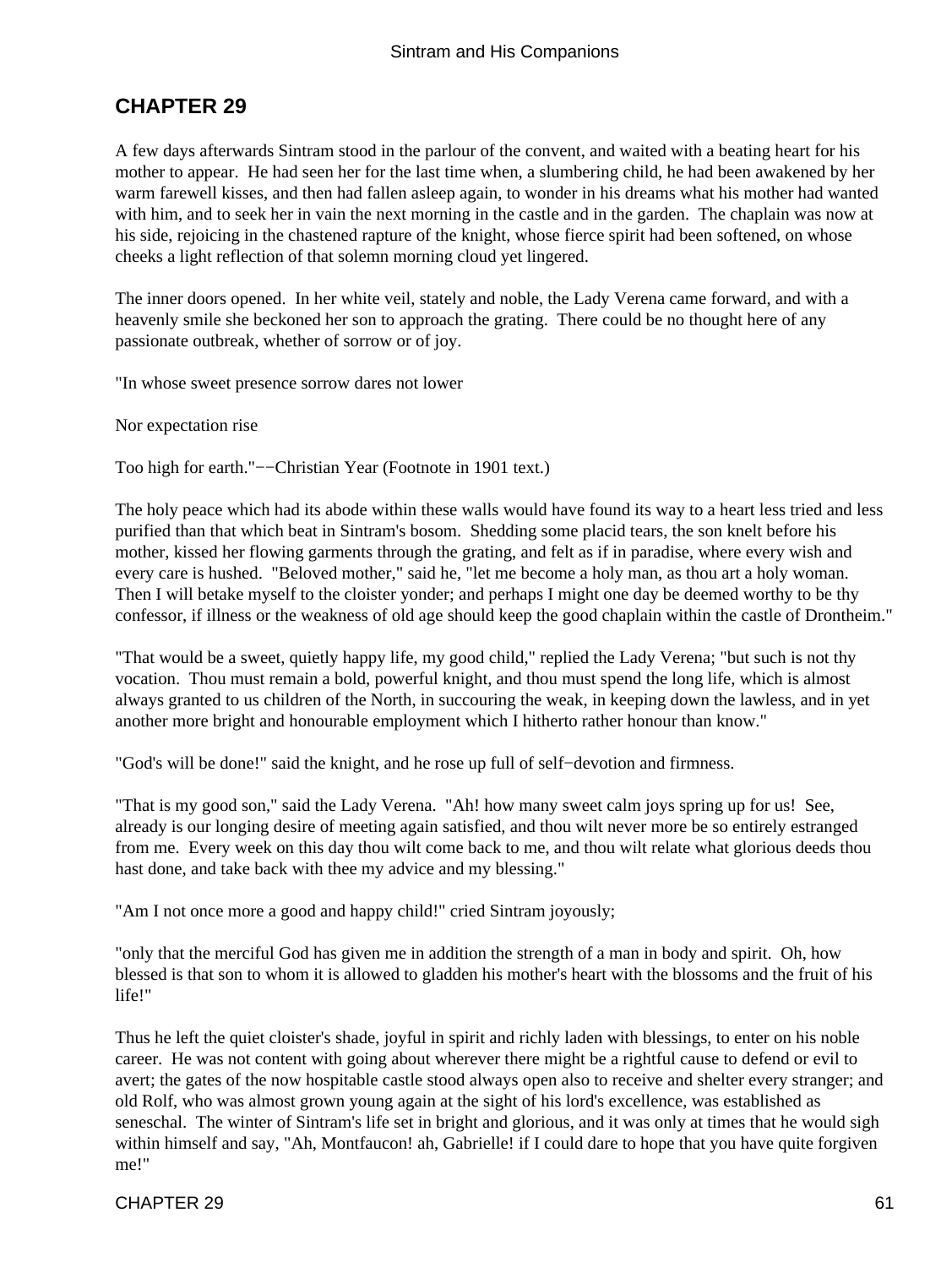## CHAPTER 29

A few days afterwards Sintram stood in the parlour of the convent, and waited with a beating heart for his mother to appear. He had seen her for the last time when, a slumbering child, he had been awakened by her warm farewell kisses, and then had fallen asleep again, to wonder in his dreams what his mother had wanted with him, and to seek her in vain the next morning in the castle and in the garden. The chaplain was now at his side, rejoicing in the chastened rapture of the knight, whose fierce spirit had been softened, on whose cheeks a light reflection of that solemn morning cloud yet lingered.

The inner doors opened. In her white veil, stately and noble, the Lady Verena came forward, and with a heavenly smile she beckoned her son to approach the grating. There could be no thought here of any passionate outbreak, whether of sorrow or of joy.

"In whose sweet presence sorrow dares not lower

Nor expectation rise

Too high for earth."−−Christian Year (Footnote in 1901 text.)

The holy peace which had its abode within these walls would have found its way to a heart less tried and less purified than that which beat in Sintram's bosom. Shedding some placid tears, the son knelt before his mother, kissed her flowing garments through the grating, and felt as if in paradise, where every wish and every care is hushed. "Beloved mother," said he, "let me become a holy man, as thou art a holy woman. Then I will betake myself to the cloister yonder; and perhaps I might one day be deemed worthy to be thy confessor, if illness or the weakness of old age should keep the good chaplain within the castle of Drontheim."

"That would be a sweet, quietly happy life, my good child," replied the Lady Verena; "but such is not thy vocation. Thou must remain a bold, powerful knight, and thou must spend the long life, which is almost always granted to us children of the North, in succouring the weak, in keeping down the lawless, and in yet another more bright and honourable employment which I hitherto rather honour than know."

"God's will be done!" said the knight, and he rose up full of self−devotion and firmness.

"That is my good son," said the Lady Verena. "Ah! how many sweet calm joys spring up for us! See, already is our longing desire of meeting again satisfied, and thou wilt never more be so entirely estranged from me. Every week on this day thou wilt come back to me, and thou wilt relate what glorious deeds thou hast done, and take back with thee my advice and my blessing."

"Am I not once more a good and happy child!" cried Sintram joyously;

"only that the merciful God has given me in addition the strength of a man in body and spirit. Oh, how blessed is that son to whom it is allowed to gladden his mother's heart with the blossoms and the fruit of his life!"

Thus he left the quiet cloister's shade, joyful in spirit and richly laden with blessings, to enter on his noble career. He was not content with going about wherever there might be a rightful cause to defend or evil to avert; the gates of the now hospitable castle stood always open also to receive and shelter every stranger; and old Rolf, who was almost grown young again at the sight of his lord's excellence, was established as seneschal. The winter of Sintram's life set in bright and glorious, and it was only at times that he would sigh within himself and say, "Ah, Montfaucon! ah, Gabrielle! if I could dare to hope that you have quite forgiven me!"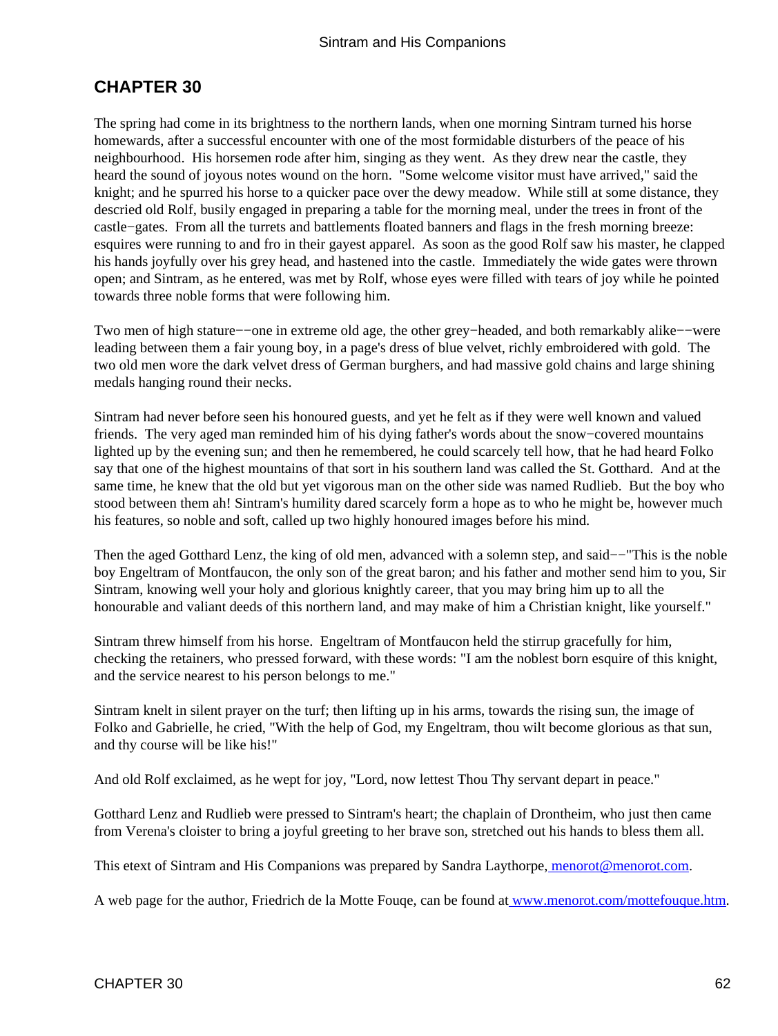## CHAPTER 30

The spring had come in its brightness to the northern lands, when one morning Sintram turned his horse homewards, after a successful encounter with one of the most formidable disturbers of the peace of his neighbourhood. His horsemen rode after him, singing as they went. As they drew near the castle, they heard the sound of joyous notes wound on the horn. "Some welcome visitor must have arrived," said the knight; and he spurred his horse to a quicker pace over the dewy meadow. While still at some distance, they descried old Rolf, busily engaged in preparing a table for the morning meal, under the trees in front of the castle−gates. From all the turrets and battlements floated banners and flags in the fresh morning breeze: esquires were running to and fro in their gayest apparel. As soon as the good Rolf saw his master, he clapped his hands joyfully over his grey head, and hastened into the castle. Immediately the wide gates were thrown open; and Sintram, as he entered, was met by Rolf, whose eyes were filled with tears of joy while he pointed towards three noble forms that were following him.

Two men of high stature−−one in extreme old age, the other grey−headed, and both remarkably alike−−were leading between them a fair young boy, in a page's dress of blue velvet, richly embroidered with gold. The two old men wore the dark velvet dress of German burghers, and had massive gold chains and large shining medals hanging round their necks.

Sintram had never before seen his honoured guests, and yet he felt as if they were well known and valued friends. The very aged man reminded him of his dying father's words about the snow−covered mountains lighted up by the evening sun; and then he remembered, he could scarcely tell how, that he had heard Folko say that one of the highest mountains of that sort in his southern land was called the St. Gotthard. And at the same time, he knew that the old but yet vigorous man on the other side was named Rudlieb. But the boy who stood between them ah! Sintram's humility dared scarcely form a hope as to who he might be, however much his features, so noble and soft, called up two highly honoured images before his mind.

Then the aged Gotthard Lenz, the king of old men, advanced with a solemn step, and said−−"This is the noble boy Engeltram of Montfaucon, the only son of the great baron; and his father and mother send him to you, Sir Sintram, knowing well your holy and glorious knightly career, that you may bring him up to all the honourable and valiant deeds of this northern land, and may make of him a Christian knight, like yourself."

Sintram threw himself from his horse. Engeltram of Montfaucon held the stirrup gracefully for him, checking the retainers, who pressed forward, with these words: "I am the noblest born esquire of this knight, and the service nearest to his person belongs to me."

Sintram knelt in silent prayer on the turf; then lifting up in his arms, towards the rising sun, the image of Folko and Gabrielle, he cried, "With the help of God, my Engeltram, thou wilt become glorious as that sun, and thy course will be like his!"

And old Rolf exclaimed, as he wept for joy, "Lord, now lettest Thou Thy servant depart in peace."

Gotthard Lenz and Rudlieb were pressed to Sintram's heart; the chaplain of Drontheim, who just then came from Verena's cloister to bring a joyful greeting to her brave son, stretched out his hands to bless them all.

This etext of Sintram and His Companions was prepared by Sandra Laythorpe, menorot@menorot.com.

A web page for the author, Friedrich de la Motte Fouqe, can be found at www.menorot.com/mottefouque.htm.